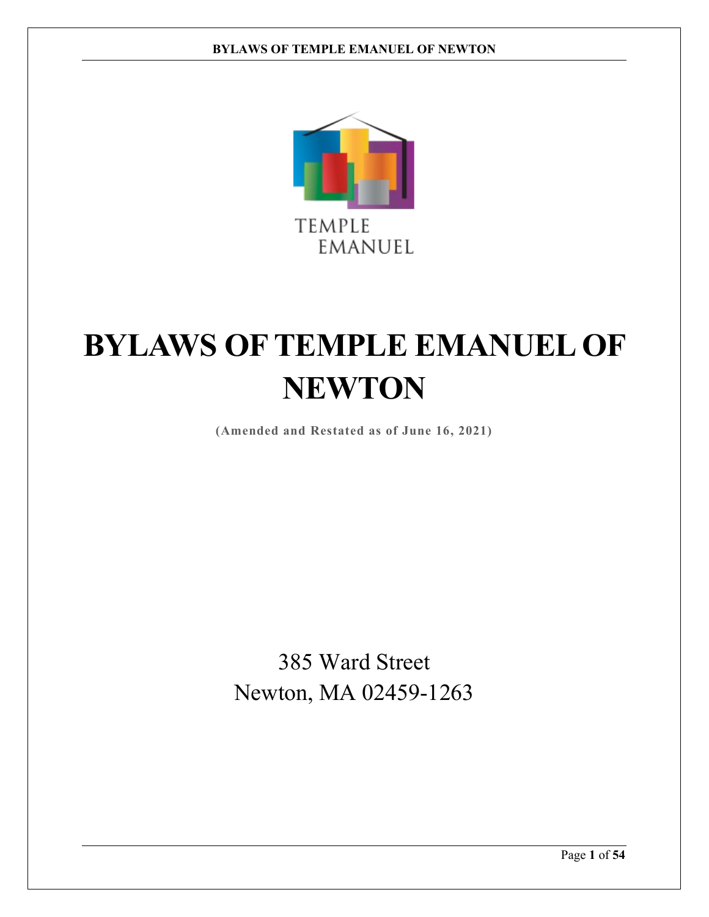# BYLAWS OF TEMPLE EMANUEL OF NEWTON

**(Amended and Restated as of June 16, 2021)**

385 Ward Street
Newton, MA 02459-1263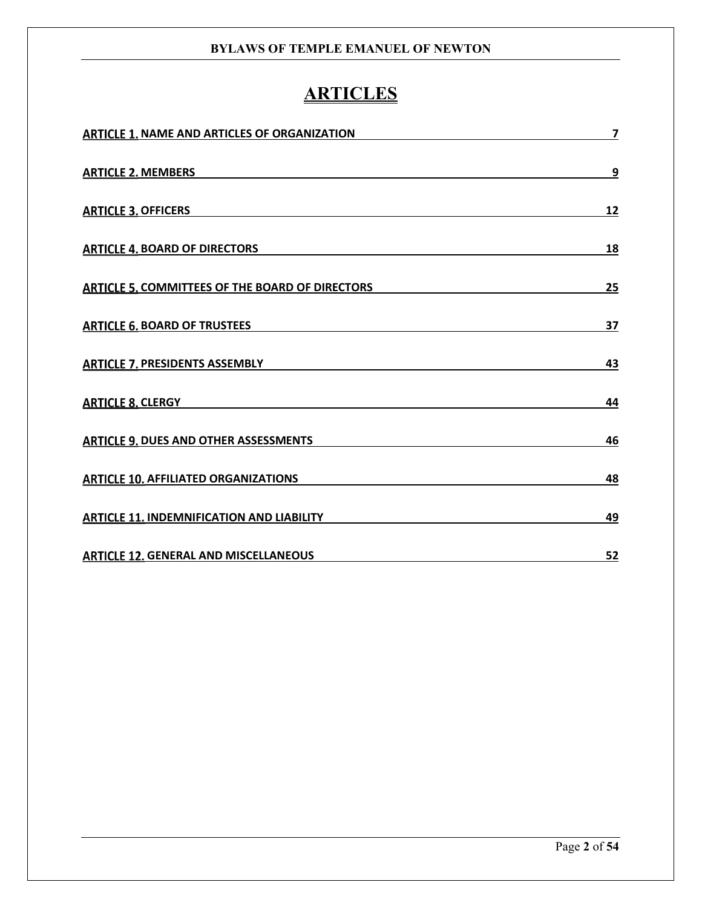# ARTICLES

| | |
|---|---|
| ARTICLE 1. NAME AND ARTICLES OF ORGANIZATION | 7 |
| ARTICLE 2. MEMBERS | 9 |
| ARTICLE 3. OFFICERS | 12 |
| ARTICLE 4. BOARD OF DIRECTORS | 18 |
| ARTICLE 5. COMMITTEES OF THE BOARD OF DIRECTORS | 25 |
| ARTICLE 6. BOARD OF TRUSTEES | 37 |
| ARTICLE 7. PRESIDENTS ASSEMBLY | 43 |
| ARTICLE 8. CLERGY | 44 |
| ARTICLE 9. DUES AND OTHER ASSESSMENTS | 46 |
| ARTICLE 10. AFFILIATED ORGANIZATIONS | 48 |
| ARTICLE 11. INDEMNIFICATION AND LIABILITY | 49 |
| ARTICLE 12. GENERAL AND MISCELLANEOUS | 52 |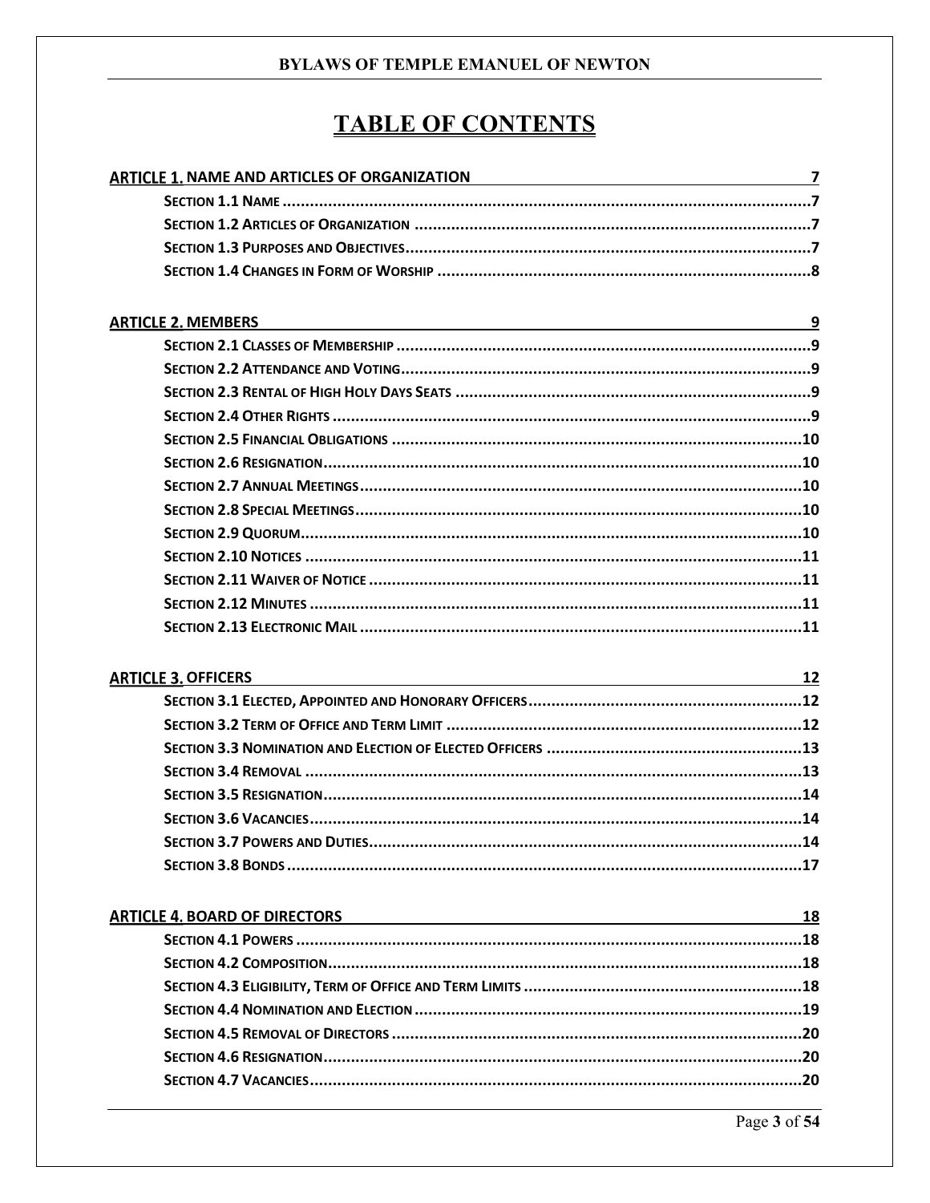# TABLE OF CONTENTS

**ARTICLE 1. NAME AND ARTICLES OF ORGANIZATION** 7

- SECTION 1.1 NAME ...7
- SECTION 1.2 ARTICLES OF ORGANIZATION ...7
- SECTION 1.3 PURPOSES AND OBJECTIVES...7
- SECTION 1.4 CHANGES IN FORM OF WORSHIP ...8

**ARTICLE 2. MEMBERS** 9

- SECTION 2.1 CLASSES OF MEMBERSHIP ...9
- SECTION 2.2 ATTENDANCE AND VOTING...9
- SECTION 2.3 RENTAL OF HIGH HOLY DAYS SEATS ...9
- SECTION 2.4 OTHER RIGHTS ...9
- SECTION 2.5 FINANCIAL OBLIGATIONS ...10
- SECTION 2.6 RESIGNATION...10
- SECTION 2.7 ANNUAL MEETINGS...10
- SECTION 2.8 SPECIAL MEETINGS...10
- SECTION 2.9 QUORUM...10
- SECTION 2.10 NOTICES ...11
- SECTION 2.11 WAIVER OF NOTICE ...11
- SECTION 2.12 MINUTES ...11
- SECTION 2.13 ELECTRONIC MAIL ...11

**ARTICLE 3. OFFICERS** 12

- SECTION 3.1 ELECTED, APPOINTED AND HONORARY OFFICERS...12
- SECTION 3.2 TERM OF OFFICE AND TERM LIMIT ...12
- SECTION 3.3 NOMINATION AND ELECTION OF ELECTED OFFICERS ...13
- SECTION 3.4 REMOVAL ...13
- SECTION 3.5 RESIGNATION...14
- SECTION 3.6 VACANCIES...14
- SECTION 3.7 POWERS AND DUTIES...14
- SECTION 3.8 BONDS ...17

**ARTICLE 4. BOARD OF DIRECTORS** 18

- SECTION 4.1 POWERS ...18
- SECTION 4.2 COMPOSITION...18
- SECTION 4.3 ELIGIBILITY, TERM OF OFFICE AND TERM LIMITS ...18
- SECTION 4.4 NOMINATION AND ELECTION...19
- SECTION 4.5 REMOVAL OF DIRECTORS ...20
- SECTION 4.6 RESIGNATION...20
- SECTION 4.7 VACANCIES...20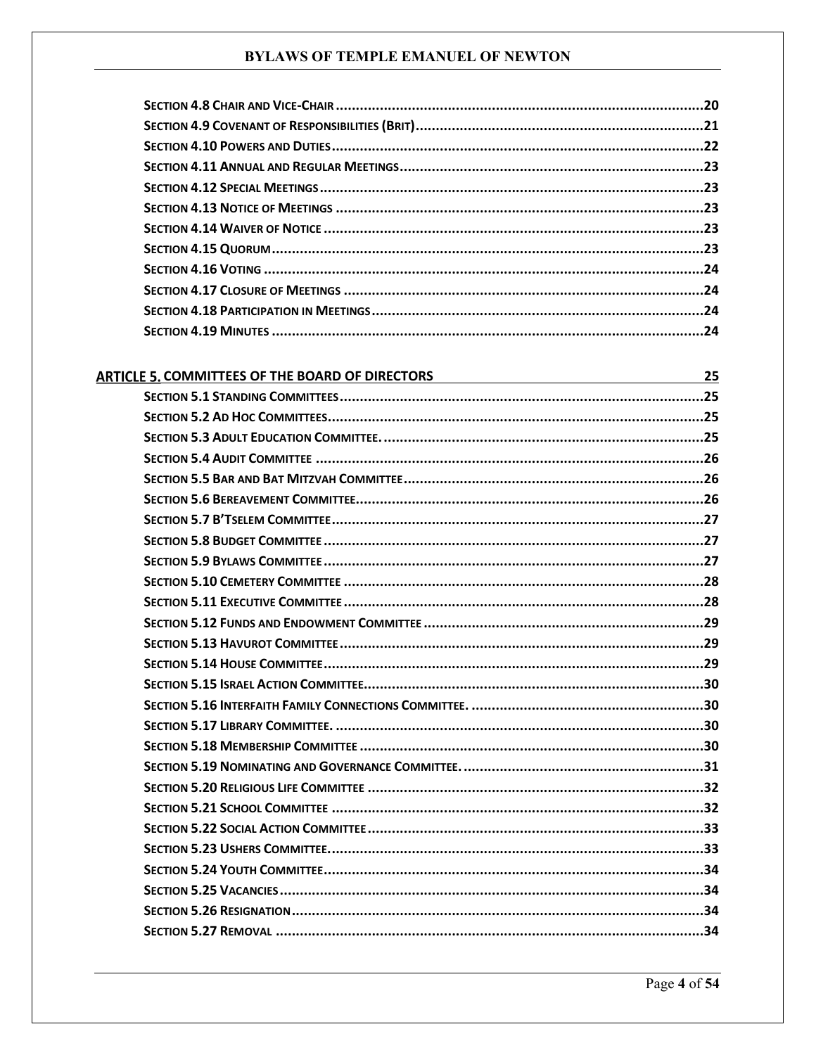**Section 4.8 Chair and Vice-Chair** .......... 20
**Section 4.9 Covenant of Responsibilities (Brit)** .......... 21
**Section 4.10 Powers and Duties** .......... 22
**Section 4.11 Annual and Regular Meetings** .......... 23
**Section 4.12 Special Meetings** .......... 23
**Section 4.13 Notice of Meetings** .......... 23
**Section 4.14 Waiver of Notice** .......... 23
**Section 4.15 Quorum** .......... 23
**Section 4.16 Voting** .......... 24
**Section 4.17 Closure of Meetings** .......... 24
**Section 4.18 Participation in Meetings** .......... 24
**Section 4.19 Minutes** .......... 24

**ARTICLE 5. COMMITTEES OF THE BOARD OF DIRECTORS** 25

**Section 5.1 Standing Committees** .......... 25
**Section 5.2 Ad Hoc Committees** .......... 25
**Section 5.3 Adult Education Committee.** .......... 25
**Section 5.4 Audit Committee** .......... 26
**Section 5.5 Bar and Bat Mitzvah Committee** .......... 26
**Section 5.6 Bereavement Committee** .......... 26
**Section 5.7 B'Tselem Committee** .......... 27
**Section 5.8 Budget Committee** .......... 27
**Section 5.9 Bylaws Committee** .......... 27
**Section 5.10 Cemetery Committee** .......... 28
**Section 5.11 Executive Committee** .......... 28
**Section 5.12 Funds and Endowment Committee** .......... 29
**Section 5.13 Havurot Committee** .......... 29
**Section 5.14 House Committee** .......... 29
**Section 5.15 Israel Action Committee** .......... 30
**Section 5.16 Interfaith Family Connections Committee.** .......... 30
**Section 5.17 Library Committee.** .......... 30
**Section 5.18 Membership Committee** .......... 30
**Section 5.19 Nominating and Governance Committee.** .......... 31
**Section 5.20 Religious Life Committee** .......... 32
**Section 5.21 School Committee** .......... 32
**Section 5.22 Social Action Committee** .......... 33
**Section 5.23 Ushers Committee.** .......... 33
**Section 5.24 Youth Committee** .......... 34
**Section 5.25 Vacancies** .......... 34
**Section 5.26 Resignation** .......... 34
**Section 5.27 Removal** .......... 34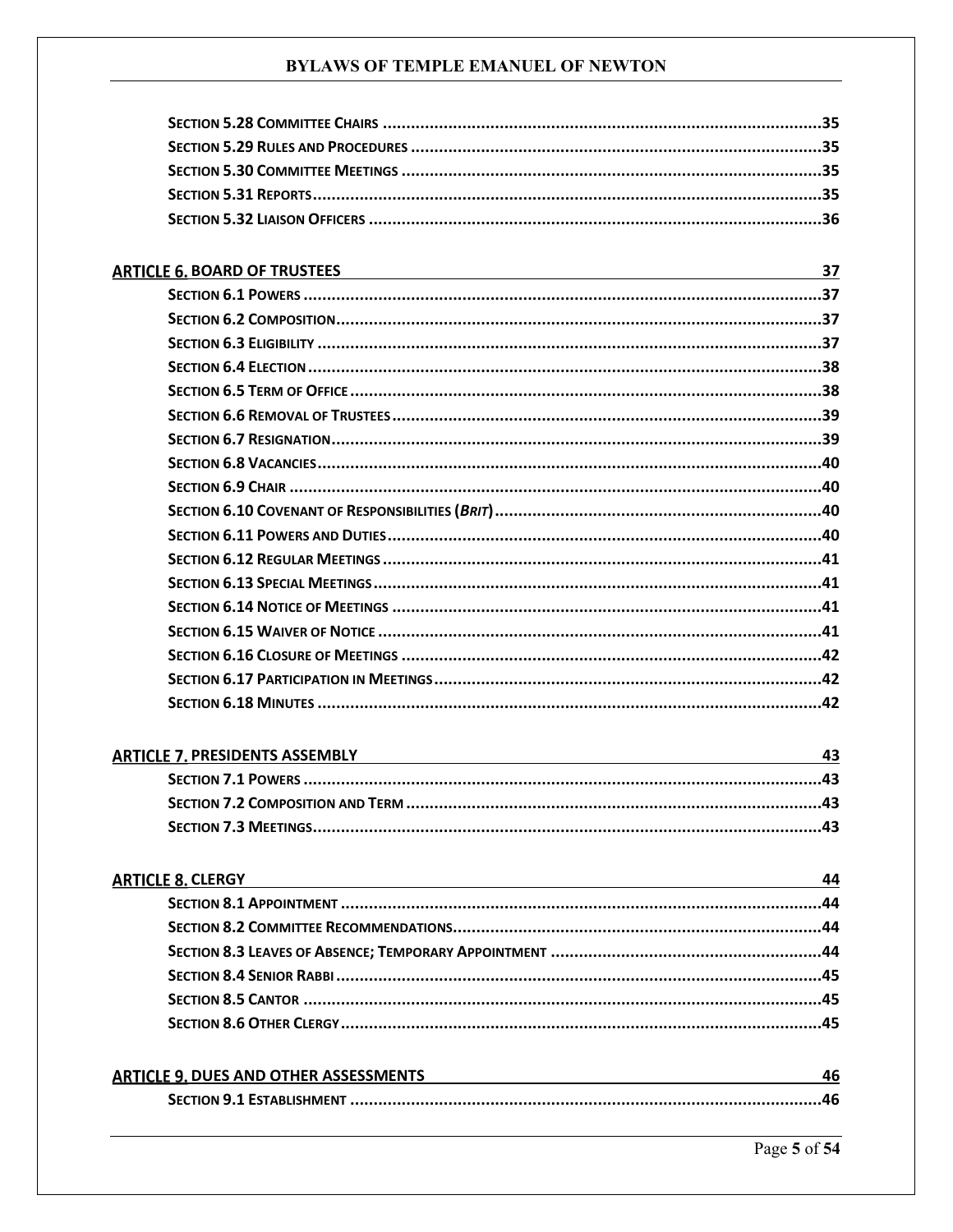**Section 5.28 Committee Chairs** .......... 35
**Section 5.29 Rules and Procedures** .......... 35
**Section 5.30 Committee Meetings** .......... 35
**Section 5.31 Reports** .......... 35
**Section 5.32 Liaison Officers** .......... 36

**ARTICLE 6. BOARD OF TRUSTEES** 37

**Section 6.1 Powers** .......... 37
**Section 6.2 Composition** .......... 37
**Section 6.3 Eligibility** .......... 37
**Section 6.4 Election** .......... 38
**Section 6.5 Term of Office** .......... 38
**Section 6.6 Removal of Trustees** .......... 39
**Section 6.7 Resignation** .......... 39
**Section 6.8 Vacancies** .......... 40
**Section 6.9 Chair** .......... 40
**Section 6.10 Covenant of Responsibilities (*Brit*)** .......... 40
**Section 6.11 Powers and Duties** .......... 40
**Section 6.12 Regular Meetings** .......... 41
**Section 6.13 Special Meetings** .......... 41
**Section 6.14 Notice of Meetings** .......... 41
**Section 6.15 Waiver of Notice** .......... 41
**Section 6.16 Closure of Meetings** .......... 42
**Section 6.17 Participation in Meetings** .......... 42
**Section 6.18 Minutes** .......... 42

**ARTICLE 7. PRESIDENTS ASSEMBLY** 43

**Section 7.1 Powers** .......... 43
**Section 7.2 Composition and Term** .......... 43
**Section 7.3 Meetings** .......... 43

**ARTICLE 8. CLERGY** 44

**Section 8.1 Appointment** .......... 44
**Section 8.2 Committee Recommendations** .......... 44
**Section 8.3 Leaves of Absence; Temporary Appointment** .......... 44
**Section 8.4 Senior Rabbi** .......... 45
**Section 8.5 Cantor** .......... 45
**Section 8.6 Other Clergy** .......... 45

**ARTICLE 9. DUES AND OTHER ASSESSMENTS** 46

**Section 9.1 Establishment** .......... 46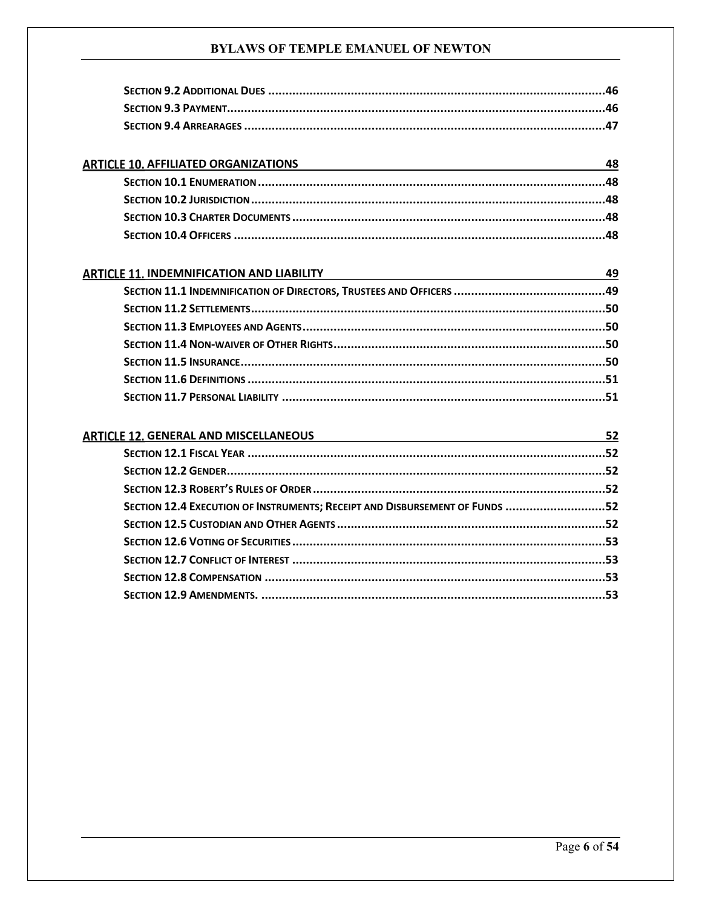**SECTION 9.2 ADDITIONAL DUES** ....................................................................................................46
**SECTION 9.3 PAYMENT**....................................................................................................................46
**SECTION 9.4 ARREARAGES** ...........................................................................................................47

**ARTICLE 10. AFFILIATED ORGANIZATIONS** 48

**SECTION 10.1 ENUMERATION** ........................................................................................................48
**SECTION 10.2 JURISDICTION** ..........................................................................................................48
**SECTION 10.3 CHARTER DOCUMENTS** ..........................................................................................48
**SECTION 10.4 OFFICERS** ................................................................................................................48

**ARTICLE 11. INDEMNIFICATION AND LIABILITY** 49

**SECTION 11.1 INDEMNIFICATION OF DIRECTORS, TRUSTEES AND OFFICERS** ...........................................49
**SECTION 11.2 SETTLEMENTS**..........................................................................................................50
**SECTION 11.3 EMPLOYEES AND AGENTS**........................................................................................50
**SECTION 11.4 NON-WAIVER OF OTHER RIGHTS**...............................................................................50
**SECTION 11.5 INSURANCE**.............................................................................................................50
**SECTION 11.6 DEFINITIONS** ...........................................................................................................51
**SECTION 11.7 PERSONAL LIABILITY** ...............................................................................................51

**ARTICLE 12. GENERAL AND MISCELLANEOUS** 52

**SECTION 12.1 FISCAL YEAR** ...........................................................................................................52
**SECTION 12.2 GENDER**..................................................................................................................52
**SECTION 12.3 ROBERT'S RULES OF ORDER** .....................................................................................52
**SECTION 12.4 EXECUTION OF INSTRUMENTS; RECEIPT AND DISBURSEMENT OF FUNDS** .............................52
**SECTION 12.5 CUSTODIAN AND OTHER AGENTS** ..............................................................................52
**SECTION 12.6 VOTING OF SECURITIES** ............................................................................................53
**SECTION 12.7 CONFLICT OF INTEREST** ............................................................................................53
**SECTION 12.8 COMPENSATION** ......................................................................................................53
**SECTION 12.9 AMENDMENTS.** ........................................................................................................53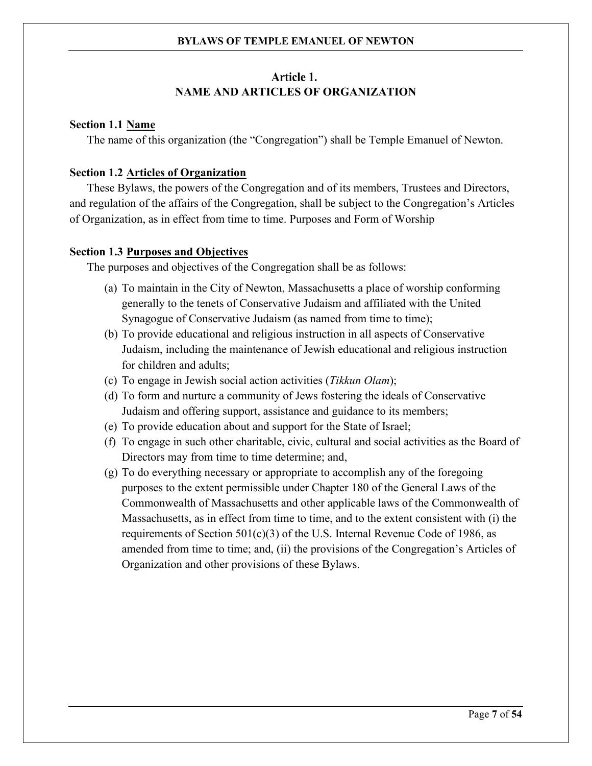## Article 1.
## NAME AND ARTICLES OF ORGANIZATION

**Section 1.1 <u>Name</u>**

The name of this organization (the "Congregation") shall be Temple Emanuel of Newton.

**Section 1.2 <u>Articles of Organization</u>**

These Bylaws, the powers of the Congregation and of its members, Trustees and Directors, and regulation of the affairs of the Congregation, shall be subject to the Congregation's Articles of Organization, as in effect from time to time. Purposes and Form of Worship

**Section 1.3 <u>Purposes and Objectives</u>**

The purposes and objectives of the Congregation shall be as follows:

(a) To maintain in the City of Newton, Massachusetts a place of worship conforming generally to the tenets of Conservative Judaism and affiliated with the United Synagogue of Conservative Judaism (as named from time to time);

(b) To provide educational and religious instruction in all aspects of Conservative Judaism, including the maintenance of Jewish educational and religious instruction for children and adults;

(c) To engage in Jewish social action activities (*Tikkun Olam*);

(d) To form and nurture a community of Jews fostering the ideals of Conservative Judaism and offering support, assistance and guidance to its members;

(e) To provide education about and support for the State of Israel;

(f) To engage in such other charitable, civic, cultural and social activities as the Board of Directors may from time to time determine; and,

(g) To do everything necessary or appropriate to accomplish any of the foregoing purposes to the extent permissible under Chapter 180 of the General Laws of the Commonwealth of Massachusetts and other applicable laws of the Commonwealth of Massachusetts, as in effect from time to time, and to the extent consistent with (i) the requirements of Section 501(c)(3) of the U.S. Internal Revenue Code of 1986, as amended from time to time; and, (ii) the provisions of the Congregation's Articles of Organization and other provisions of these Bylaws.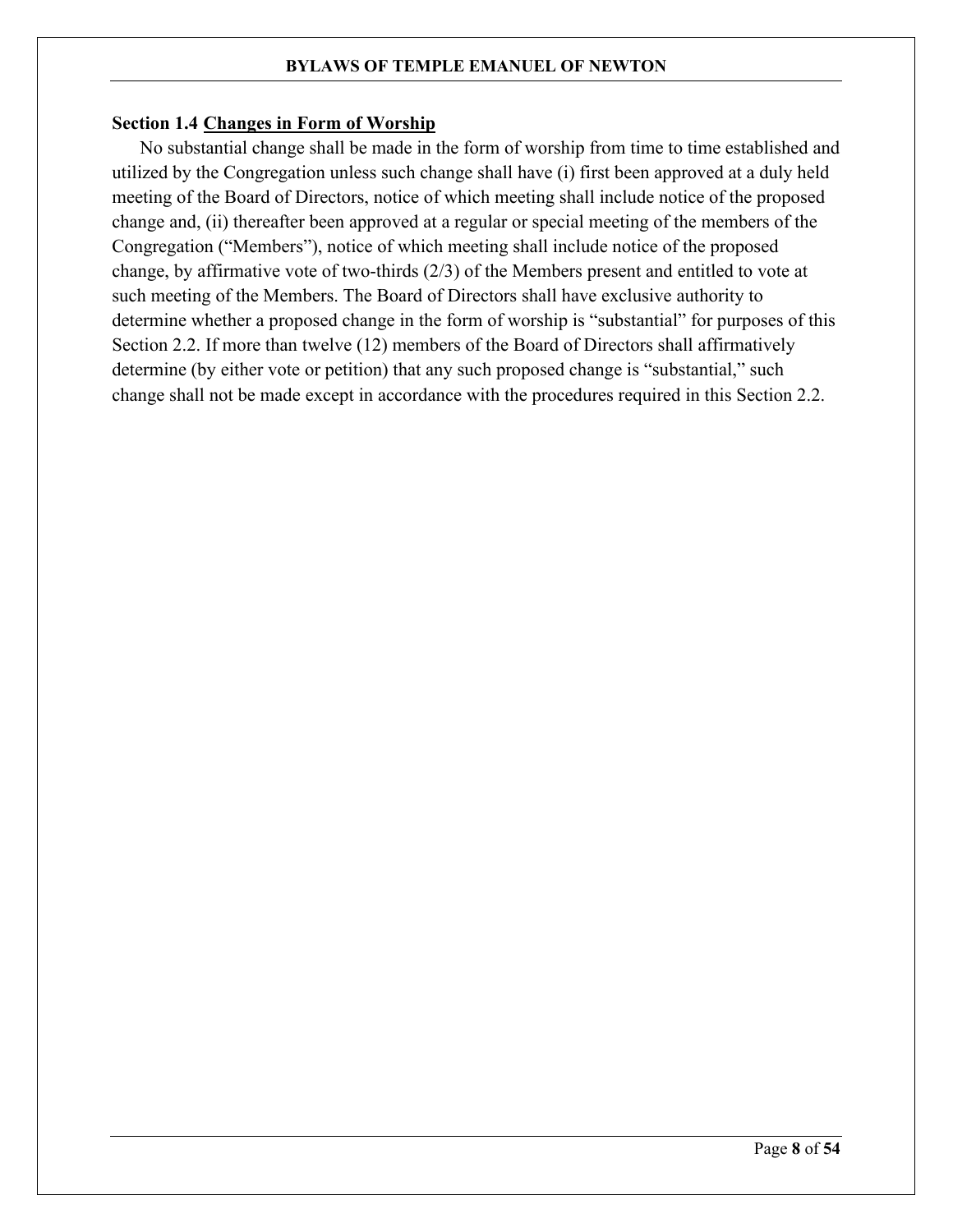### Section 1.4 <u>Changes in Form of Worship</u>

No substantial change shall be made in the form of worship from time to time established and utilized by the Congregation unless such change shall have (i) first been approved at a duly held meeting of the Board of Directors, notice of which meeting shall include notice of the proposed change and, (ii) thereafter been approved at a regular or special meeting of the members of the Congregation ("Members"), notice of which meeting shall include notice of the proposed change, by affirmative vote of two-thirds (2/3) of the Members present and entitled to vote at such meeting of the Members. The Board of Directors shall have exclusive authority to determine whether a proposed change in the form of worship is "substantial" for purposes of this Section 2.2. If more than twelve (12) members of the Board of Directors shall affirmatively determine (by either vote or petition) that any such proposed change is "substantial," such change shall not be made except in accordance with the procedures required in this Section 2.2.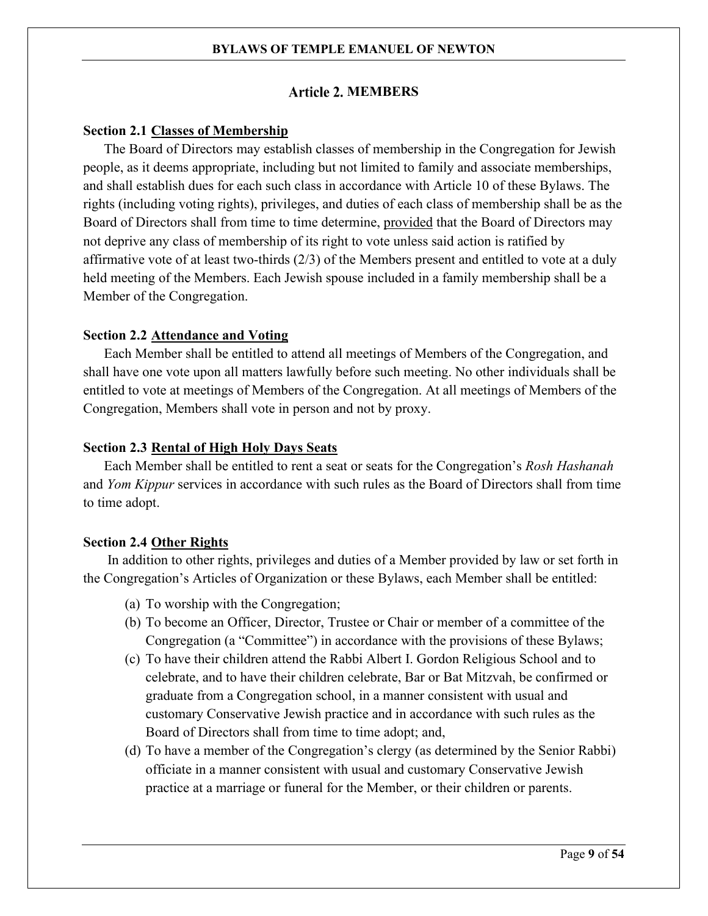## Article 2. MEMBERS

**Section 2.1 <u>Classes of Membership</u>**

The Board of Directors may establish classes of membership in the Congregation for Jewish people, as it deems appropriate, including but not limited to family and associate memberships, and shall establish dues for each such class in accordance with Article 10 of these Bylaws. The rights (including voting rights), privileges, and duties of each class of membership shall be as the Board of Directors shall from time to time determine, <u>provided</u> that the Board of Directors may not deprive any class of membership of its right to vote unless said action is ratified by affirmative vote of at least two-thirds (2/3) of the Members present and entitled to vote at a duly held meeting of the Members. Each Jewish spouse included in a family membership shall be a Member of the Congregation.

**Section 2.2 <u>Attendance and Voting</u>**

Each Member shall be entitled to attend all meetings of Members of the Congregation, and shall have one vote upon all matters lawfully before such meeting. No other individuals shall be entitled to vote at meetings of Members of the Congregation. At all meetings of Members of the Congregation, Members shall vote in person and not by proxy.

**Section 2.3 <u>Rental of High Holy Days Seats</u>**

Each Member shall be entitled to rent a seat or seats for the Congregation's *Rosh Hashanah* and *Yom Kippur* services in accordance with such rules as the Board of Directors shall from time to time adopt.

**Section 2.4 <u>Other Rights</u>**

In addition to other rights, privileges and duties of a Member provided by law or set forth in the Congregation's Articles of Organization or these Bylaws, each Member shall be entitled:

(a) To worship with the Congregation;

(b) To become an Officer, Director, Trustee or Chair or member of a committee of the Congregation (a "Committee") in accordance with the provisions of these Bylaws;

(c) To have their children attend the Rabbi Albert I. Gordon Religious School and to celebrate, and to have their children celebrate, Bar or Bat Mitzvah, be confirmed or graduate from a Congregation school, in a manner consistent with usual and customary Conservative Jewish practice and in accordance with such rules as the Board of Directors shall from time to time adopt; and,

(d) To have a member of the Congregation's clergy (as determined by the Senior Rabbi) officiate in a manner consistent with usual and customary Conservative Jewish practice at a marriage or funeral for the Member, or their children or parents.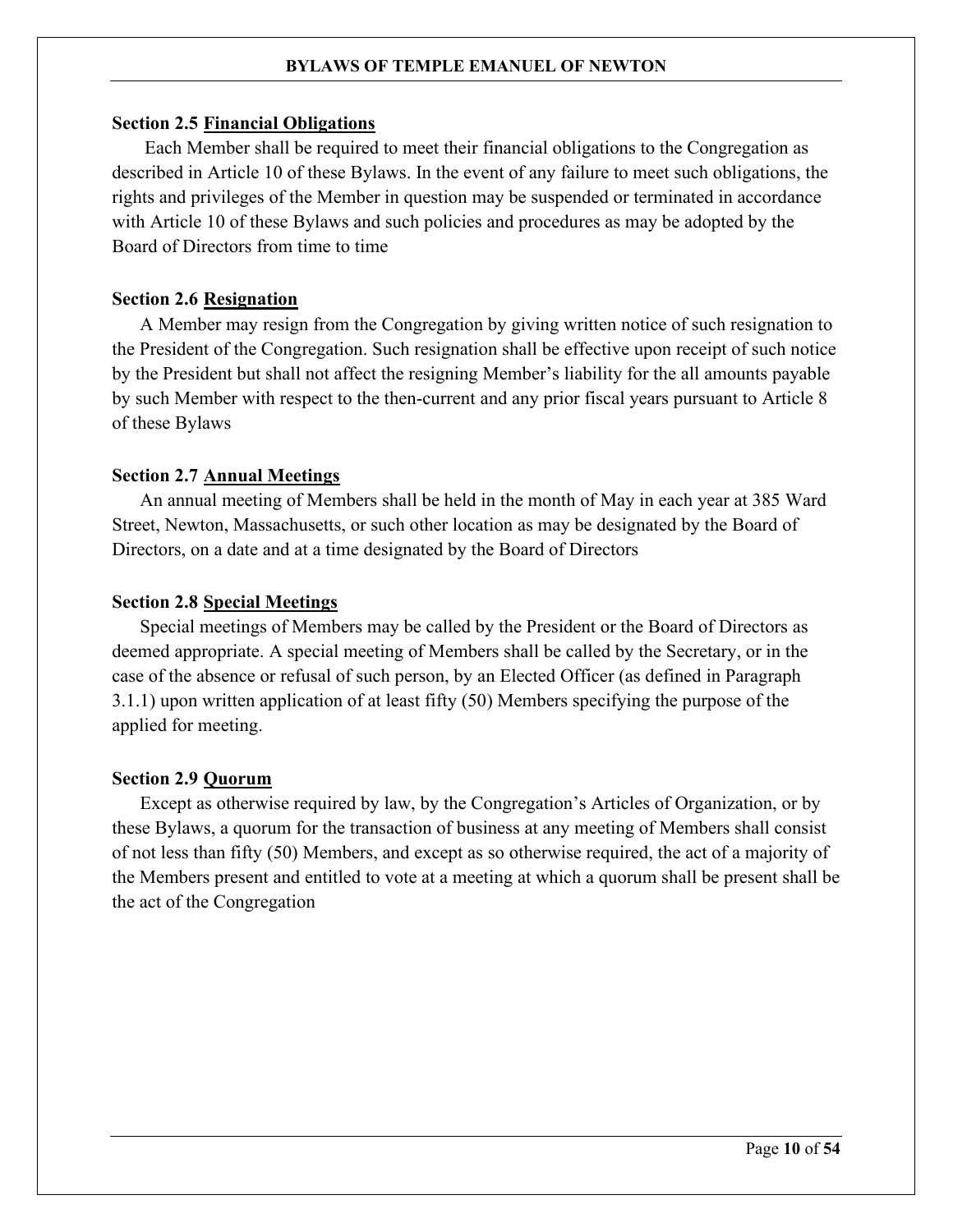**Section 2.5 Financial Obligations**

Each Member shall be required to meet their financial obligations to the Congregation as described in Article 10 of these Bylaws. In the event of any failure to meet such obligations, the rights and privileges of the Member in question may be suspended or terminated in accordance with Article 10 of these Bylaws and such policies and procedures as may be adopted by the Board of Directors from time to time

**Section 2.6 Resignation**

A Member may resign from the Congregation by giving written notice of such resignation to the President of the Congregation. Such resignation shall be effective upon receipt of such notice by the President but shall not affect the resigning Member's liability for the all amounts payable by such Member with respect to the then-current and any prior fiscal years pursuant to Article 8 of these Bylaws

**Section 2.7 Annual Meetings**

An annual meeting of Members shall be held in the month of May in each year at 385 Ward Street, Newton, Massachusetts, or such other location as may be designated by the Board of Directors, on a date and at a time designated by the Board of Directors

**Section 2.8 Special Meetings**

Special meetings of Members may be called by the President or the Board of Directors as deemed appropriate. A special meeting of Members shall be called by the Secretary, or in the case of the absence or refusal of such person, by an Elected Officer (as defined in Paragraph 3.1.1) upon written application of at least fifty (50) Members specifying the purpose of the applied for meeting.

**Section 2.9 Quorum**

Except as otherwise required by law, by the Congregation's Articles of Organization, or by these Bylaws, a quorum for the transaction of business at any meeting of Members shall consist of not less than fifty (50) Members, and except as so otherwise required, the act of a majority of the Members present and entitled to vote at a meeting at which a quorum shall be present shall be the act of the Congregation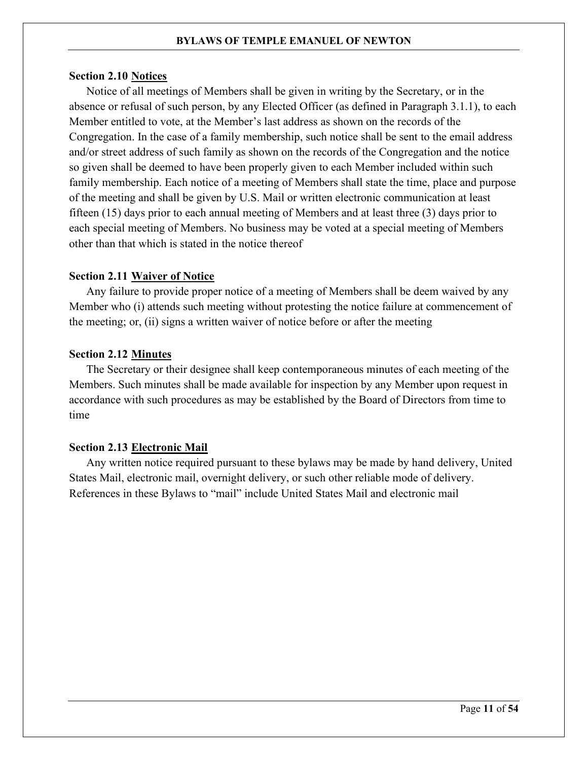### Section 2.10 Notices

Notice of all meetings of Members shall be given in writing by the Secretary, or in the absence or refusal of such person, by any Elected Officer (as defined in Paragraph 3.1.1), to each Member entitled to vote, at the Member's last address as shown on the records of the Congregation. In the case of a family membership, such notice shall be sent to the email address and/or street address of such family as shown on the records of the Congregation and the notice so given shall be deemed to have been properly given to each Member included within such family membership. Each notice of a meeting of Members shall state the time, place and purpose of the meeting and shall be given by U.S. Mail or written electronic communication at least fifteen (15) days prior to each annual meeting of Members and at least three (3) days prior to each special meeting of Members. No business may be voted at a special meeting of Members other than that which is stated in the notice thereof

### Section 2.11 Waiver of Notice

Any failure to provide proper notice of a meeting of Members shall be deem waived by any Member who (i) attends such meeting without protesting the notice failure at commencement of the meeting; or, (ii) signs a written waiver of notice before or after the meeting

### Section 2.12 Minutes

The Secretary or their designee shall keep contemporaneous minutes of each meeting of the Members. Such minutes shall be made available for inspection by any Member upon request in accordance with such procedures as may be established by the Board of Directors from time to time

### Section 2.13 Electronic Mail

Any written notice required pursuant to these bylaws may be made by hand delivery, United States Mail, electronic mail, overnight delivery, or such other reliable mode of delivery. References in these Bylaws to "mail" include United States Mail and electronic mail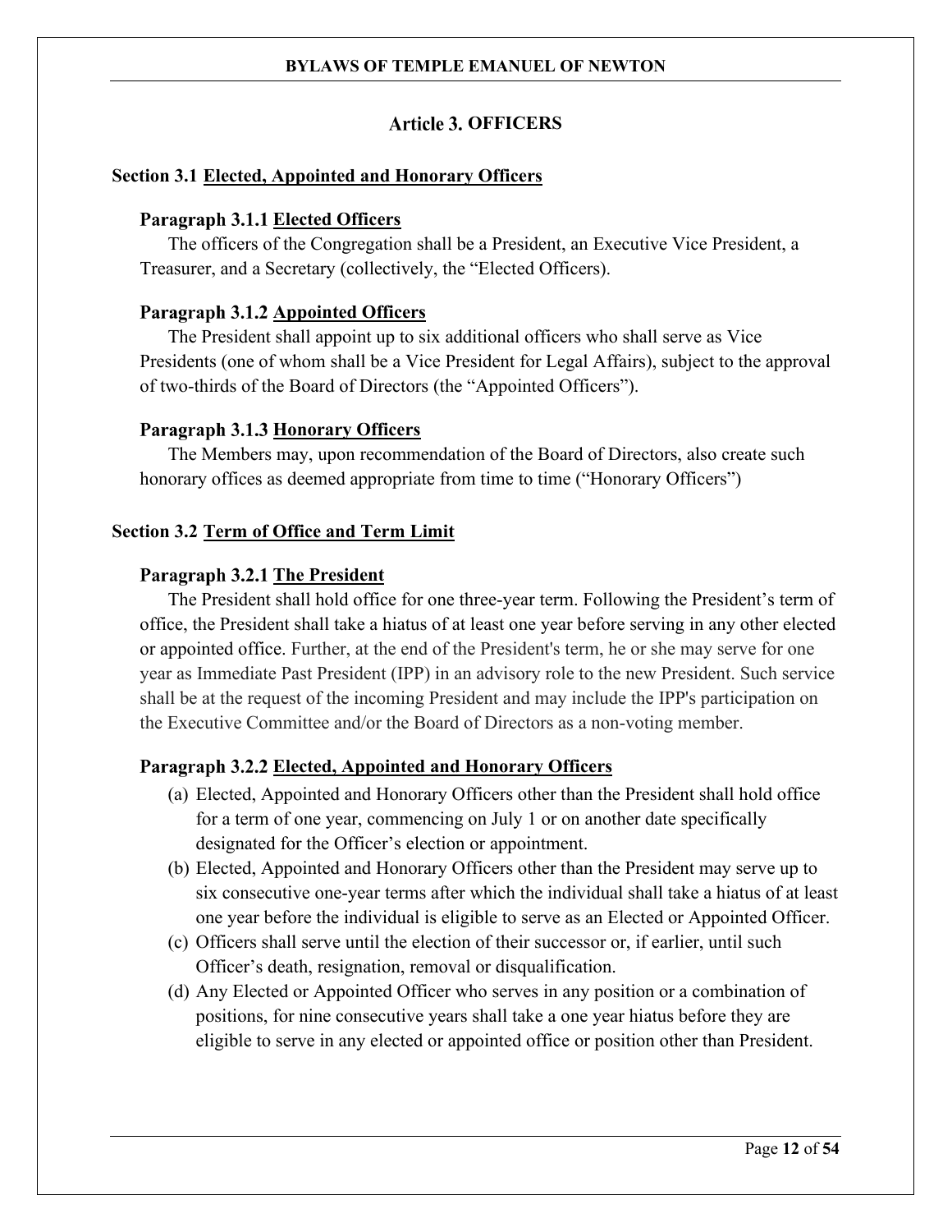# Article 3. OFFICERS

## Section 3.1 Elected, Appointed and Honorary Officers

### Paragraph 3.1.1 Elected Officers

The officers of the Congregation shall be a President, an Executive Vice President, a Treasurer, and a Secretary (collectively, the "Elected Officers).

### Paragraph 3.1.2 Appointed Officers

The President shall appoint up to six additional officers who shall serve as Vice Presidents (one of whom shall be a Vice President for Legal Affairs), subject to the approval of two-thirds of the Board of Directors (the "Appointed Officers").

### Paragraph 3.1.3 Honorary Officers

The Members may, upon recommendation of the Board of Directors, also create such honorary offices as deemed appropriate from time to time ("Honorary Officers")

## Section 3.2 Term of Office and Term Limit

### Paragraph 3.2.1 The President

The President shall hold office for one three-year term. Following the President's term of office, the President shall take a hiatus of at least one year before serving in any other elected or appointed office. Further, at the end of the President's term, he or she may serve for one year as Immediate Past President (IPP) in an advisory role to the new President. Such service shall be at the request of the incoming President and may include the IPP's participation on the Executive Committee and/or the Board of Directors as a non-voting member.

### Paragraph 3.2.2 Elected, Appointed and Honorary Officers

(a) Elected, Appointed and Honorary Officers other than the President shall hold office for a term of one year, commencing on July 1 or on another date specifically designated for the Officer's election or appointment.

(b) Elected, Appointed and Honorary Officers other than the President may serve up to six consecutive one-year terms after which the individual shall take a hiatus of at least one year before the individual is eligible to serve as an Elected or Appointed Officer.

(c) Officers shall serve until the election of their successor or, if earlier, until such Officer's death, resignation, removal or disqualification.

(d) Any Elected or Appointed Officer who serves in any position or a combination of positions, for nine consecutive years shall take a one year hiatus before they are eligible to serve in any elected or appointed office or position other than President.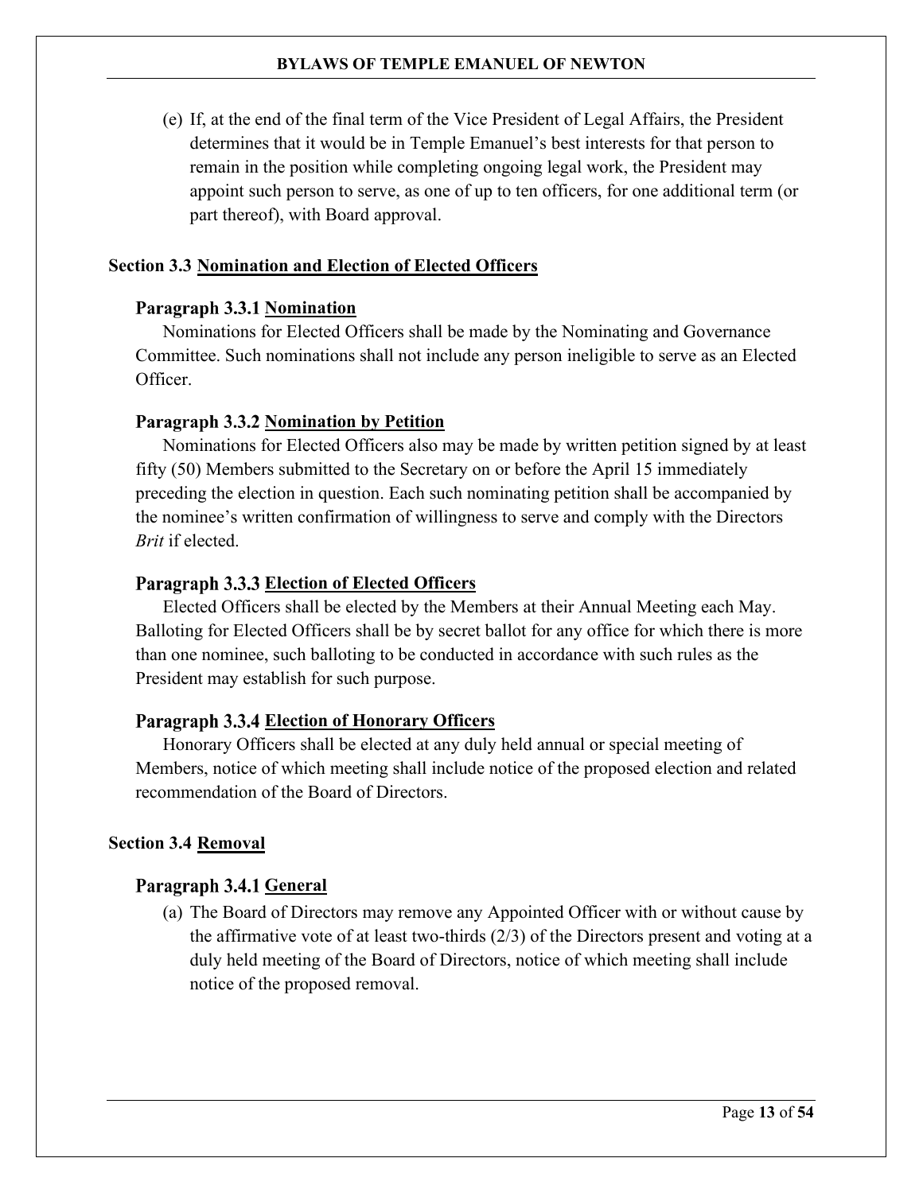(e) If, at the end of the final term of the Vice President of Legal Affairs, the President determines that it would be in Temple Emanuel's best interests for that person to remain in the position while completing ongoing legal work, the President may appoint such person to serve, as one of up to ten officers, for one additional term (or part thereof), with Board approval.

## Section 3.3 Nomination and Election of Elected Officers

### Paragraph 3.3.1 Nomination

Nominations for Elected Officers shall be made by the Nominating and Governance Committee. Such nominations shall not include any person ineligible to serve as an Elected Officer.

### Paragraph 3.3.2 Nomination by Petition

Nominations for Elected Officers also may be made by written petition signed by at least fifty (50) Members submitted to the Secretary on or before the April 15 immediately preceding the election in question. Each such nominating petition shall be accompanied by the nominee's written confirmation of willingness to serve and comply with the Directors *Brit* if elected.

### Paragraph 3.3.3 Election of Elected Officers

Elected Officers shall be elected by the Members at their Annual Meeting each May. Balloting for Elected Officers shall be by secret ballot for any office for which there is more than one nominee, such balloting to be conducted in accordance with such rules as the President may establish for such purpose.

### Paragraph 3.3.4 Election of Honorary Officers

Honorary Officers shall be elected at any duly held annual or special meeting of Members, notice of which meeting shall include notice of the proposed election and related recommendation of the Board of Directors.

## Section 3.4 Removal

### Paragraph 3.4.1 General

(a) The Board of Directors may remove any Appointed Officer with or without cause by the affirmative vote of at least two-thirds (2/3) of the Directors present and voting at a duly held meeting of the Board of Directors, notice of which meeting shall include notice of the proposed removal.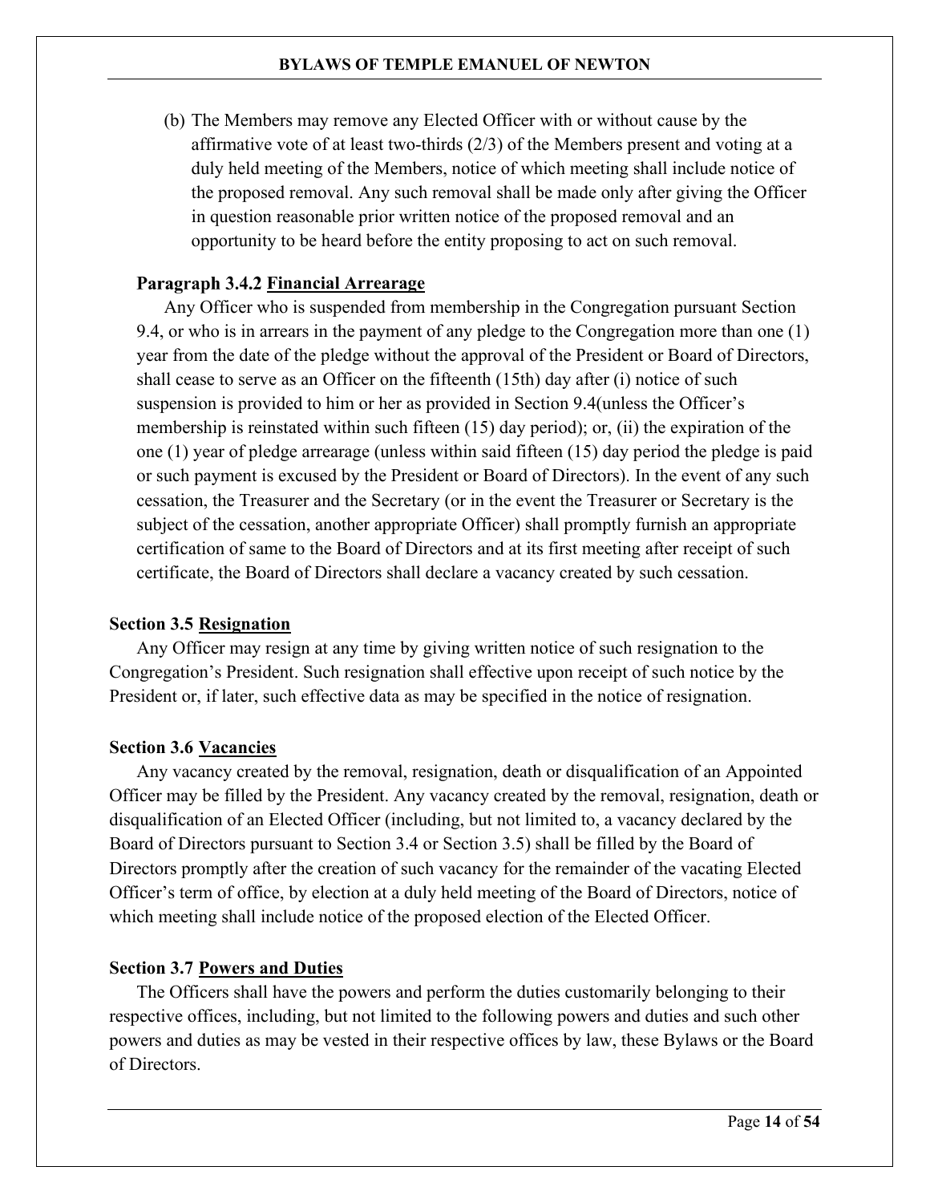(b) The Members may remove any Elected Officer with or without cause by the affirmative vote of at least two-thirds (2/3) of the Members present and voting at a duly held meeting of the Members, notice of which meeting shall include notice of the proposed removal. Any such removal shall be made only after giving the Officer in question reasonable prior written notice of the proposed removal and an opportunity to be heard before the entity proposing to act on such removal.

**Paragraph 3.4.2 Financial Arrearage**

Any Officer who is suspended from membership in the Congregation pursuant Section 9.4, or who is in arrears in the payment of any pledge to the Congregation more than one (1) year from the date of the pledge without the approval of the President or Board of Directors, shall cease to serve as an Officer on the fifteenth (15th) day after (i) notice of such suspension is provided to him or her as provided in Section 9.4(unless the Officer's membership is reinstated within such fifteen (15) day period); or, (ii) the expiration of the one (1) year of pledge arrearage (unless within said fifteen (15) day period the pledge is paid or such payment is excused by the President or Board of Directors). In the event of any such cessation, the Treasurer and the Secretary (or in the event the Treasurer or Secretary is the subject of the cessation, another appropriate Officer) shall promptly furnish an appropriate certification of same to the Board of Directors and at its first meeting after receipt of such certificate, the Board of Directors shall declare a vacancy created by such cessation.

**Section 3.5 Resignation**

Any Officer may resign at any time by giving written notice of such resignation to the Congregation's President. Such resignation shall effective upon receipt of such notice by the President or, if later, such effective data as may be specified in the notice of resignation.

**Section 3.6 Vacancies**

Any vacancy created by the removal, resignation, death or disqualification of an Appointed Officer may be filled by the President. Any vacancy created by the removal, resignation, death or disqualification of an Elected Officer (including, but not limited to, a vacancy declared by the Board of Directors pursuant to Section 3.4 or Section 3.5) shall be filled by the Board of Directors promptly after the creation of such vacancy for the remainder of the vacating Elected Officer's term of office, by election at a duly held meeting of the Board of Directors, notice of which meeting shall include notice of the proposed election of the Elected Officer.

**Section 3.7 Powers and Duties**

The Officers shall have the powers and perform the duties customarily belonging to their respective offices, including, but not limited to the following powers and duties and such other powers and duties as may be vested in their respective offices by law, these Bylaws or the Board of Directors.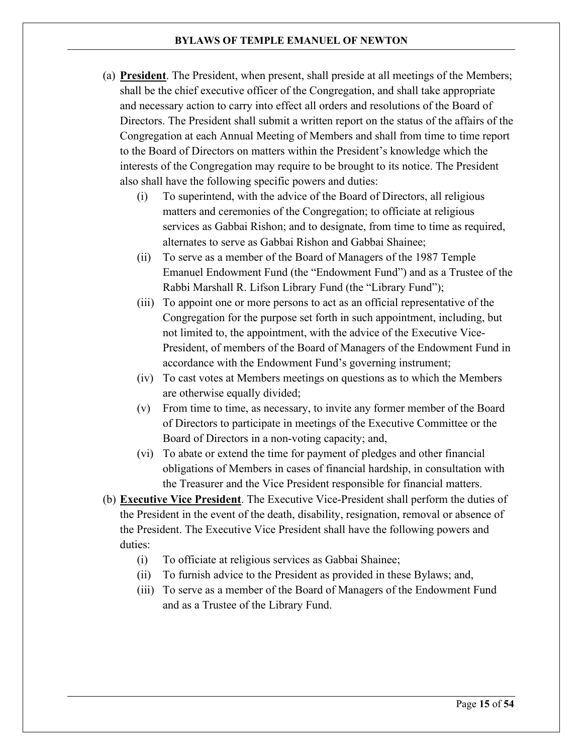(a) **<u>President</u>**. The President, when present, shall preside at all meetings of the Members; shall be the chief executive officer of the Congregation, and shall take appropriate and necessary action to carry into effect all orders and resolutions of the Board of Directors. The President shall submit a written report on the status of the affairs of the Congregation at each Annual Meeting of Members and shall from time to time report to the Board of Directors on matters within the President's knowledge which the interests of the Congregation may require to be brought to its notice. The President also shall have the following specific powers and duties:

   (i) To superintend, with the advice of the Board of Directors, all religious matters and ceremonies of the Congregation; to officiate at religious services as Gabbai Rishon; and to designate, from time to time as required, alternates to serve as Gabbai Rishon and Gabbai Shainee;

   (ii) To serve as a member of the Board of Managers of the 1987 Temple Emanuel Endowment Fund (the "Endowment Fund") and as a Trustee of the Rabbi Marshall R. Lifson Library Fund (the "Library Fund");

   (iii) To appoint one or more persons to act as an official representative of the Congregation for the purpose set forth in such appointment, including, but not limited to, the appointment, with the advice of the Executive Vice-President, of members of the Board of Managers of the Endowment Fund in accordance with the Endowment Fund's governing instrument;

   (iv) To cast votes at Members meetings on questions as to which the Members are otherwise equally divided;

   (v) From time to time, as necessary, to invite any former member of the Board of Directors to participate in meetings of the Executive Committee or the Board of Directors in a non-voting capacity; and,

   (vi) To abate or extend the time for payment of pledges and other financial obligations of Members in cases of financial hardship, in consultation with the Treasurer and the Vice President responsible for financial matters.

(b) **<u>Executive Vice President</u>**. The Executive Vice-President shall perform the duties of the President in the event of the death, disability, resignation, removal or absence of the President. The Executive Vice President shall have the following powers and duties:

   (i) To officiate at religious services as Gabbai Shainee;

   (ii) To furnish advice to the President as provided in these Bylaws; and,

   (iii) To serve as a member of the Board of Managers of the Endowment Fund and as a Trustee of the Library Fund.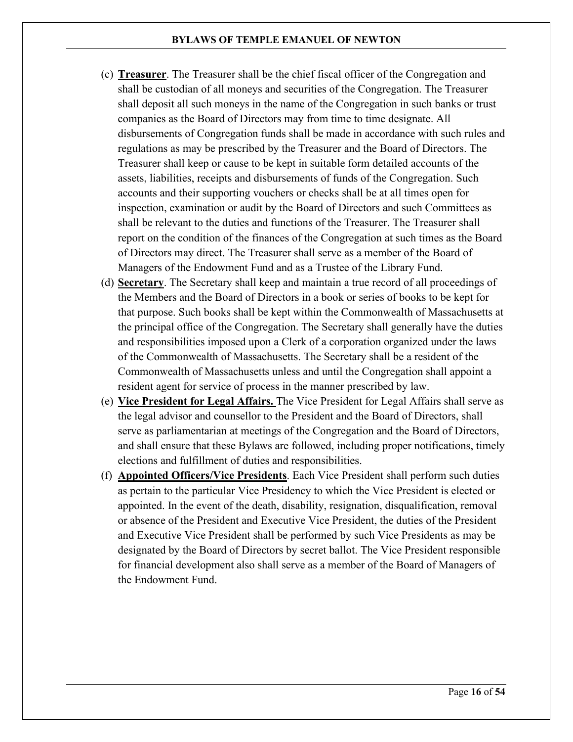(c) **Treasurer**. The Treasurer shall be the chief fiscal officer of the Congregation and shall be custodian of all moneys and securities of the Congregation. The Treasurer shall deposit all such moneys in the name of the Congregation in such banks or trust companies as the Board of Directors may from time to time designate. All disbursements of Congregation funds shall be made in accordance with such rules and regulations as may be prescribed by the Treasurer and the Board of Directors. The Treasurer shall keep or cause to be kept in suitable form detailed accounts of the assets, liabilities, receipts and disbursements of funds of the Congregation. Such accounts and their supporting vouchers or checks shall be at all times open for inspection, examination or audit by the Board of Directors and such Committees as shall be relevant to the duties and functions of the Treasurer. The Treasurer shall report on the condition of the finances of the Congregation at such times as the Board of Directors may direct. The Treasurer shall serve as a member of the Board of Managers of the Endowment Fund and as a Trustee of the Library Fund.

(d) **Secretary**. The Secretary shall keep and maintain a true record of all proceedings of the Members and the Board of Directors in a book or series of books to be kept for that purpose. Such books shall be kept within the Commonwealth of Massachusetts at the principal office of the Congregation. The Secretary shall generally have the duties and responsibilities imposed upon a Clerk of a corporation organized under the laws of the Commonwealth of Massachusetts. The Secretary shall be a resident of the Commonwealth of Massachusetts unless and until the Congregation shall appoint a resident agent for service of process in the manner prescribed by law.

(e) **Vice President for Legal Affairs.** The Vice President for Legal Affairs shall serve as the legal advisor and counsellor to the President and the Board of Directors, shall serve as parliamentarian at meetings of the Congregation and the Board of Directors, and shall ensure that these Bylaws are followed, including proper notifications, timely elections and fulfillment of duties and responsibilities.

(f) **Appointed Officers/Vice Presidents**. Each Vice President shall perform such duties as pertain to the particular Vice Presidency to which the Vice President is elected or appointed. In the event of the death, disability, resignation, disqualification, removal or absence of the President and Executive Vice President, the duties of the President and Executive Vice President shall be performed by such Vice Presidents as may be designated by the Board of Directors by secret ballot. The Vice President responsible for financial development also shall serve as a member of the Board of Managers of the Endowment Fund.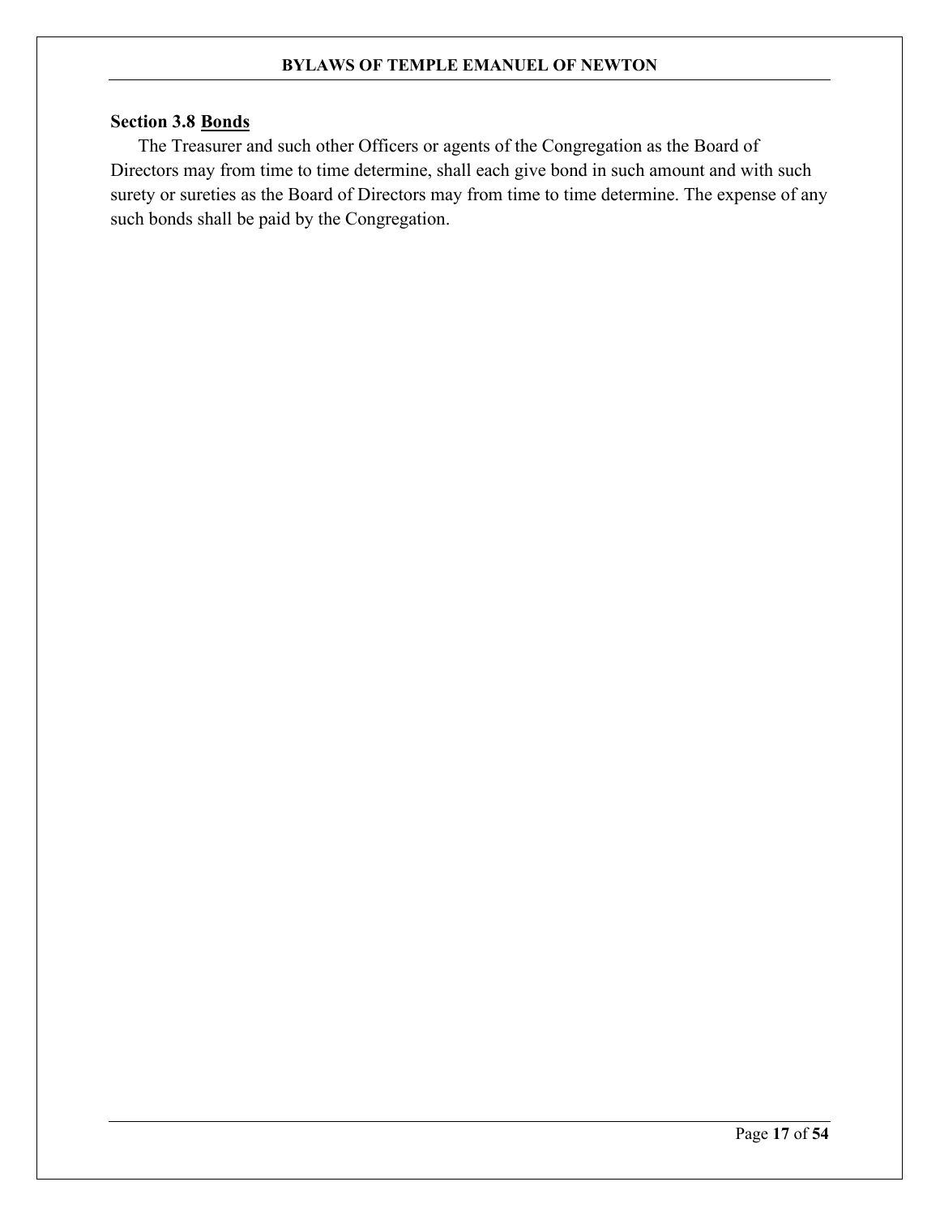### Section 3.8 <u>Bonds</u>

The Treasurer and such other Officers or agents of the Congregation as the Board of Directors may from time to time determine, shall each give bond in such amount and with such surety or sureties as the Board of Directors may from time to time determine. The expense of any such bonds shall be paid by the Congregation.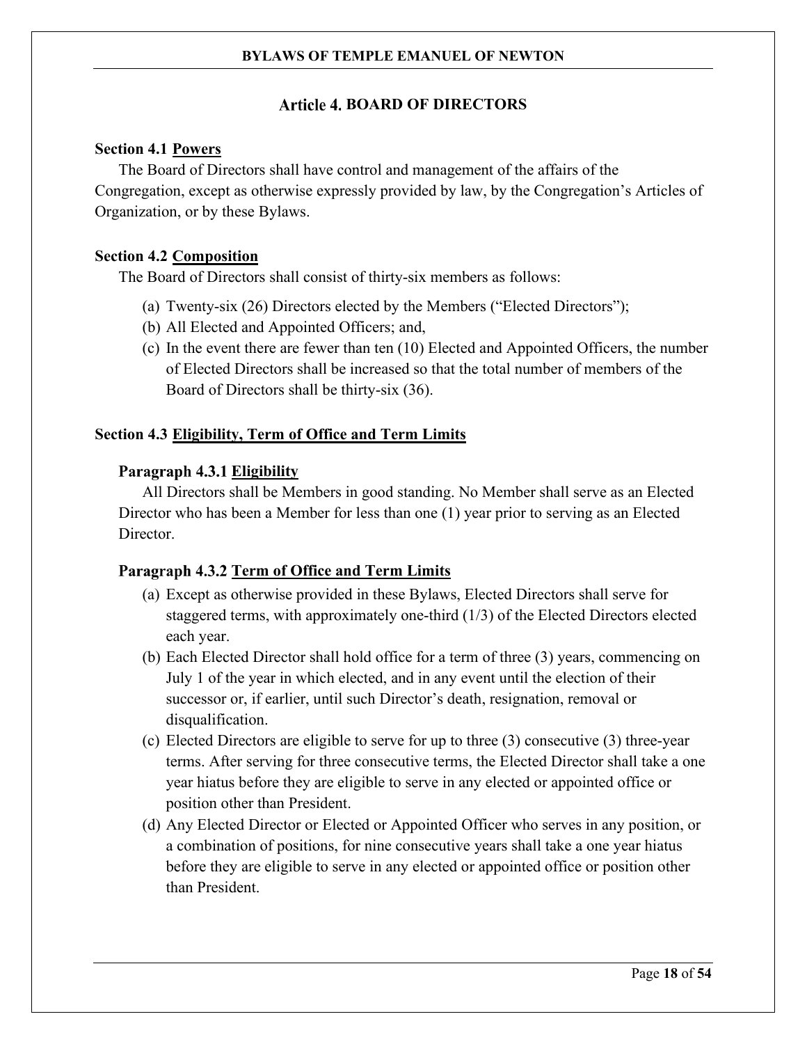# Article 4. BOARD OF DIRECTORS

### Section 4.1 Powers

The Board of Directors shall have control and management of the affairs of the Congregation, except as otherwise expressly provided by law, by the Congregation's Articles of Organization, or by these Bylaws.

### Section 4.2 Composition

The Board of Directors shall consist of thirty-six members as follows:

(a) Twenty-six (26) Directors elected by the Members ("Elected Directors");
(b) All Elected and Appointed Officers; and,
(c) In the event there are fewer than ten (10) Elected and Appointed Officers, the number of Elected Directors shall be increased so that the total number of members of the Board of Directors shall be thirty-six (36).

### Section 4.3 Eligibility, Term of Office and Term Limits

#### Paragraph 4.3.1 Eligibility

All Directors shall be Members in good standing. No Member shall serve as an Elected Director who has been a Member for less than one (1) year prior to serving as an Elected Director.

#### Paragraph 4.3.2 Term of Office and Term Limits

(a) Except as otherwise provided in these Bylaws, Elected Directors shall serve for staggered terms, with approximately one-third (1/3) of the Elected Directors elected each year.
(b) Each Elected Director shall hold office for a term of three (3) years, commencing on July 1 of the year in which elected, and in any event until the election of their successor or, if earlier, until such Director's death, resignation, removal or disqualification.
(c) Elected Directors are eligible to serve for up to three (3) consecutive (3) three-year terms. After serving for three consecutive terms, the Elected Director shall take a one year hiatus before they are eligible to serve in any elected or appointed office or position other than President.
(d) Any Elected Director or Elected or Appointed Officer who serves in any position, or a combination of positions, for nine consecutive years shall take a one year hiatus before they are eligible to serve in any elected or appointed office or position other than President.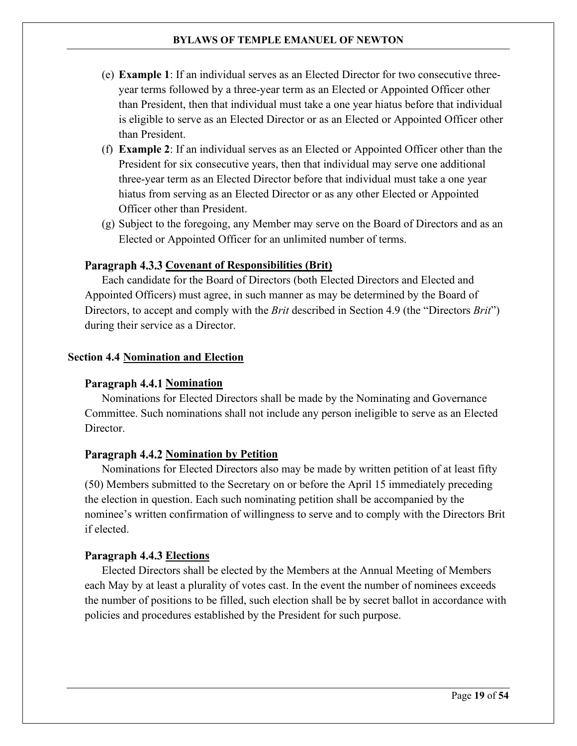(e) **Example 1**: If an individual serves as an Elected Director for two consecutive three-year terms followed by a three-year term as an Elected or Appointed Officer other than President, then that individual must take a one year hiatus before that individual is eligible to serve as an Elected Director or as an Elected or Appointed Officer other than President.

(f) **Example 2**: If an individual serves as an Elected or Appointed Officer other than the President for six consecutive years, then that individual may serve one additional three-year term as an Elected Director before that individual must take a one year hiatus from serving as an Elected Director or as any other Elected or Appointed Officer other than President.

(g) Subject to the foregoing, any Member may serve on the Board of Directors and as an Elected or Appointed Officer for an unlimited number of terms.

#### Paragraph 4.3.3 Covenant of Responsibilities (Brit)

Each candidate for the Board of Directors (both Elected Directors and Elected and Appointed Officers) must agree, in such manner as may be determined by the Board of Directors, to accept and comply with the *Brit* described in Section 4.9 (the "Directors *Brit*") during their service as a Director.

### Section 4.4 Nomination and Election

#### Paragraph 4.4.1 Nomination

Nominations for Elected Directors shall be made by the Nominating and Governance Committee. Such nominations shall not include any person ineligible to serve as an Elected Director.

#### Paragraph 4.4.2 Nomination by Petition

Nominations for Elected Directors also may be made by written petition of at least fifty (50) Members submitted to the Secretary on or before the April 15 immediately preceding the election in question. Each such nominating petition shall be accompanied by the nominee's written confirmation of willingness to serve and to comply with the Directors Brit if elected.

#### Paragraph 4.4.3 Elections

Elected Directors shall be elected by the Members at the Annual Meeting of Members each May by at least a plurality of votes cast. In the event the number of nominees exceeds the number of positions to be filled, such election shall be by secret ballot in accordance with policies and procedures established by the President for such purpose.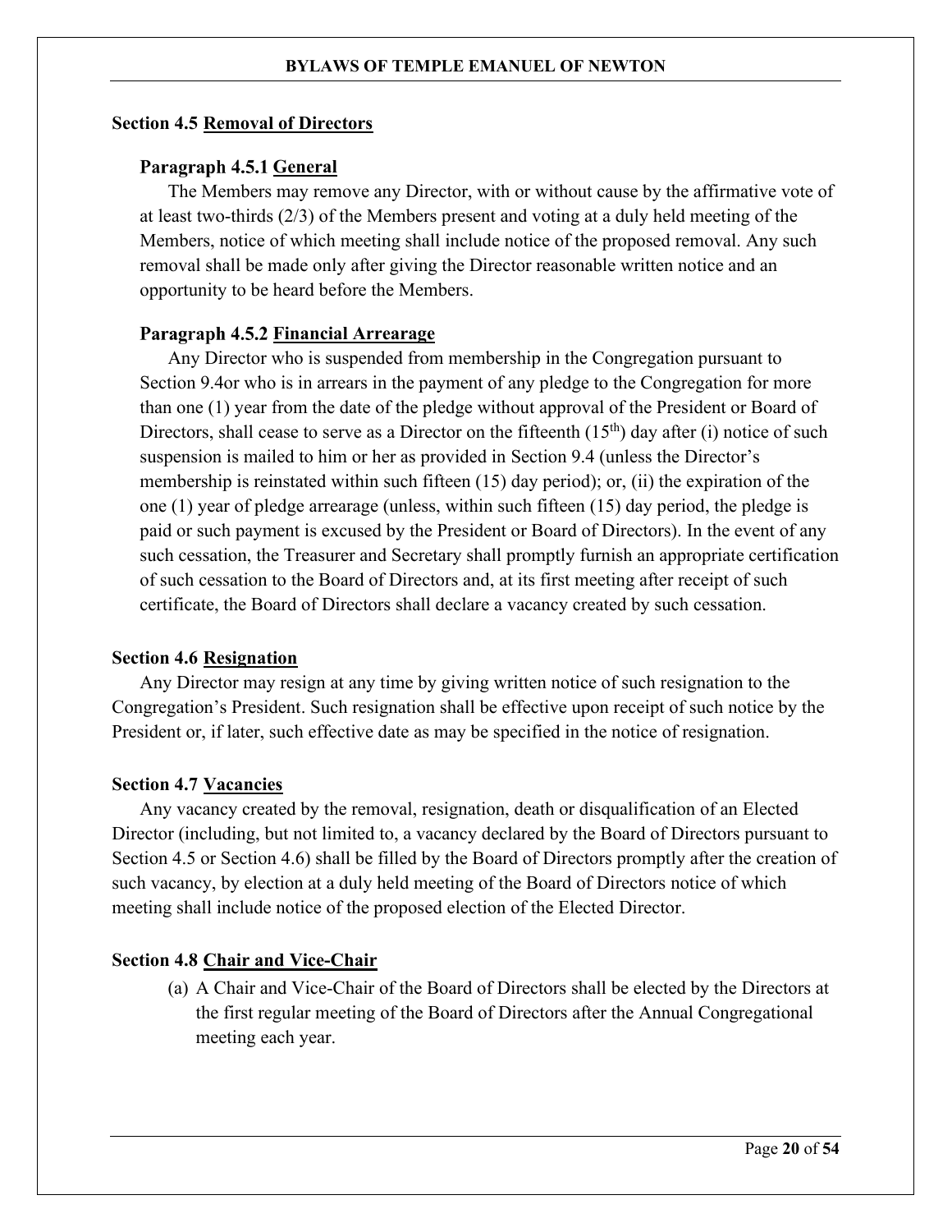### Section 4.5 Removal of Directors

#### Paragraph 4.5.1 General

The Members may remove any Director, with or without cause by the affirmative vote of at least two-thirds (2/3) of the Members present and voting at a duly held meeting of the Members, notice of which meeting shall include notice of the proposed removal. Any such removal shall be made only after giving the Director reasonable written notice and an opportunity to be heard before the Members.

#### Paragraph 4.5.2 Financial Arrearage

Any Director who is suspended from membership in the Congregation pursuant to Section 9.4or who is in arrears in the payment of any pledge to the Congregation for more than one (1) year from the date of the pledge without approval of the President or Board of Directors, shall cease to serve as a Director on the fifteenth (15th) day after (i) notice of such suspension is mailed to him or her as provided in Section 9.4 (unless the Director's membership is reinstated within such fifteen (15) day period); or, (ii) the expiration of the one (1) year of pledge arrearage (unless, within such fifteen (15) day period, the pledge is paid or such payment is excused by the President or Board of Directors). In the event of any such cessation, the Treasurer and Secretary shall promptly furnish an appropriate certification of such cessation to the Board of Directors and, at its first meeting after receipt of such certificate, the Board of Directors shall declare a vacancy created by such cessation.

### Section 4.6 Resignation

Any Director may resign at any time by giving written notice of such resignation to the Congregation's President. Such resignation shall be effective upon receipt of such notice by the President or, if later, such effective date as may be specified in the notice of resignation.

### Section 4.7 Vacancies

Any vacancy created by the removal, resignation, death or disqualification of an Elected Director (including, but not limited to, a vacancy declared by the Board of Directors pursuant to Section 4.5 or Section 4.6) shall be filled by the Board of Directors promptly after the creation of such vacancy, by election at a duly held meeting of the Board of Directors notice of which meeting shall include notice of the proposed election of the Elected Director.

### Section 4.8 Chair and Vice-Chair

(a) A Chair and Vice-Chair of the Board of Directors shall be elected by the Directors at the first regular meeting of the Board of Directors after the Annual Congregational meeting each year.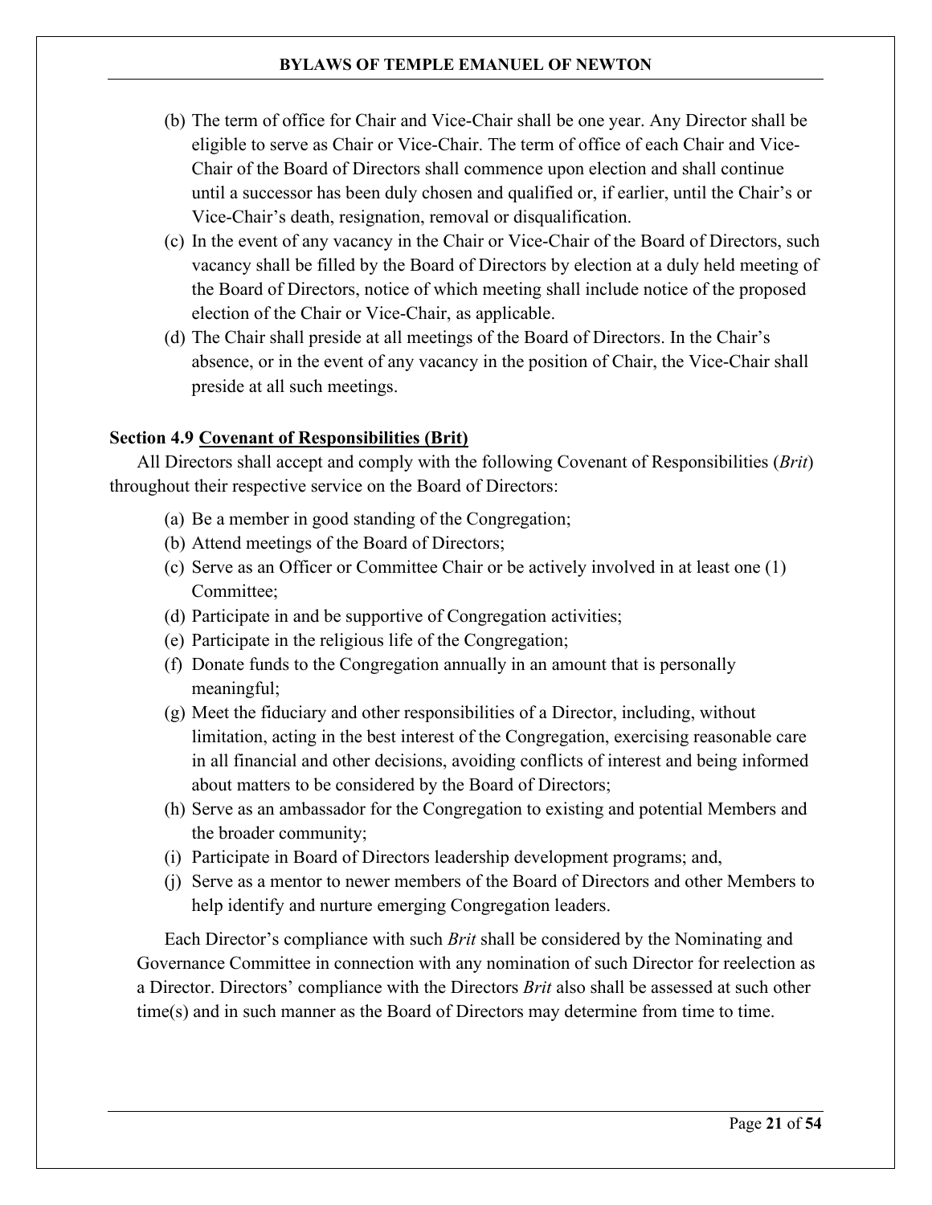(b) The term of office for Chair and Vice-Chair shall be one year. Any Director shall be eligible to serve as Chair or Vice-Chair. The term of office of each Chair and Vice-Chair of the Board of Directors shall commence upon election and shall continue until a successor has been duly chosen and qualified or, if earlier, until the Chair's or Vice-Chair's death, resignation, removal or disqualification.

(c) In the event of any vacancy in the Chair or Vice-Chair of the Board of Directors, such vacancy shall be filled by the Board of Directors by election at a duly held meeting of the Board of Directors, notice of which meeting shall include notice of the proposed election of the Chair or Vice-Chair, as applicable.

(d) The Chair shall preside at all meetings of the Board of Directors. In the Chair's absence, or in the event of any vacancy in the position of Chair, the Vice-Chair shall preside at all such meetings.

**Section 4.9 Covenant of Responsibilities (Brit)**

All Directors shall accept and comply with the following Covenant of Responsibilities (*Brit*) throughout their respective service on the Board of Directors:

(a) Be a member in good standing of the Congregation;

(b) Attend meetings of the Board of Directors;

(c) Serve as an Officer or Committee Chair or be actively involved in at least one (1) Committee;

(d) Participate in and be supportive of Congregation activities;

(e) Participate in the religious life of the Congregation;

(f) Donate funds to the Congregation annually in an amount that is personally meaningful;

(g) Meet the fiduciary and other responsibilities of a Director, including, without limitation, acting in the best interest of the Congregation, exercising reasonable care in all financial and other decisions, avoiding conflicts of interest and being informed about matters to be considered by the Board of Directors;

(h) Serve as an ambassador for the Congregation to existing and potential Members and the broader community;

(i) Participate in Board of Directors leadership development programs; and,

(j) Serve as a mentor to newer members of the Board of Directors and other Members to help identify and nurture emerging Congregation leaders.

Each Director's compliance with such *Brit* shall be considered by the Nominating and Governance Committee in connection with any nomination of such Director for reelection as a Director. Directors' compliance with the Directors *Brit* also shall be assessed at such other time(s) and in such manner as the Board of Directors may determine from time to time.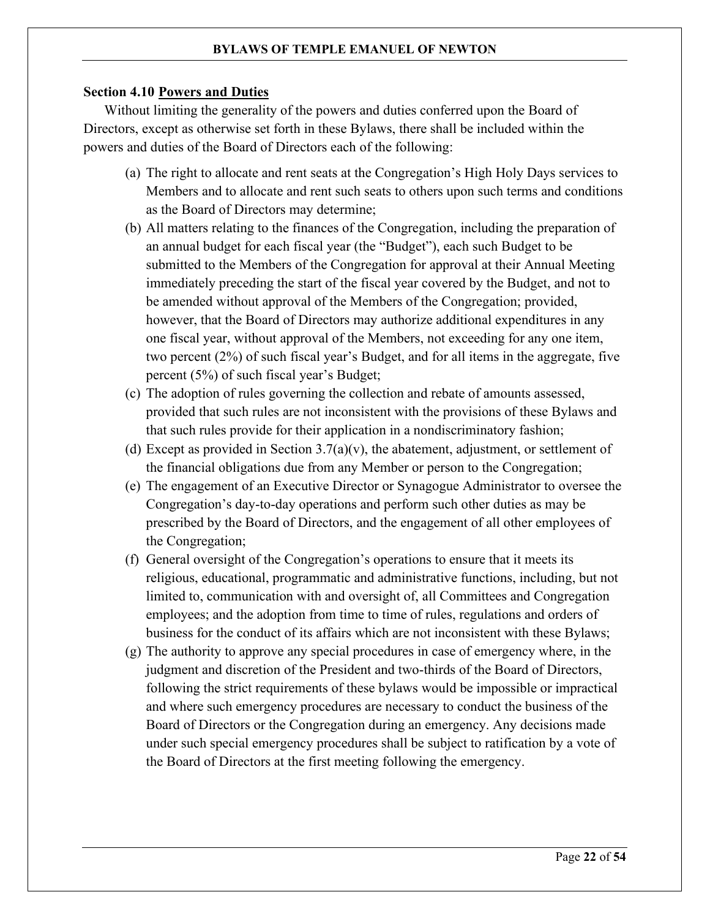**Section 4.10 Powers and Duties**

Without limiting the generality of the powers and duties conferred upon the Board of Directors, except as otherwise set forth in these Bylaws, there shall be included within the powers and duties of the Board of Directors each of the following:

(a) The right to allocate and rent seats at the Congregation's High Holy Days services to Members and to allocate and rent such seats to others upon such terms and conditions as the Board of Directors may determine;

(b) All matters relating to the finances of the Congregation, including the preparation of an annual budget for each fiscal year (the "Budget"), each such Budget to be submitted to the Members of the Congregation for approval at their Annual Meeting immediately preceding the start of the fiscal year covered by the Budget, and not to be amended without approval of the Members of the Congregation; provided, however, that the Board of Directors may authorize additional expenditures in any one fiscal year, without approval of the Members, not exceeding for any one item, two percent (2%) of such fiscal year's Budget, and for all items in the aggregate, five percent (5%) of such fiscal year's Budget;

(c) The adoption of rules governing the collection and rebate of amounts assessed, provided that such rules are not inconsistent with the provisions of these Bylaws and that such rules provide for their application in a nondiscriminatory fashion;

(d) Except as provided in Section 3.7(a)(v), the abatement, adjustment, or settlement of the financial obligations due from any Member or person to the Congregation;

(e) The engagement of an Executive Director or Synagogue Administrator to oversee the Congregation's day-to-day operations and perform such other duties as may be prescribed by the Board of Directors, and the engagement of all other employees of the Congregation;

(f) General oversight of the Congregation's operations to ensure that it meets its religious, educational, programmatic and administrative functions, including, but not limited to, communication with and oversight of, all Committees and Congregation employees; and the adoption from time to time of rules, regulations and orders of business for the conduct of its affairs which are not inconsistent with these Bylaws;

(g) The authority to approve any special procedures in case of emergency where, in the judgment and discretion of the President and two-thirds of the Board of Directors, following the strict requirements of these bylaws would be impossible or impractical and where such emergency procedures are necessary to conduct the business of the Board of Directors or the Congregation during an emergency. Any decisions made under such special emergency procedures shall be subject to ratification by a vote of the Board of Directors at the first meeting following the emergency.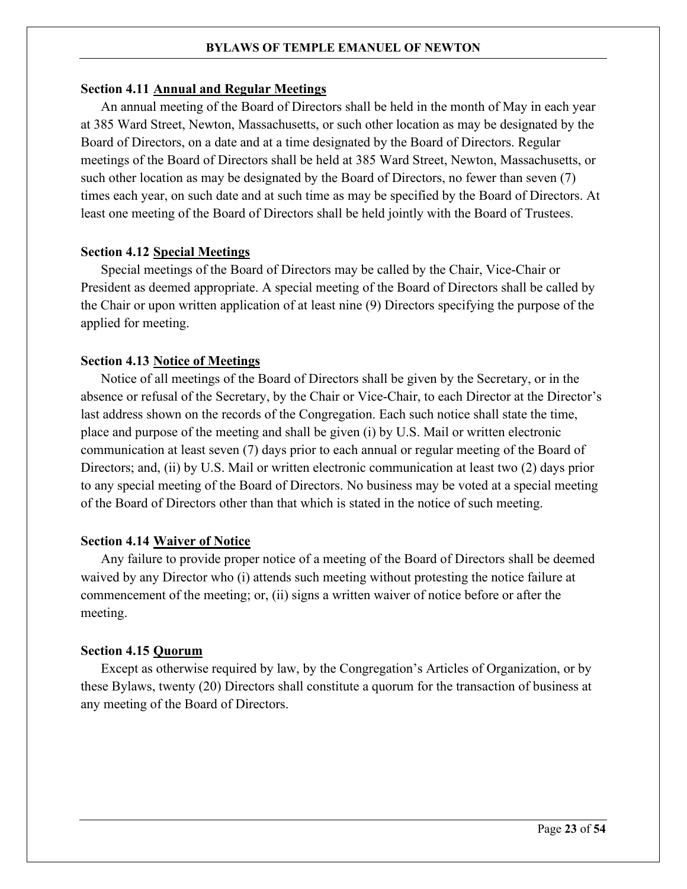### Section 4.11 Annual and Regular Meetings

An annual meeting of the Board of Directors shall be held in the month of May in each year at 385 Ward Street, Newton, Massachusetts, or such other location as may be designated by the Board of Directors, on a date and at a time designated by the Board of Directors. Regular meetings of the Board of Directors shall be held at 385 Ward Street, Newton, Massachusetts, or such other location as may be designated by the Board of Directors, no fewer than seven (7) times each year, on such date and at such time as may be specified by the Board of Directors. At least one meeting of the Board of Directors shall be held jointly with the Board of Trustees.

### Section 4.12 Special Meetings

Special meetings of the Board of Directors may be called by the Chair, Vice-Chair or President as deemed appropriate. A special meeting of the Board of Directors shall be called by the Chair or upon written application of at least nine (9) Directors specifying the purpose of the applied for meeting.

### Section 4.13 Notice of Meetings

Notice of all meetings of the Board of Directors shall be given by the Secretary, or in the absence or refusal of the Secretary, by the Chair or Vice-Chair, to each Director at the Director's last address shown on the records of the Congregation. Each such notice shall state the time, place and purpose of the meeting and shall be given (i) by U.S. Mail or written electronic communication at least seven (7) days prior to each annual or regular meeting of the Board of Directors; and, (ii) by U.S. Mail or written electronic communication at least two (2) days prior to any special meeting of the Board of Directors. No business may be voted at a special meeting of the Board of Directors other than that which is stated in the notice of such meeting.

### Section 4.14 Waiver of Notice

Any failure to provide proper notice of a meeting of the Board of Directors shall be deemed waived by any Director who (i) attends such meeting without protesting the notice failure at commencement of the meeting; or, (ii) signs a written waiver of notice before or after the meeting.

### Section 4.15 Quorum

Except as otherwise required by law, by the Congregation's Articles of Organization, or by these Bylaws, twenty (20) Directors shall constitute a quorum for the transaction of business at any meeting of the Board of Directors.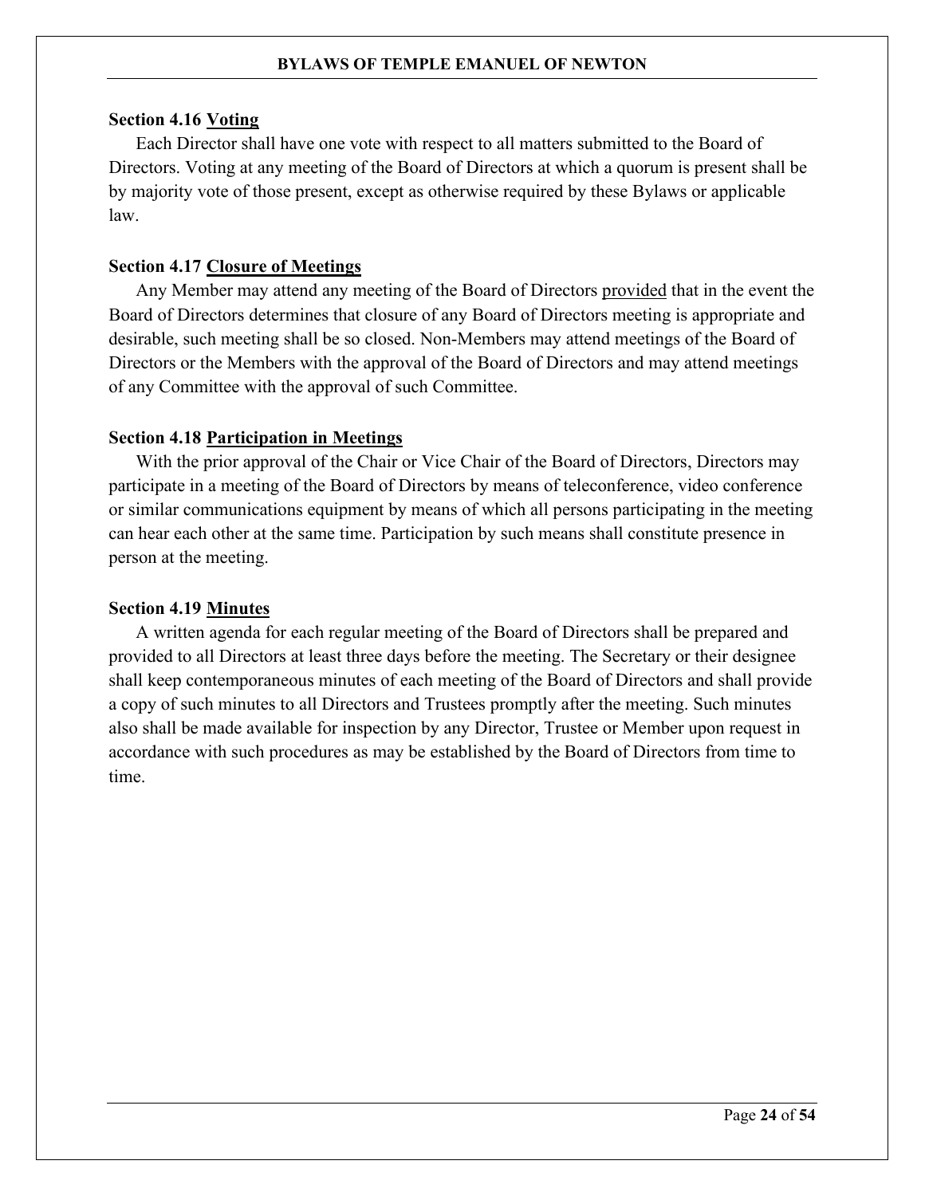**Section 4.16 Voting**

Each Director shall have one vote with respect to all matters submitted to the Board of Directors. Voting at any meeting of the Board of Directors at which a quorum is present shall be by majority vote of those present, except as otherwise required by these Bylaws or applicable law.

**Section 4.17 Closure of Meetings**

Any Member may attend any meeting of the Board of Directors provided that in the event the Board of Directors determines that closure of any Board of Directors meeting is appropriate and desirable, such meeting shall be so closed. Non-Members may attend meetings of the Board of Directors or the Members with the approval of the Board of Directors and may attend meetings of any Committee with the approval of such Committee.

**Section 4.18 Participation in Meetings**

With the prior approval of the Chair or Vice Chair of the Board of Directors, Directors may participate in a meeting of the Board of Directors by means of teleconference, video conference or similar communications equipment by means of which all persons participating in the meeting can hear each other at the same time. Participation by such means shall constitute presence in person at the meeting.

**Section 4.19 Minutes**

A written agenda for each regular meeting of the Board of Directors shall be prepared and provided to all Directors at least three days before the meeting. The Secretary or their designee shall keep contemporaneous minutes of each meeting of the Board of Directors and shall provide a copy of such minutes to all Directors and Trustees promptly after the meeting. Such minutes also shall be made available for inspection by any Director, Trustee or Member upon request in accordance with such procedures as may be established by the Board of Directors from time to time.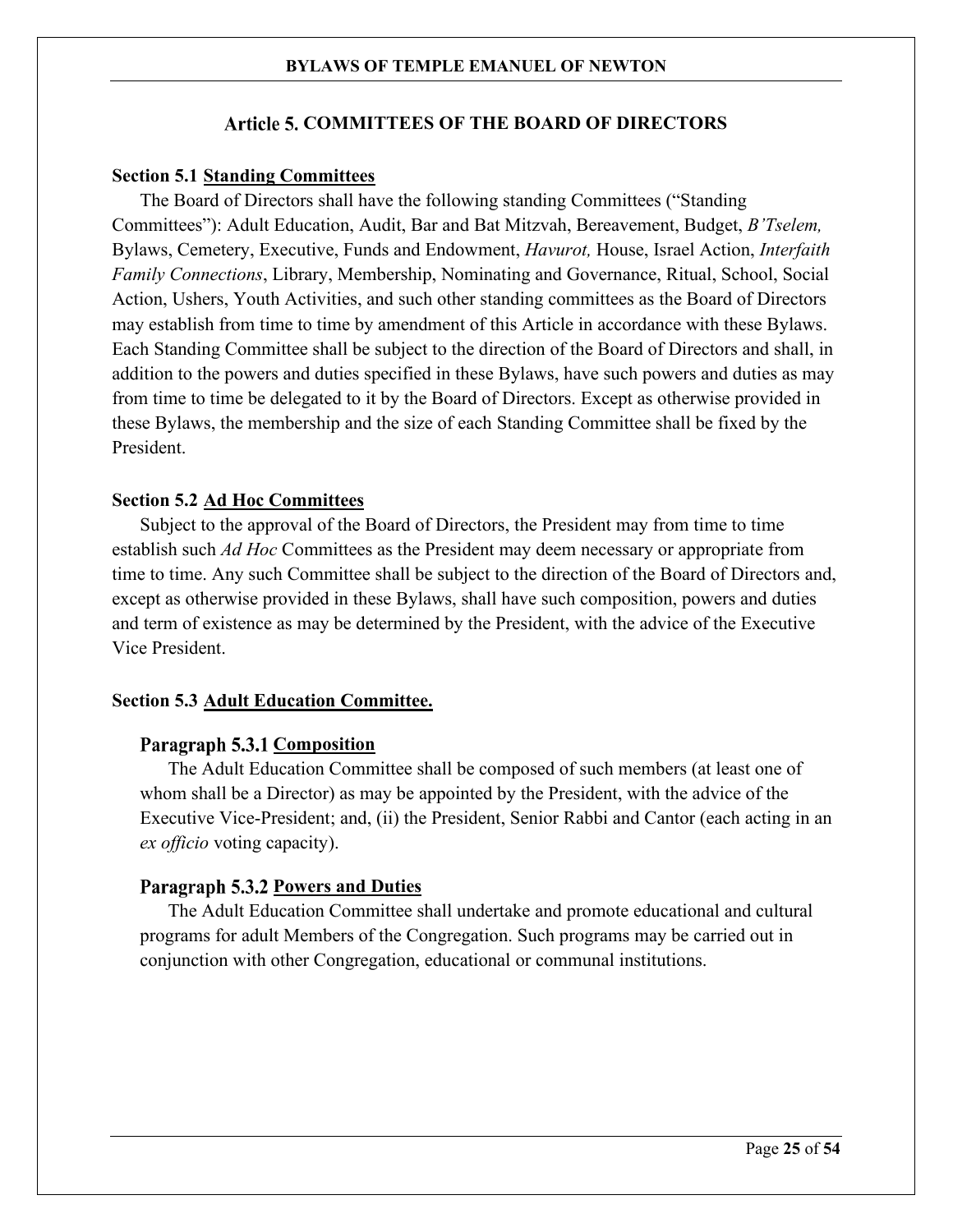## Article 5. COMMITTEES OF THE BOARD OF DIRECTORS

### Section 5.1 Standing Committees

The Board of Directors shall have the following standing Committees ("Standing Committees"): Adult Education, Audit, Bar and Bat Mitzvah, Bereavement, Budget, *B'Tselem,* Bylaws, Cemetery, Executive, Funds and Endowment, *Havurot,* House, Israel Action, *Interfaith Family Connections*, Library, Membership, Nominating and Governance, Ritual, School, Social Action, Ushers, Youth Activities, and such other standing committees as the Board of Directors may establish from time to time by amendment of this Article in accordance with these Bylaws. Each Standing Committee shall be subject to the direction of the Board of Directors and shall, in addition to the powers and duties specified in these Bylaws, have such powers and duties as may from time to time be delegated to it by the Board of Directors. Except as otherwise provided in these Bylaws, the membership and the size of each Standing Committee shall be fixed by the President.

### Section 5.2 Ad Hoc Committees

Subject to the approval of the Board of Directors, the President may from time to time establish such *Ad Hoc* Committees as the President may deem necessary or appropriate from time to time. Any such Committee shall be subject to the direction of the Board of Directors and, except as otherwise provided in these Bylaws, shall have such composition, powers and duties and term of existence as may be determined by the President, with the advice of the Executive Vice President.

### Section 5.3 Adult Education Committee.

#### Paragraph 5.3.1 Composition

The Adult Education Committee shall be composed of such members (at least one of whom shall be a Director) as may be appointed by the President, with the advice of the Executive Vice-President; and, (ii) the President, Senior Rabbi and Cantor (each acting in an *ex officio* voting capacity).

#### Paragraph 5.3.2 Powers and Duties

The Adult Education Committee shall undertake and promote educational and cultural programs for adult Members of the Congregation. Such programs may be carried out in conjunction with other Congregation, educational or communal institutions.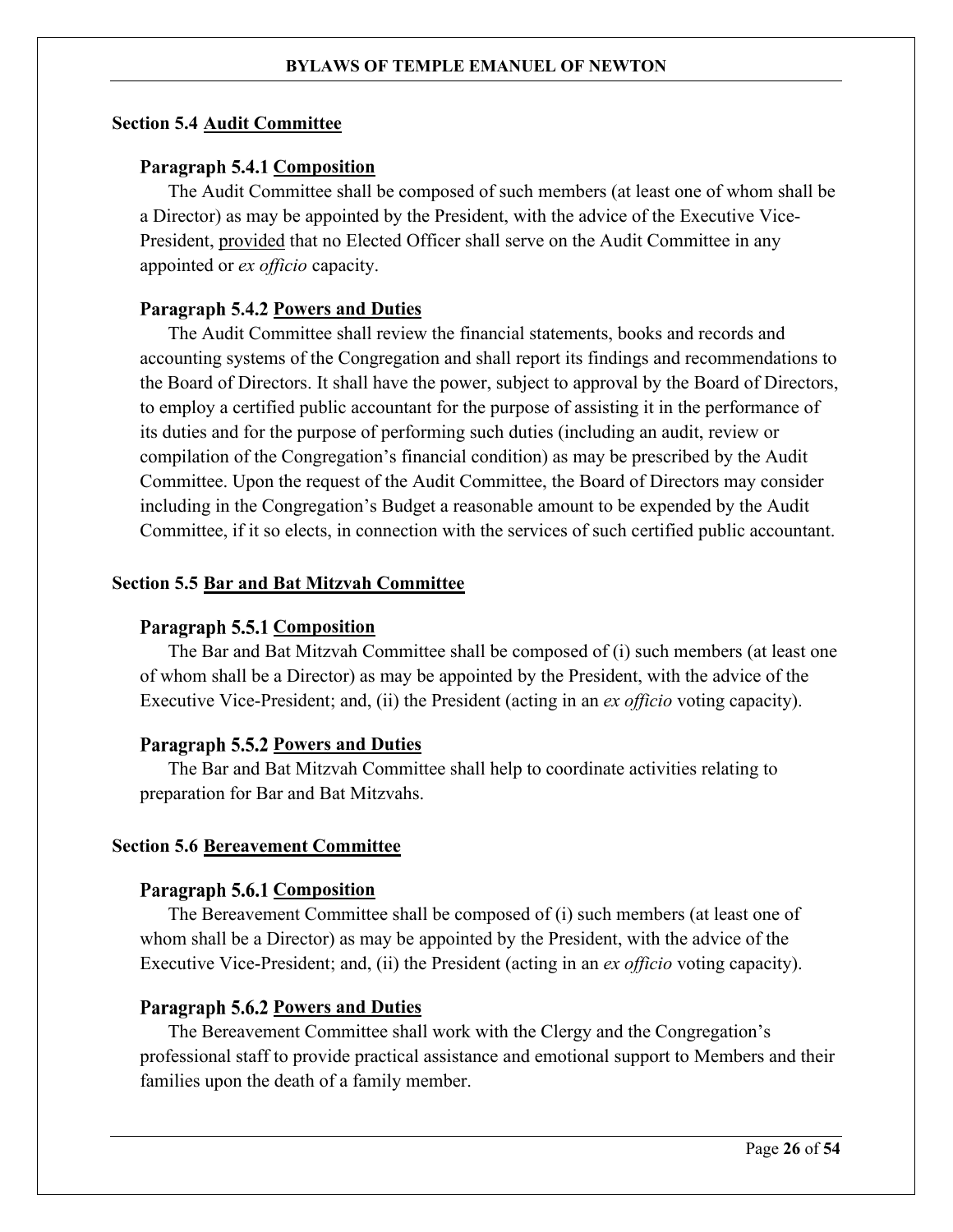## Section 5.4 Audit Committee

### Paragraph 5.4.1 Composition

The Audit Committee shall be composed of such members (at least one of whom shall be a Director) as may be appointed by the President, with the advice of the Executive Vice-President, provided that no Elected Officer shall serve on the Audit Committee in any appointed or *ex officio* capacity.

### Paragraph 5.4.2 Powers and Duties

The Audit Committee shall review the financial statements, books and records and accounting systems of the Congregation and shall report its findings and recommendations to the Board of Directors. It shall have the power, subject to approval by the Board of Directors, to employ a certified public accountant for the purpose of assisting it in the performance of its duties and for the purpose of performing such duties (including an audit, review or compilation of the Congregation's financial condition) as may be prescribed by the Audit Committee. Upon the request of the Audit Committee, the Board of Directors may consider including in the Congregation's Budget a reasonable amount to be expended by the Audit Committee, if it so elects, in connection with the services of such certified public accountant.

## Section 5.5 Bar and Bat Mitzvah Committee

### Paragraph 5.5.1 Composition

The Bar and Bat Mitzvah Committee shall be composed of (i) such members (at least one of whom shall be a Director) as may be appointed by the President, with the advice of the Executive Vice-President; and, (ii) the President (acting in an *ex officio* voting capacity).

### Paragraph 5.5.2 Powers and Duties

The Bar and Bat Mitzvah Committee shall help to coordinate activities relating to preparation for Bar and Bat Mitzvahs.

## Section 5.6 Bereavement Committee

### Paragraph 5.6.1 Composition

The Bereavement Committee shall be composed of (i) such members (at least one of whom shall be a Director) as may be appointed by the President, with the advice of the Executive Vice-President; and, (ii) the President (acting in an *ex officio* voting capacity).

### Paragraph 5.6.2 Powers and Duties

The Bereavement Committee shall work with the Clergy and the Congregation's professional staff to provide practical assistance and emotional support to Members and their families upon the death of a family member.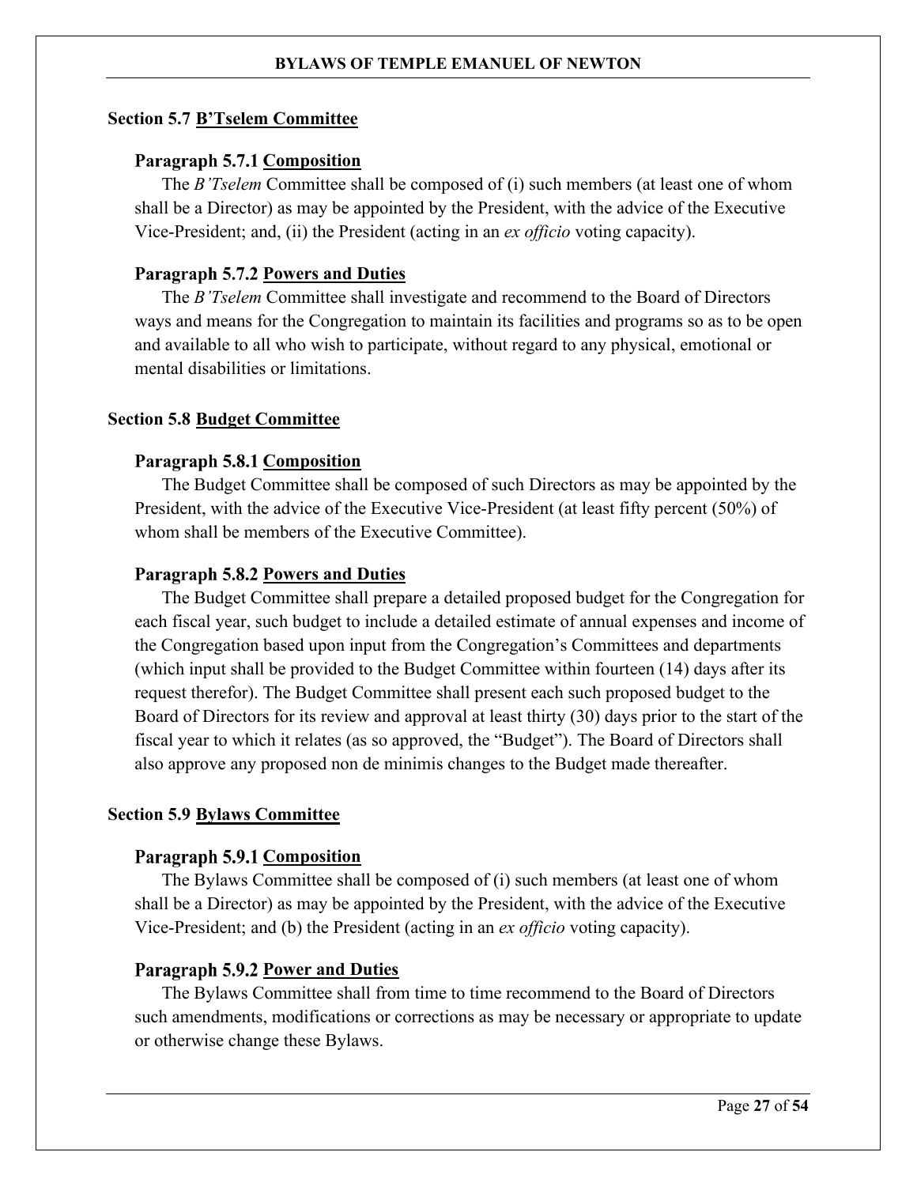## Section 5.7 B'Tselem Committee

### Paragraph 5.7.1 Composition

The *B'Tselem* Committee shall be composed of (i) such members (at least one of whom shall be a Director) as may be appointed by the President, with the advice of the Executive Vice-President; and, (ii) the President (acting in an *ex officio* voting capacity).

### Paragraph 5.7.2 Powers and Duties

The *B'Tselem* Committee shall investigate and recommend to the Board of Directors ways and means for the Congregation to maintain its facilities and programs so as to be open and available to all who wish to participate, without regard to any physical, emotional or mental disabilities or limitations.

## Section 5.8 Budget Committee

### Paragraph 5.8.1 Composition

The Budget Committee shall be composed of such Directors as may be appointed by the President, with the advice of the Executive Vice-President (at least fifty percent (50%) of whom shall be members of the Executive Committee).

### Paragraph 5.8.2 Powers and Duties

The Budget Committee shall prepare a detailed proposed budget for the Congregation for each fiscal year, such budget to include a detailed estimate of annual expenses and income of the Congregation based upon input from the Congregation's Committees and departments (which input shall be provided to the Budget Committee within fourteen (14) days after its request therefor). The Budget Committee shall present each such proposed budget to the Board of Directors for its review and approval at least thirty (30) days prior to the start of the fiscal year to which it relates (as so approved, the "Budget"). The Board of Directors shall also approve any proposed non de minimis changes to the Budget made thereafter.

## Section 5.9 Bylaws Committee

### Paragraph 5.9.1 Composition

The Bylaws Committee shall be composed of (i) such members (at least one of whom shall be a Director) as may be appointed by the President, with the advice of the Executive Vice-President; and (b) the President (acting in an *ex officio* voting capacity).

### Paragraph 5.9.2 Power and Duties

The Bylaws Committee shall from time to time recommend to the Board of Directors such amendments, modifications or corrections as may be necessary or appropriate to update or otherwise change these Bylaws.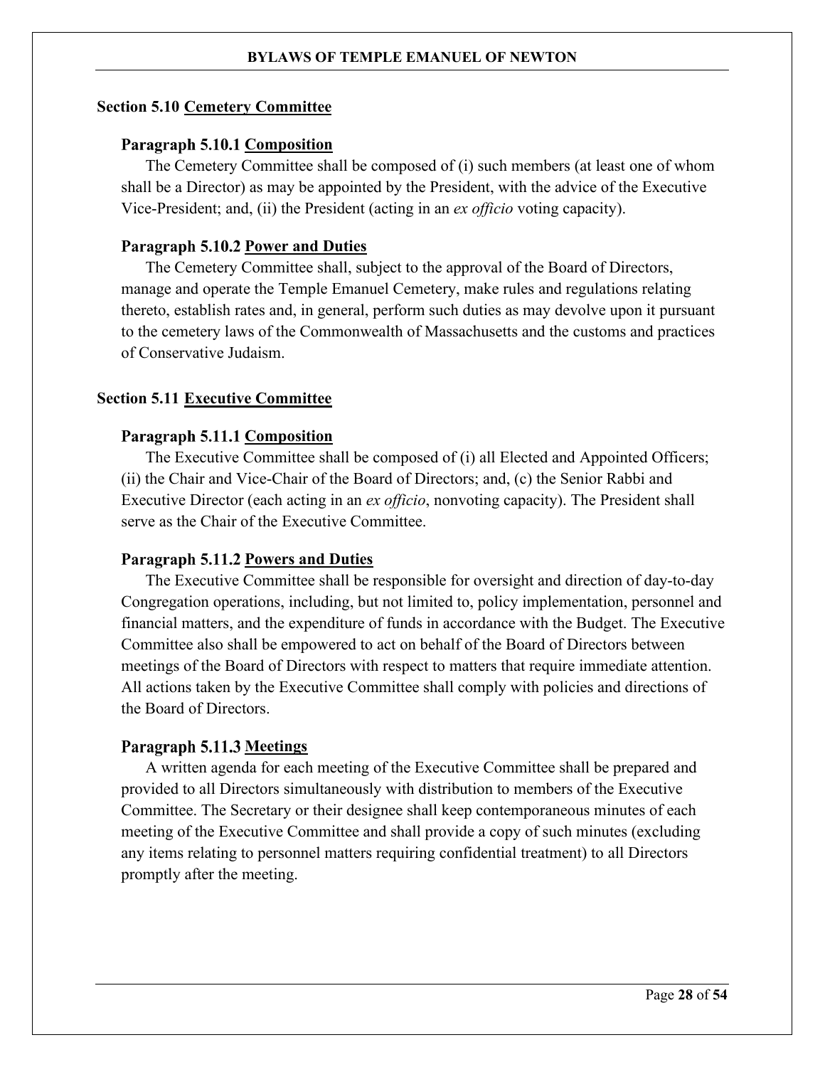## Section 5.10 <u>Cemetery Committee</u>

### Paragraph 5.10.1 <u>Composition</u>

The Cemetery Committee shall be composed of (i) such members (at least one of whom shall be a Director) as may be appointed by the President, with the advice of the Executive Vice-President; and, (ii) the President (acting in an *ex officio* voting capacity).

### Paragraph 5.10.2 <u>Power and Duties</u>

The Cemetery Committee shall, subject to the approval of the Board of Directors, manage and operate the Temple Emanuel Cemetery, make rules and regulations relating thereto, establish rates and, in general, perform such duties as may devolve upon it pursuant to the cemetery laws of the Commonwealth of Massachusetts and the customs and practices of Conservative Judaism.

## Section 5.11 <u>Executive Committee</u>

### Paragraph 5.11.1 <u>Composition</u>

The Executive Committee shall be composed of (i) all Elected and Appointed Officers; (ii) the Chair and Vice-Chair of the Board of Directors; and, (c) the Senior Rabbi and Executive Director (each acting in an *ex officio*, nonvoting capacity). The President shall serve as the Chair of the Executive Committee.

### Paragraph 5.11.2 <u>Powers and Duties</u>

The Executive Committee shall be responsible for oversight and direction of day-to-day Congregation operations, including, but not limited to, policy implementation, personnel and financial matters, and the expenditure of funds in accordance with the Budget. The Executive Committee also shall be empowered to act on behalf of the Board of Directors between meetings of the Board of Directors with respect to matters that require immediate attention. All actions taken by the Executive Committee shall comply with policies and directions of the Board of Directors.

### Paragraph 5.11.3 <u>Meetings</u>

A written agenda for each meeting of the Executive Committee shall be prepared and provided to all Directors simultaneously with distribution to members of the Executive Committee. The Secretary or their designee shall keep contemporaneous minutes of each meeting of the Executive Committee and shall provide a copy of such minutes (excluding any items relating to personnel matters requiring confidential treatment) to all Directors promptly after the meeting.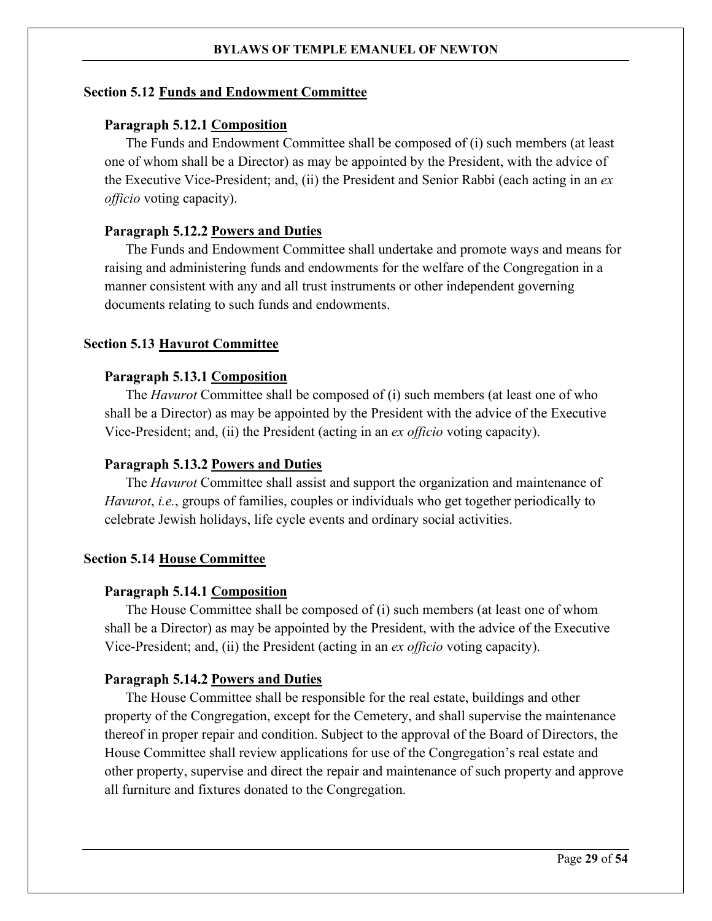### Section 5.12 Funds and Endowment Committee

#### Paragraph 5.12.1 Composition

The Funds and Endowment Committee shall be composed of (i) such members (at least one of whom shall be a Director) as may be appointed by the President, with the advice of the Executive Vice-President; and, (ii) the President and Senior Rabbi (each acting in an *ex officio* voting capacity).

#### Paragraph 5.12.2 Powers and Duties

The Funds and Endowment Committee shall undertake and promote ways and means for raising and administering funds and endowments for the welfare of the Congregation in a manner consistent with any and all trust instruments or other independent governing documents relating to such funds and endowments.

### Section 5.13 Havurot Committee

#### Paragraph 5.13.1 Composition

The *Havurot* Committee shall be composed of (i) such members (at least one of who shall be a Director) as may be appointed by the President with the advice of the Executive Vice-President; and, (ii) the President (acting in an *ex officio* voting capacity).

#### Paragraph 5.13.2 Powers and Duties

The *Havurot* Committee shall assist and support the organization and maintenance of *Havurot*, *i.e.*, groups of families, couples or individuals who get together periodically to celebrate Jewish holidays, life cycle events and ordinary social activities.

### Section 5.14 House Committee

#### Paragraph 5.14.1 Composition

The House Committee shall be composed of (i) such members (at least one of whom shall be a Director) as may be appointed by the President, with the advice of the Executive Vice-President; and, (ii) the President (acting in an *ex officio* voting capacity).

#### Paragraph 5.14.2 Powers and Duties

The House Committee shall be responsible for the real estate, buildings and other property of the Congregation, except for the Cemetery, and shall supervise the maintenance thereof in proper repair and condition. Subject to the approval of the Board of Directors, the House Committee shall review applications for use of the Congregation's real estate and other property, supervise and direct the repair and maintenance of such property and approve all furniture and fixtures donated to the Congregation.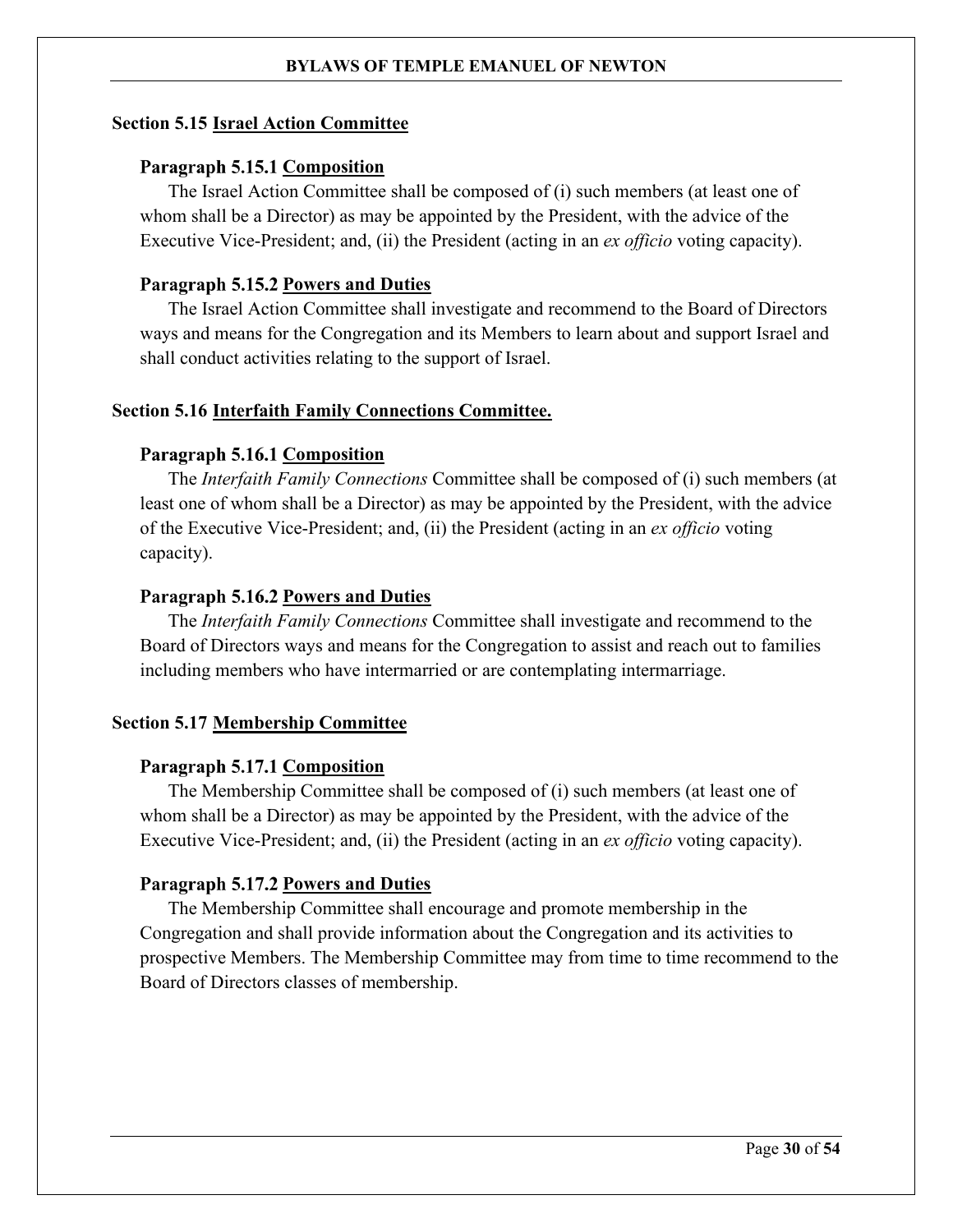### Section 5.15 Israel Action Committee

#### Paragraph 5.15.1 Composition

The Israel Action Committee shall be composed of (i) such members (at least one of whom shall be a Director) as may be appointed by the President, with the advice of the Executive Vice-President; and, (ii) the President (acting in an *ex officio* voting capacity).

#### Paragraph 5.15.2 Powers and Duties

The Israel Action Committee shall investigate and recommend to the Board of Directors ways and means for the Congregation and its Members to learn about and support Israel and shall conduct activities relating to the support of Israel.

### Section 5.16 Interfaith Family Connections Committee.

#### Paragraph 5.16.1 Composition

The *Interfaith Family Connections* Committee shall be composed of (i) such members (at least one of whom shall be a Director) as may be appointed by the President, with the advice of the Executive Vice-President; and, (ii) the President (acting in an *ex officio* voting capacity).

#### Paragraph 5.16.2 Powers and Duties

The *Interfaith Family Connections* Committee shall investigate and recommend to the Board of Directors ways and means for the Congregation to assist and reach out to families including members who have intermarried or are contemplating intermarriage.

### Section 5.17 Membership Committee

#### Paragraph 5.17.1 Composition

The Membership Committee shall be composed of (i) such members (at least one of whom shall be a Director) as may be appointed by the President, with the advice of the Executive Vice-President; and, (ii) the President (acting in an *ex officio* voting capacity).

#### Paragraph 5.17.2 Powers and Duties

The Membership Committee shall encourage and promote membership in the Congregation and shall provide information about the Congregation and its activities to prospective Members. The Membership Committee may from time to time recommend to the Board of Directors classes of membership.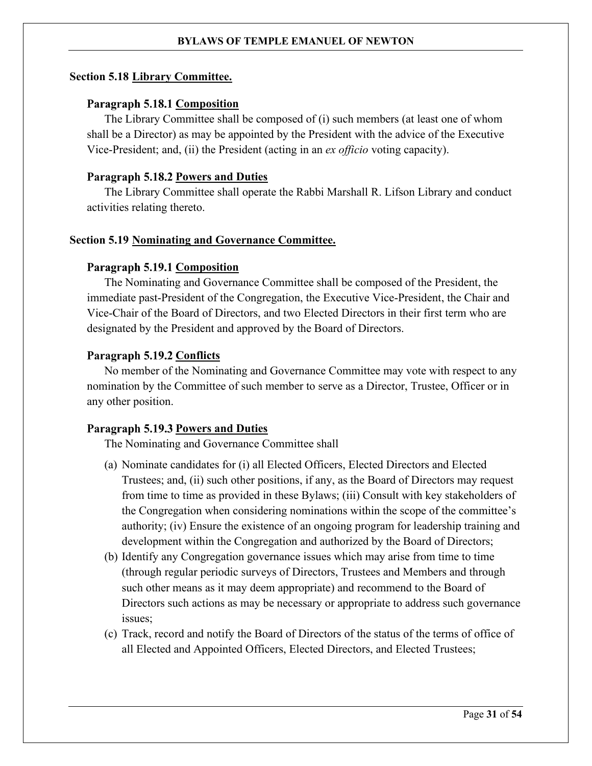### Section 5.18 <u>Library Committee.</u>

#### Paragraph 5.18.1 <u>Composition</u>

The Library Committee shall be composed of (i) such members (at least one of whom shall be a Director) as may be appointed by the President with the advice of the Executive Vice-President; and, (ii) the President (acting in an *ex officio* voting capacity).

#### Paragraph 5.18.2 <u>Powers and Duties</u>

The Library Committee shall operate the Rabbi Marshall R. Lifson Library and conduct activities relating thereto.

### Section 5.19 <u>Nominating and Governance Committee.</u>

#### Paragraph 5.19.1 <u>Composition</u>

The Nominating and Governance Committee shall be composed of the President, the immediate past-President of the Congregation, the Executive Vice-President, the Chair and Vice-Chair of the Board of Directors, and two Elected Directors in their first term who are designated by the President and approved by the Board of Directors.

#### Paragraph 5.19.2 <u>Conflicts</u>

No member of the Nominating and Governance Committee may vote with respect to any nomination by the Committee of such member to serve as a Director, Trustee, Officer or in any other position.

#### Paragraph 5.19.3 <u>Powers and Duties</u>

The Nominating and Governance Committee shall

(a) Nominate candidates for (i) all Elected Officers, Elected Directors and Elected Trustees; and, (ii) such other positions, if any, as the Board of Directors may request from time to time as provided in these Bylaws; (iii) Consult with key stakeholders of the Congregation when considering nominations within the scope of the committee's authority; (iv) Ensure the existence of an ongoing program for leadership training and development within the Congregation and authorized by the Board of Directors;

(b) Identify any Congregation governance issues which may arise from time to time (through regular periodic surveys of Directors, Trustees and Members and through such other means as it may deem appropriate) and recommend to the Board of Directors such actions as may be necessary or appropriate to address such governance issues;

(c) Track, record and notify the Board of Directors of the status of the terms of office of all Elected and Appointed Officers, Elected Directors, and Elected Trustees;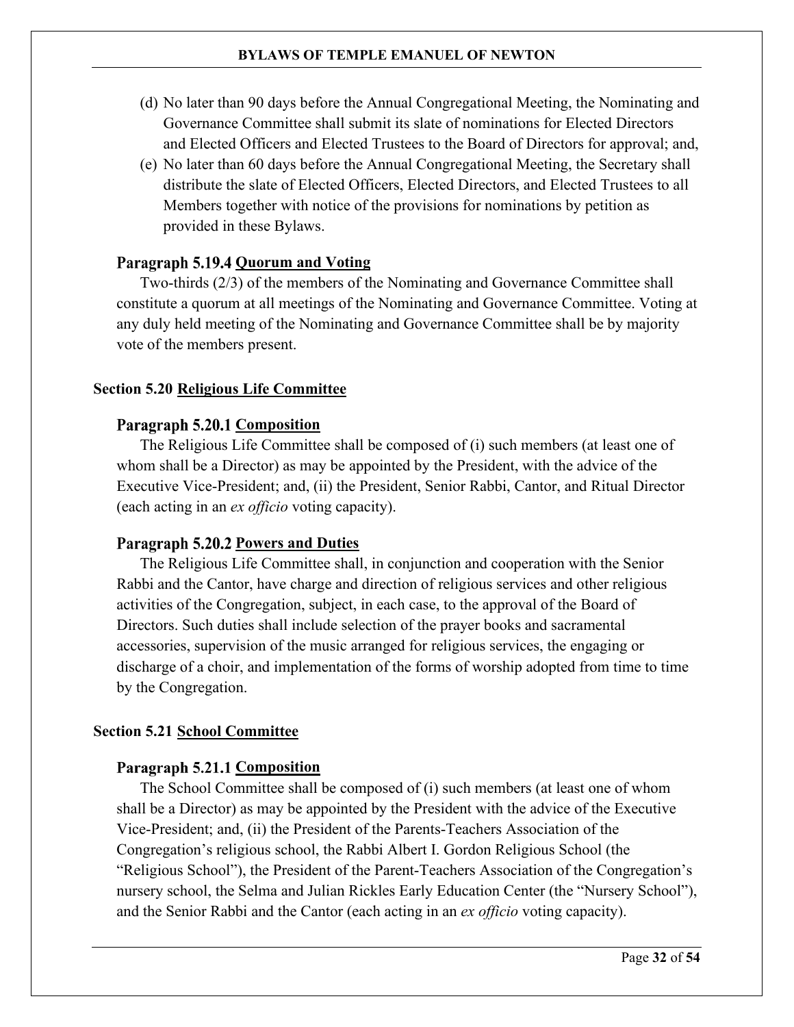(d) No later than 90 days before the Annual Congregational Meeting, the Nominating and Governance Committee shall submit its slate of nominations for Elected Directors and Elected Officers and Elected Trustees to the Board of Directors for approval; and,

(e) No later than 60 days before the Annual Congregational Meeting, the Secretary shall distribute the slate of Elected Officers, Elected Directors, and Elected Trustees to all Members together with notice of the provisions for nominations by petition as provided in these Bylaws.

### Paragraph 5.19.4 Quorum and Voting

Two-thirds (2/3) of the members of the Nominating and Governance Committee shall constitute a quorum at all meetings of the Nominating and Governance Committee. Voting at any duly held meeting of the Nominating and Governance Committee shall be by majority vote of the members present.

## Section 5.20 Religious Life Committee

### Paragraph 5.20.1 Composition

The Religious Life Committee shall be composed of (i) such members (at least one of whom shall be a Director) as may be appointed by the President, with the advice of the Executive Vice-President; and, (ii) the President, Senior Rabbi, Cantor, and Ritual Director (each acting in an *ex officio* voting capacity).

### Paragraph 5.20.2 Powers and Duties

The Religious Life Committee shall, in conjunction and cooperation with the Senior Rabbi and the Cantor, have charge and direction of religious services and other religious activities of the Congregation, subject, in each case, to the approval of the Board of Directors. Such duties shall include selection of the prayer books and sacramental accessories, supervision of the music arranged for religious services, the engaging or discharge of a choir, and implementation of the forms of worship adopted from time to time by the Congregation.

## Section 5.21 School Committee

### Paragraph 5.21.1 Composition

The School Committee shall be composed of (i) such members (at least one of whom shall be a Director) as may be appointed by the President with the advice of the Executive Vice-President; and, (ii) the President of the Parents-Teachers Association of the Congregation's religious school, the Rabbi Albert I. Gordon Religious School (the "Religious School"), the President of the Parent-Teachers Association of the Congregation's nursery school, the Selma and Julian Rickles Early Education Center (the "Nursery School"), and the Senior Rabbi and the Cantor (each acting in an *ex officio* voting capacity).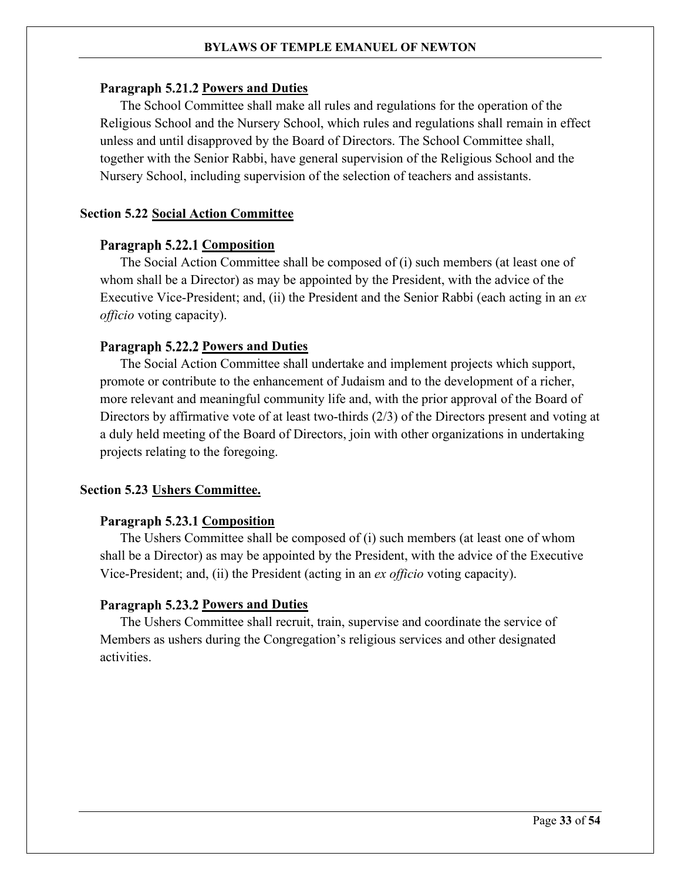#### Paragraph 5.21.2 Powers and Duties

The School Committee shall make all rules and regulations for the operation of the Religious School and the Nursery School, which rules and regulations shall remain in effect unless and until disapproved by the Board of Directors. The School Committee shall, together with the Senior Rabbi, have general supervision of the Religious School and the Nursery School, including supervision of the selection of teachers and assistants.

### Section 5.22 Social Action Committee

#### Paragraph 5.22.1 Composition

The Social Action Committee shall be composed of (i) such members (at least one of whom shall be a Director) as may be appointed by the President, with the advice of the Executive Vice-President; and, (ii) the President and the Senior Rabbi (each acting in an *ex officio* voting capacity).

#### Paragraph 5.22.2 Powers and Duties

The Social Action Committee shall undertake and implement projects which support, promote or contribute to the enhancement of Judaism and to the development of a richer, more relevant and meaningful community life and, with the prior approval of the Board of Directors by affirmative vote of at least two-thirds (2/3) of the Directors present and voting at a duly held meeting of the Board of Directors, join with other organizations in undertaking projects relating to the foregoing.

### Section 5.23 Ushers Committee.

#### Paragraph 5.23.1 Composition

The Ushers Committee shall be composed of (i) such members (at least one of whom shall be a Director) as may be appointed by the President, with the advice of the Executive Vice-President; and, (ii) the President (acting in an *ex officio* voting capacity).

#### Paragraph 5.23.2 Powers and Duties

The Ushers Committee shall recruit, train, supervise and coordinate the service of Members as ushers during the Congregation's religious services and other designated activities.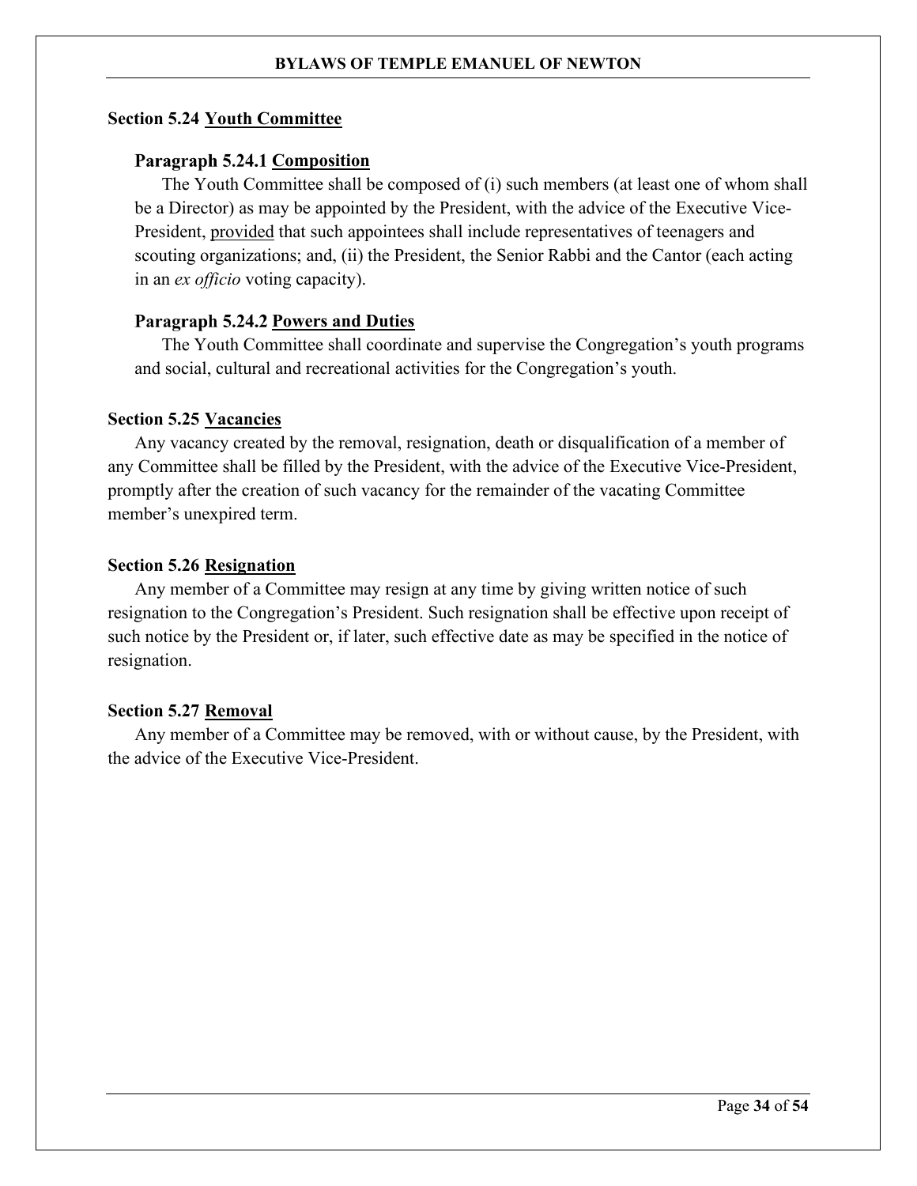### Section 5.24 <u>Youth Committee</u>

#### Paragraph 5.24.1 <u>Composition</u>

The Youth Committee shall be composed of (i) such members (at least one of whom shall be a Director) as may be appointed by the President, with the advice of the Executive Vice-President, <u>provided</u> that such appointees shall include representatives of teenagers and scouting organizations; and, (ii) the President, the Senior Rabbi and the Cantor (each acting in an *ex officio* voting capacity).

#### Paragraph 5.24.2 <u>Powers and Duties</u>

The Youth Committee shall coordinate and supervise the Congregation's youth programs and social, cultural and recreational activities for the Congregation's youth.

### Section 5.25 <u>Vacancies</u>

Any vacancy created by the removal, resignation, death or disqualification of a member of any Committee shall be filled by the President, with the advice of the Executive Vice-President, promptly after the creation of such vacancy for the remainder of the vacating Committee member's unexpired term.

### Section 5.26 <u>Resignation</u>

Any member of a Committee may resign at any time by giving written notice of such resignation to the Congregation's President. Such resignation shall be effective upon receipt of such notice by the President or, if later, such effective date as may be specified in the notice of resignation.

### Section 5.27 <u>Removal</u>

Any member of a Committee may be removed, with or without cause, by the President, with the advice of the Executive Vice-President.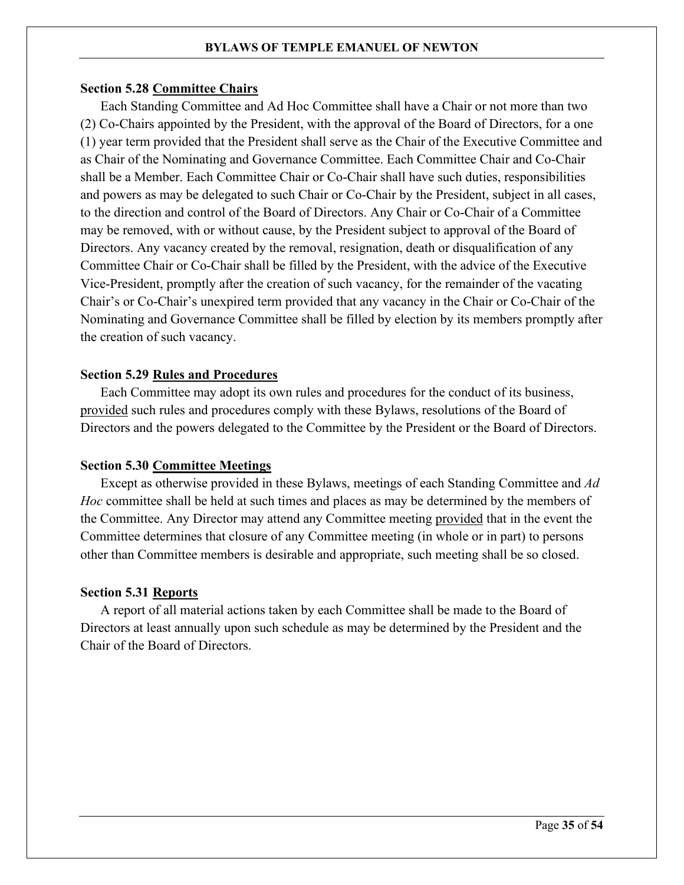**Section 5.28 <u>Committee Chairs</u>**

Each Standing Committee and Ad Hoc Committee shall have a Chair or not more than two (2) Co-Chairs appointed by the President, with the approval of the Board of Directors, for a one (1) year term provided that the President shall serve as the Chair of the Executive Committee and as Chair of the Nominating and Governance Committee. Each Committee Chair and Co-Chair shall be a Member. Each Committee Chair or Co-Chair shall have such duties, responsibilities and powers as may be delegated to such Chair or Co-Chair by the President, subject in all cases, to the direction and control of the Board of Directors. Any Chair or Co-Chair of a Committee may be removed, with or without cause, by the President subject to approval of the Board of Directors. Any vacancy created by the removal, resignation, death or disqualification of any Committee Chair or Co-Chair shall be filled by the President, with the advice of the Executive Vice-President, promptly after the creation of such vacancy, for the remainder of the vacating Chair's or Co-Chair's unexpired term provided that any vacancy in the Chair or Co-Chair of the Nominating and Governance Committee shall be filled by election by its members promptly after the creation of such vacancy.

**Section 5.29 <u>Rules and Procedures</u>**

Each Committee may adopt its own rules and procedures for the conduct of its business, <u>provided</u> such rules and procedures comply with these Bylaws, resolutions of the Board of Directors and the powers delegated to the Committee by the President or the Board of Directors.

**Section 5.30 <u>Committee Meetings</u>**

Except as otherwise provided in these Bylaws, meetings of each Standing Committee and *Ad Hoc* committee shall be held at such times and places as may be determined by the members of the Committee. Any Director may attend any Committee meeting <u>provided</u> that in the event the Committee determines that closure of any Committee meeting (in whole or in part) to persons other than Committee members is desirable and appropriate, such meeting shall be so closed.

**Section 5.31 <u>Reports</u>**

A report of all material actions taken by each Committee shall be made to the Board of Directors at least annually upon such schedule as may be determined by the President and the Chair of the Board of Directors.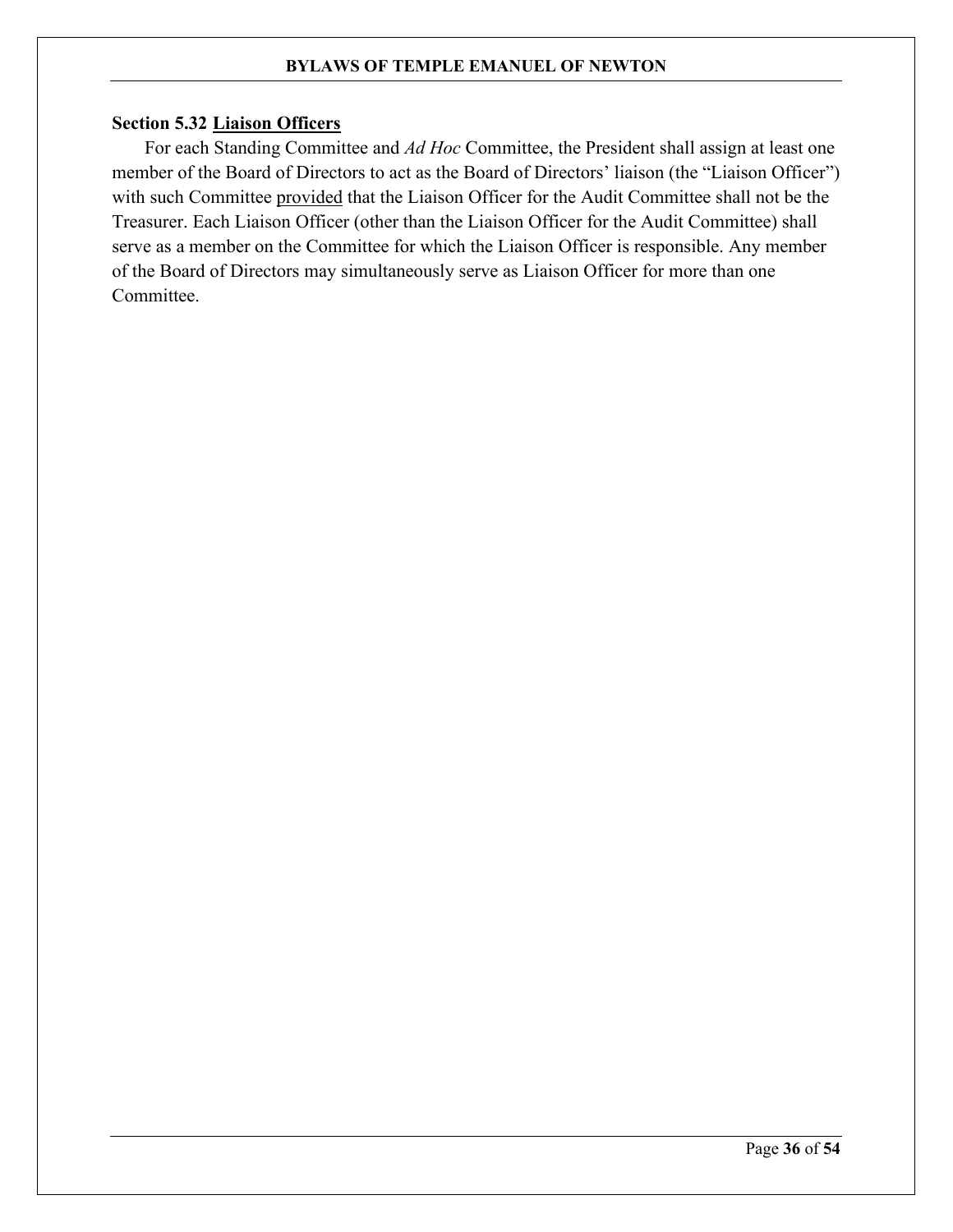### Section 5.32 <u>Liaison Officers</u>

For each Standing Committee and *Ad Hoc* Committee, the President shall assign at least one member of the Board of Directors to act as the Board of Directors' liaison (the "Liaison Officer") with such Committee <u>provided</u> that the Liaison Officer for the Audit Committee shall not be the Treasurer. Each Liaison Officer (other than the Liaison Officer for the Audit Committee) shall serve as a member on the Committee for which the Liaison Officer is responsible. Any member of the Board of Directors may simultaneously serve as Liaison Officer for more than one Committee.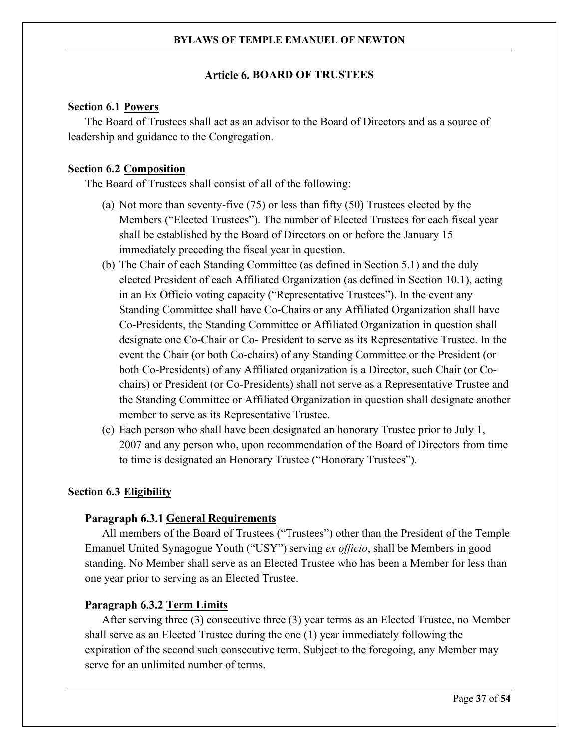## Article 6. BOARD OF TRUSTEES

**Section 6.1 Powers**

The Board of Trustees shall act as an advisor to the Board of Directors and as a source of leadership and guidance to the Congregation.

**Section 6.2 Composition**

The Board of Trustees shall consist of all of the following:

(a) Not more than seventy-five (75) or less than fifty (50) Trustees elected by the Members ("Elected Trustees"). The number of Elected Trustees for each fiscal year shall be established by the Board of Directors on or before the January 15 immediately preceding the fiscal year in question.

(b) The Chair of each Standing Committee (as defined in Section 5.1) and the duly elected President of each Affiliated Organization (as defined in Section 10.1), acting in an Ex Officio voting capacity ("Representative Trustees"). In the event any Standing Committee shall have Co-Chairs or any Affiliated Organization shall have Co-Presidents, the Standing Committee or Affiliated Organization in question shall designate one Co-Chair or Co- President to serve as its Representative Trustee. In the event the Chair (or both Co-chairs) of any Standing Committee or the President (or both Co-Presidents) of any Affiliated organization is a Director, such Chair (or Co-chairs) or President (or Co-Presidents) shall not serve as a Representative Trustee and the Standing Committee or Affiliated Organization in question shall designate another member to serve as its Representative Trustee.

(c) Each person who shall have been designated an honorary Trustee prior to July 1, 2007 and any person who, upon recommendation of the Board of Directors from time to time is designated an Honorary Trustee ("Honorary Trustees").

**Section 6.3 Eligibility**

**Paragraph 6.3.1 General Requirements**

All members of the Board of Trustees ("Trustees") other than the President of the Temple Emanuel United Synagogue Youth ("USY") serving *ex officio*, shall be Members in good standing. No Member shall serve as an Elected Trustee who has been a Member for less than one year prior to serving as an Elected Trustee.

**Paragraph 6.3.2 Term Limits**

After serving three (3) consecutive three (3) year terms as an Elected Trustee, no Member shall serve as an Elected Trustee during the one (1) year immediately following the expiration of the second such consecutive term. Subject to the foregoing, any Member may serve for an unlimited number of terms.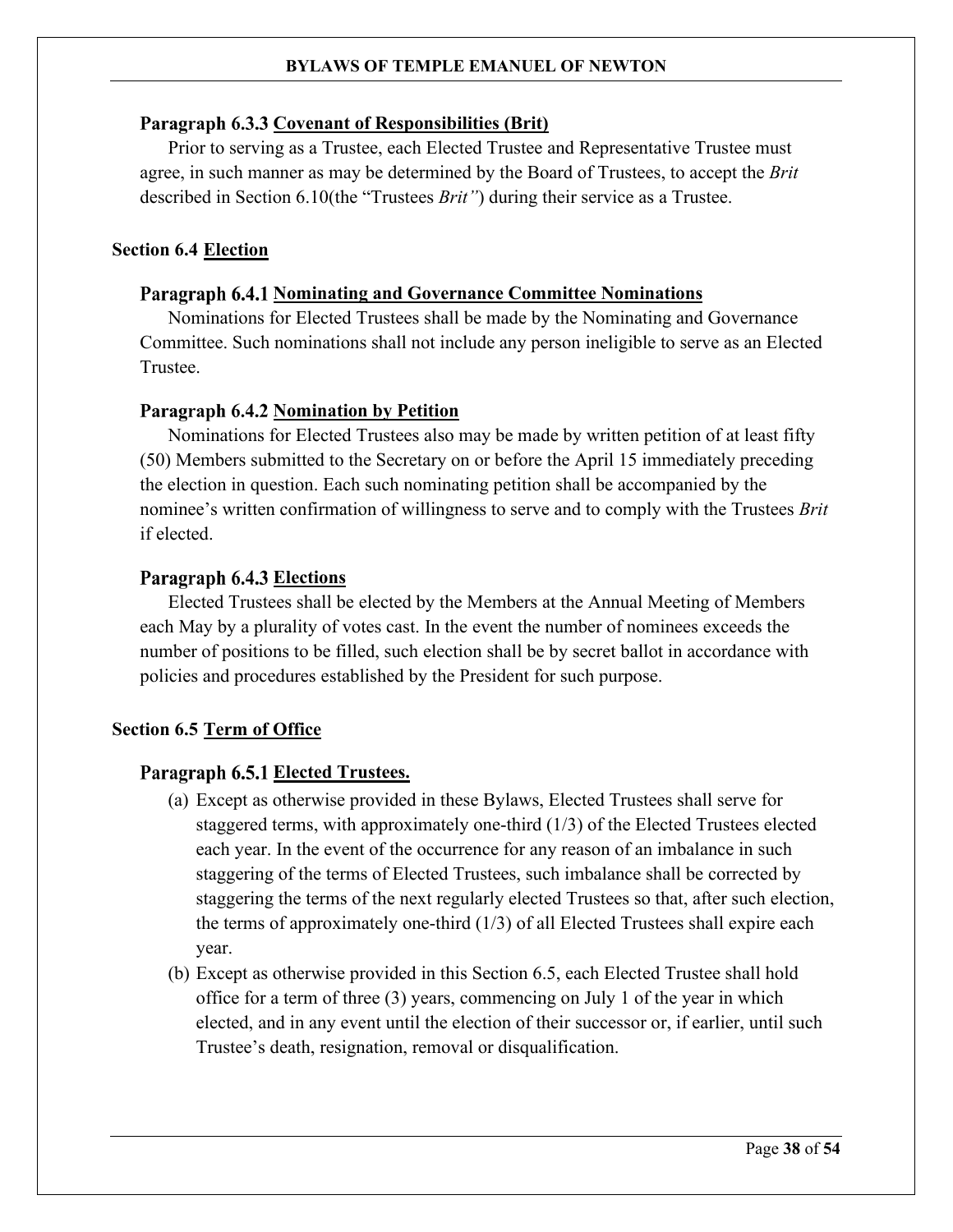#### Paragraph 6.3.3 Covenant of Responsibilities (Brit)

Prior to serving as a Trustee, each Elected Trustee and Representative Trustee must agree, in such manner as may be determined by the Board of Trustees, to accept the *Brit* described in Section 6.10(the "Trustees *Brit"*) during their service as a Trustee.

### Section 6.4 Election

#### Paragraph 6.4.1 Nominating and Governance Committee Nominations

Nominations for Elected Trustees shall be made by the Nominating and Governance Committee. Such nominations shall not include any person ineligible to serve as an Elected Trustee.

#### Paragraph 6.4.2 Nomination by Petition

Nominations for Elected Trustees also may be made by written petition of at least fifty (50) Members submitted to the Secretary on or before the April 15 immediately preceding the election in question. Each such nominating petition shall be accompanied by the nominee's written confirmation of willingness to serve and to comply with the Trustees *Brit* if elected.

#### Paragraph 6.4.3 Elections

Elected Trustees shall be elected by the Members at the Annual Meeting of Members each May by a plurality of votes cast. In the event the number of nominees exceeds the number of positions to be filled, such election shall be by secret ballot in accordance with policies and procedures established by the President for such purpose.

### Section 6.5 Term of Office

#### Paragraph 6.5.1 Elected Trustees.

(a) Except as otherwise provided in these Bylaws, Elected Trustees shall serve for staggered terms, with approximately one-third (1/3) of the Elected Trustees elected each year. In the event of the occurrence for any reason of an imbalance in such staggering of the terms of Elected Trustees, such imbalance shall be corrected by staggering the terms of the next regularly elected Trustees so that, after such election, the terms of approximately one-third (1/3) of all Elected Trustees shall expire each year.

(b) Except as otherwise provided in this Section 6.5, each Elected Trustee shall hold office for a term of three (3) years, commencing on July 1 of the year in which elected, and in any event until the election of their successor or, if earlier, until such Trustee's death, resignation, removal or disqualification.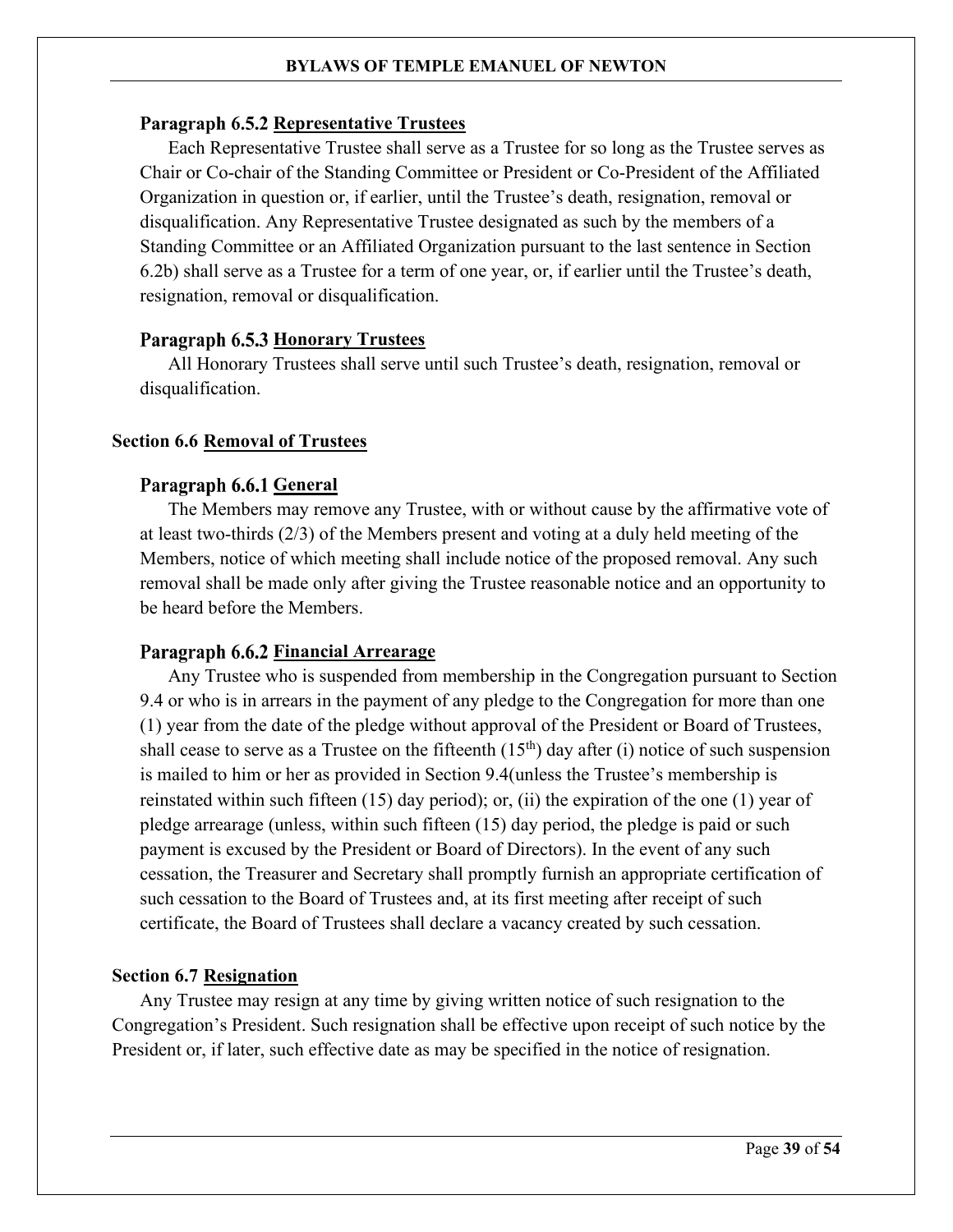#### Paragraph 6.5.2 Representative Trustees

Each Representative Trustee shall serve as a Trustee for so long as the Trustee serves as Chair or Co-chair of the Standing Committee or President or Co-President of the Affiliated Organization in question or, if earlier, until the Trustee's death, resignation, removal or disqualification. Any Representative Trustee designated as such by the members of a Standing Committee or an Affiliated Organization pursuant to the last sentence in Section 6.2b) shall serve as a Trustee for a term of one year, or, if earlier until the Trustee's death, resignation, removal or disqualification.

#### Paragraph 6.5.3 Honorary Trustees

All Honorary Trustees shall serve until such Trustee's death, resignation, removal or disqualification.

### Section 6.6 Removal of Trustees

#### Paragraph 6.6.1 General

The Members may remove any Trustee, with or without cause by the affirmative vote of at least two-thirds (2/3) of the Members present and voting at a duly held meeting of the Members, notice of which meeting shall include notice of the proposed removal. Any such removal shall be made only after giving the Trustee reasonable notice and an opportunity to be heard before the Members.

#### Paragraph 6.6.2 Financial Arrearage

Any Trustee who is suspended from membership in the Congregation pursuant to Section 9.4 or who is in arrears in the payment of any pledge to the Congregation for more than one (1) year from the date of the pledge without approval of the President or Board of Trustees, shall cease to serve as a Trustee on the fifteenth (15th) day after (i) notice of such suspension is mailed to him or her as provided in Section 9.4(unless the Trustee's membership is reinstated within such fifteen (15) day period); or, (ii) the expiration of the one (1) year of pledge arrearage (unless, within such fifteen (15) day period, the pledge is paid or such payment is excused by the President or Board of Directors). In the event of any such cessation, the Treasurer and Secretary shall promptly furnish an appropriate certification of such cessation to the Board of Trustees and, at its first meeting after receipt of such certificate, the Board of Trustees shall declare a vacancy created by such cessation.

### Section 6.7 Resignation

Any Trustee may resign at any time by giving written notice of such resignation to the Congregation's President. Such resignation shall be effective upon receipt of such notice by the President or, if later, such effective date as may be specified in the notice of resignation.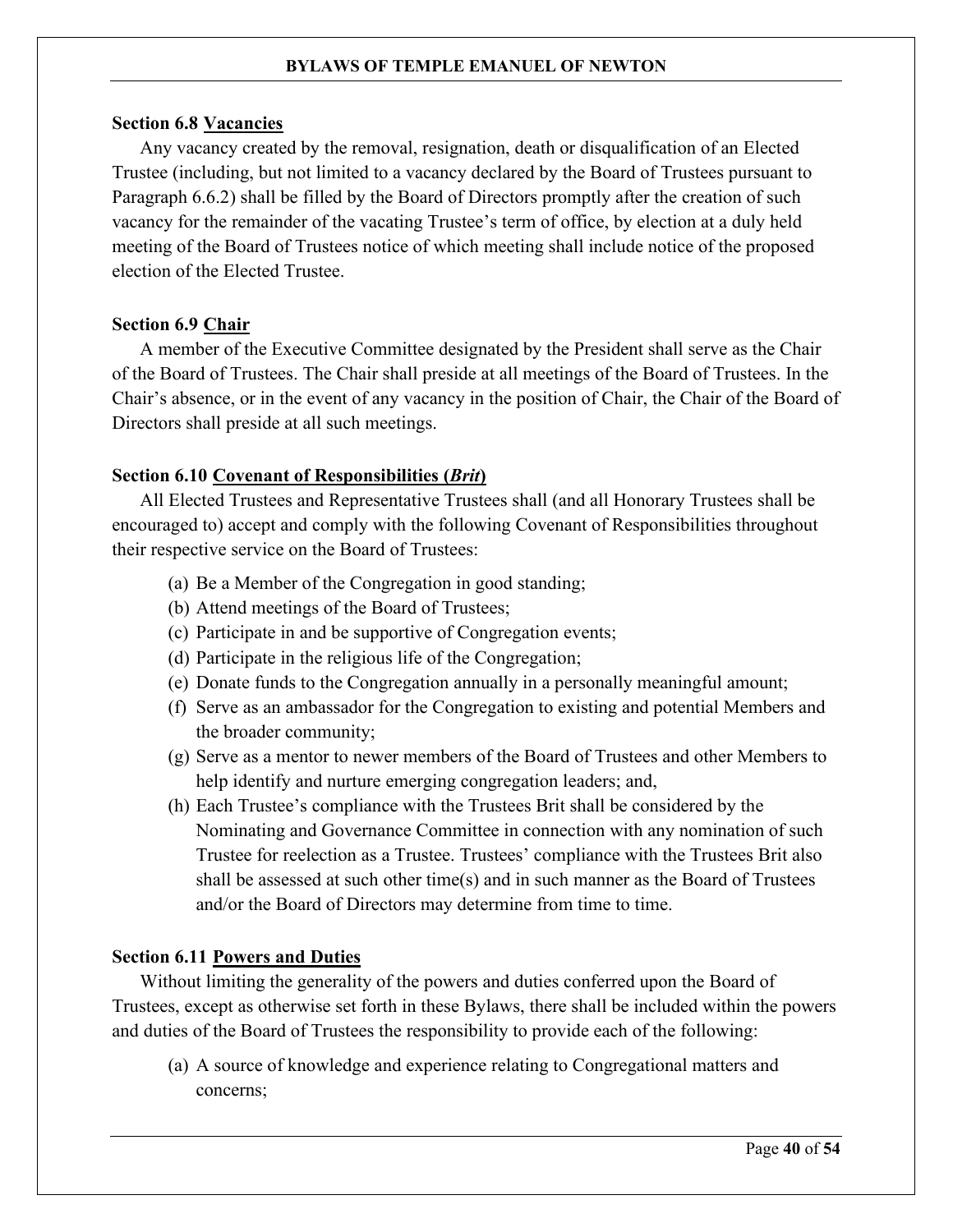### Section 6.8 <u>Vacancies</u>

Any vacancy created by the removal, resignation, death or disqualification of an Elected Trustee (including, but not limited to a vacancy declared by the Board of Trustees pursuant to Paragraph 6.6.2) shall be filled by the Board of Directors promptly after the creation of such vacancy for the remainder of the vacating Trustee's term of office, by election at a duly held meeting of the Board of Trustees notice of which meeting shall include notice of the proposed election of the Elected Trustee.

### Section 6.9 <u>Chair</u>

A member of the Executive Committee designated by the President shall serve as the Chair of the Board of Trustees. The Chair shall preside at all meetings of the Board of Trustees. In the Chair's absence, or in the event of any vacancy in the position of Chair, the Chair of the Board of Directors shall preside at all such meetings.

### Section 6.10 <u>Covenant of Responsibilities (*Brit*)</u>

All Elected Trustees and Representative Trustees shall (and all Honorary Trustees shall be encouraged to) accept and comply with the following Covenant of Responsibilities throughout their respective service on the Board of Trustees:

(a) Be a Member of the Congregation in good standing;

(b) Attend meetings of the Board of Trustees;

(c) Participate in and be supportive of Congregation events;

(d) Participate in the religious life of the Congregation;

(e) Donate funds to the Congregation annually in a personally meaningful amount;

(f) Serve as an ambassador for the Congregation to existing and potential Members and the broader community;

(g) Serve as a mentor to newer members of the Board of Trustees and other Members to help identify and nurture emerging congregation leaders; and,

(h) Each Trustee's compliance with the Trustees Brit shall be considered by the Nominating and Governance Committee in connection with any nomination of such Trustee for reelection as a Trustee. Trustees' compliance with the Trustees Brit also shall be assessed at such other time(s) and in such manner as the Board of Trustees and/or the Board of Directors may determine from time to time.

### Section 6.11 <u>Powers and Duties</u>

Without limiting the generality of the powers and duties conferred upon the Board of Trustees, except as otherwise set forth in these Bylaws, there shall be included within the powers and duties of the Board of Trustees the responsibility to provide each of the following:

(a) A source of knowledge and experience relating to Congregational matters and concerns;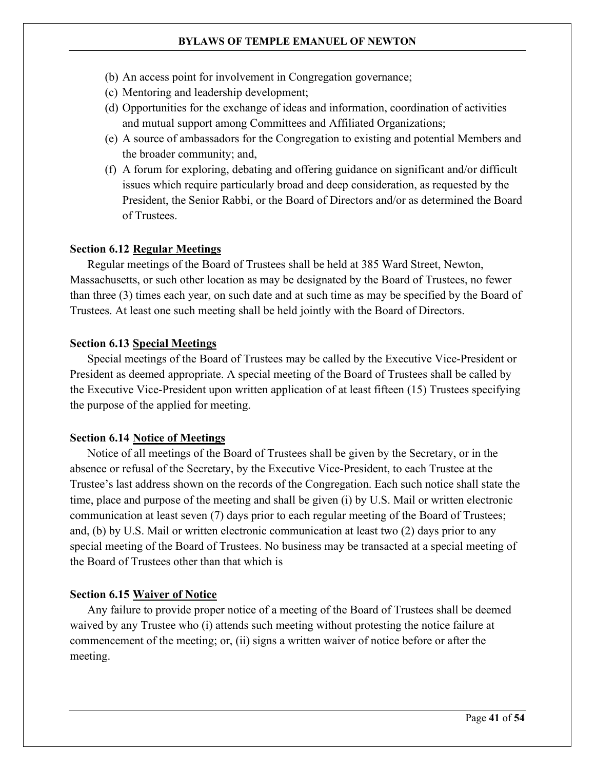(b) An access point for involvement in Congregation governance;
(c) Mentoring and leadership development;
(d) Opportunities for the exchange of ideas and information, coordination of activities and mutual support among Committees and Affiliated Organizations;
(e) A source of ambassadors for the Congregation to existing and potential Members and the broader community; and,
(f) A forum for exploring, debating and offering guidance on significant and/or difficult issues which require particularly broad and deep consideration, as requested by the President, the Senior Rabbi, or the Board of Directors and/or as determined the Board of Trustees.

**Section 6.12 Regular Meetings**

Regular meetings of the Board of Trustees shall be held at 385 Ward Street, Newton, Massachusetts, or such other location as may be designated by the Board of Trustees, no fewer than three (3) times each year, on such date and at such time as may be specified by the Board of Trustees. At least one such meeting shall be held jointly with the Board of Directors.

**Section 6.13 Special Meetings**

Special meetings of the Board of Trustees may be called by the Executive Vice-President or President as deemed appropriate. A special meeting of the Board of Trustees shall be called by the Executive Vice-President upon written application of at least fifteen (15) Trustees specifying the purpose of the applied for meeting.

**Section 6.14 Notice of Meetings**

Notice of all meetings of the Board of Trustees shall be given by the Secretary, or in the absence or refusal of the Secretary, by the Executive Vice-President, to each Trustee at the Trustee's last address shown on the records of the Congregation. Each such notice shall state the time, place and purpose of the meeting and shall be given (i) by U.S. Mail or written electronic communication at least seven (7) days prior to each regular meeting of the Board of Trustees; and, (b) by U.S. Mail or written electronic communication at least two (2) days prior to any special meeting of the Board of Trustees. No business may be transacted at a special meeting of the Board of Trustees other than that which is

**Section 6.15 Waiver of Notice**

Any failure to provide proper notice of a meeting of the Board of Trustees shall be deemed waived by any Trustee who (i) attends such meeting without protesting the notice failure at commencement of the meeting; or, (ii) signs a written waiver of notice before or after the meeting.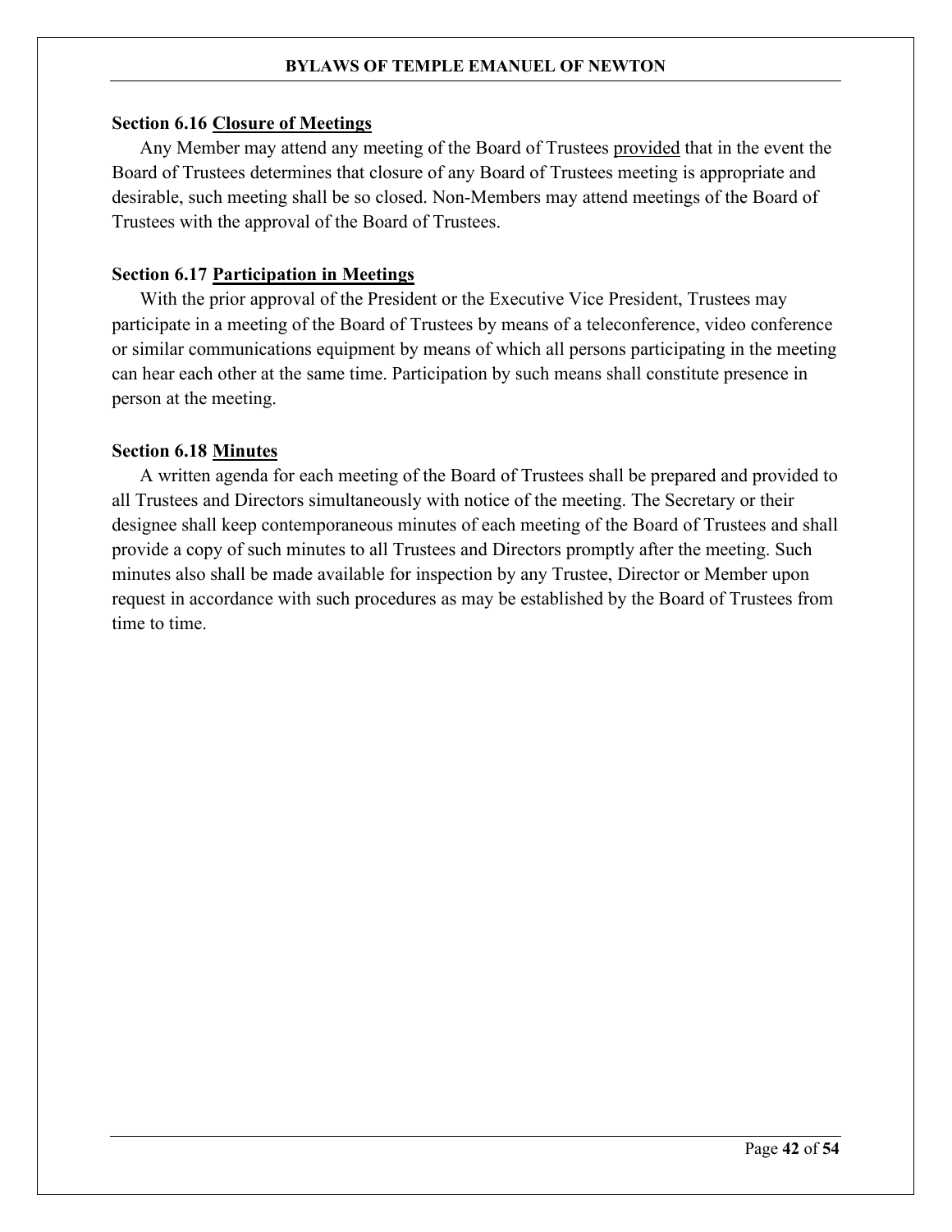### Section 6.16 Closure of Meetings

Any Member may attend any meeting of the Board of Trustees provided that in the event the Board of Trustees determines that closure of any Board of Trustees meeting is appropriate and desirable, such meeting shall be so closed. Non-Members may attend meetings of the Board of Trustees with the approval of the Board of Trustees.

### Section 6.17 Participation in Meetings

With the prior approval of the President or the Executive Vice President, Trustees may participate in a meeting of the Board of Trustees by means of a teleconference, video conference or similar communications equipment by means of which all persons participating in the meeting can hear each other at the same time. Participation by such means shall constitute presence in person at the meeting.

### Section 6.18 Minutes

A written agenda for each meeting of the Board of Trustees shall be prepared and provided to all Trustees and Directors simultaneously with notice of the meeting. The Secretary or their designee shall keep contemporaneous minutes of each meeting of the Board of Trustees and shall provide a copy of such minutes to all Trustees and Directors promptly after the meeting. Such minutes also shall be made available for inspection by any Trustee, Director or Member upon request in accordance with such procedures as may be established by the Board of Trustees from time to time.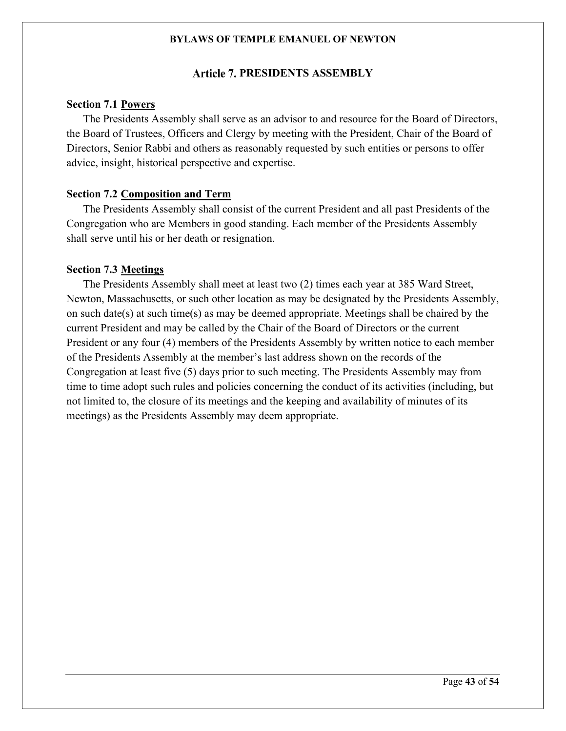# Article 7. PRESIDENTS ASSEMBLY

**Section 7.1 <u>Powers</u>**

The Presidents Assembly shall serve as an advisor to and resource for the Board of Directors, the Board of Trustees, Officers and Clergy by meeting with the President, Chair of the Board of Directors, Senior Rabbi and others as reasonably requested by such entities or persons to offer advice, insight, historical perspective and expertise.

**Section 7.2 <u>Composition and Term</u>**

The Presidents Assembly shall consist of the current President and all past Presidents of the Congregation who are Members in good standing. Each member of the Presidents Assembly shall serve until his or her death or resignation.

**Section 7.3 <u>Meetings</u>**

The Presidents Assembly shall meet at least two (2) times each year at 385 Ward Street, Newton, Massachusetts, or such other location as may be designated by the Presidents Assembly, on such date(s) at such time(s) as may be deemed appropriate. Meetings shall be chaired by the current President and may be called by the Chair of the Board of Directors or the current President or any four (4) members of the Presidents Assembly by written notice to each member of the Presidents Assembly at the member's last address shown on the records of the Congregation at least five (5) days prior to such meeting. The Presidents Assembly may from time to time adopt such rules and policies concerning the conduct of its activities (including, but not limited to, the closure of its meetings and the keeping and availability of minutes of its meetings) as the Presidents Assembly may deem appropriate.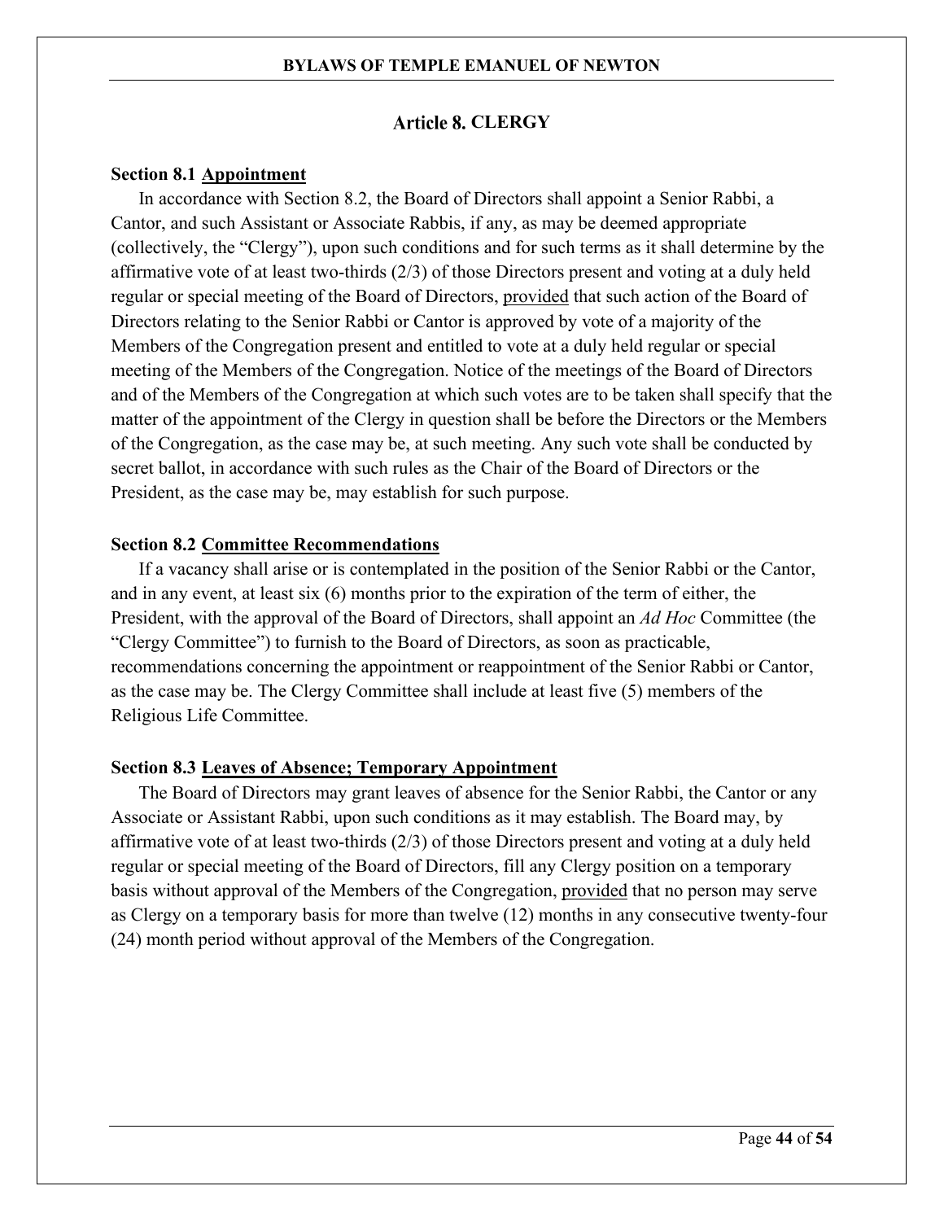## Article 8. CLERGY

**Section 8.1 Appointment**

In accordance with Section 8.2, the Board of Directors shall appoint a Senior Rabbi, a Cantor, and such Assistant or Associate Rabbis, if any, as may be deemed appropriate (collectively, the "Clergy"), upon such conditions and for such terms as it shall determine by the affirmative vote of at least two-thirds (2/3) of those Directors present and voting at a duly held regular or special meeting of the Board of Directors, provided that such action of the Board of Directors relating to the Senior Rabbi or Cantor is approved by vote of a majority of the Members of the Congregation present and entitled to vote at a duly held regular or special meeting of the Members of the Congregation. Notice of the meetings of the Board of Directors and of the Members of the Congregation at which such votes are to be taken shall specify that the matter of the appointment of the Clergy in question shall be before the Directors or the Members of the Congregation, as the case may be, at such meeting. Any such vote shall be conducted by secret ballot, in accordance with such rules as the Chair of the Board of Directors or the President, as the case may be, may establish for such purpose.

**Section 8.2 Committee Recommendations**

If a vacancy shall arise or is contemplated in the position of the Senior Rabbi or the Cantor, and in any event, at least six (6) months prior to the expiration of the term of either, the President, with the approval of the Board of Directors, shall appoint an *Ad Hoc* Committee (the "Clergy Committee") to furnish to the Board of Directors, as soon as practicable, recommendations concerning the appointment or reappointment of the Senior Rabbi or Cantor, as the case may be. The Clergy Committee shall include at least five (5) members of the Religious Life Committee.

**Section 8.3 Leaves of Absence; Temporary Appointment**

The Board of Directors may grant leaves of absence for the Senior Rabbi, the Cantor or any Associate or Assistant Rabbi, upon such conditions as it may establish. The Board may, by affirmative vote of at least two-thirds (2/3) of those Directors present and voting at a duly held regular or special meeting of the Board of Directors, fill any Clergy position on a temporary basis without approval of the Members of the Congregation, provided that no person may serve as Clergy on a temporary basis for more than twelve (12) months in any consecutive twenty-four (24) month period without approval of the Members of the Congregation.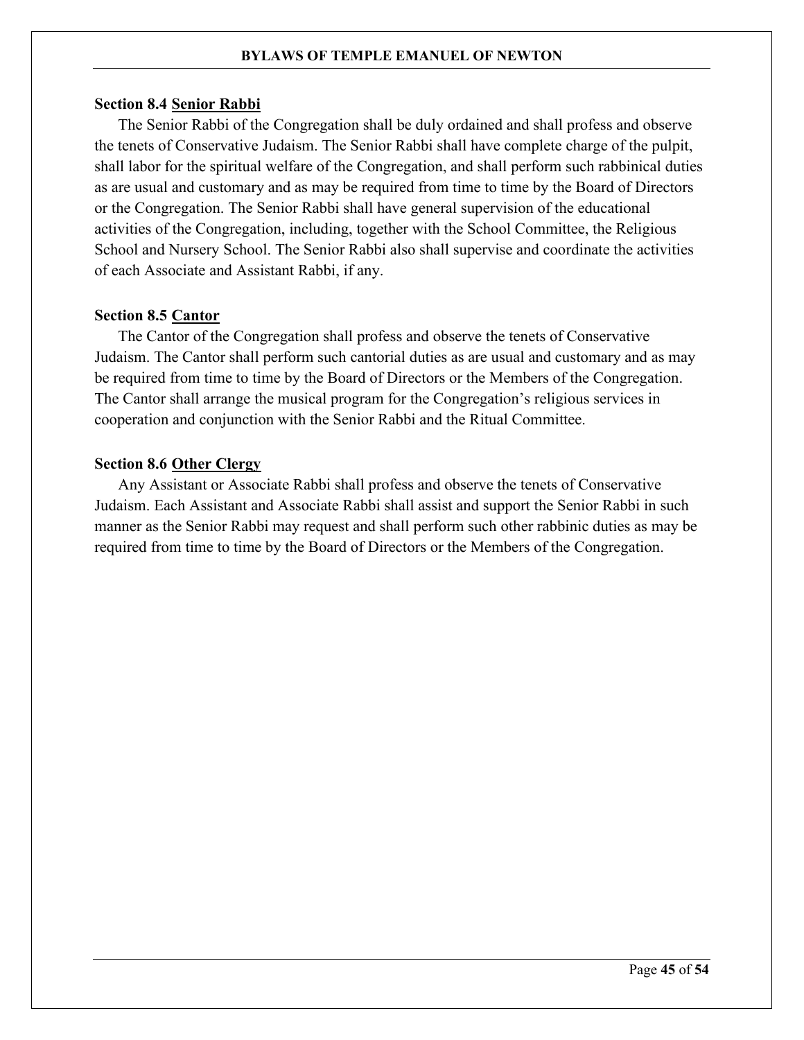### Section 8.4 Senior Rabbi

The Senior Rabbi of the Congregation shall be duly ordained and shall profess and observe the tenets of Conservative Judaism. The Senior Rabbi shall have complete charge of the pulpit, shall labor for the spiritual welfare of the Congregation, and shall perform such rabbinical duties as are usual and customary and as may be required from time to time by the Board of Directors or the Congregation. The Senior Rabbi shall have general supervision of the educational activities of the Congregation, including, together with the School Committee, the Religious School and Nursery School. The Senior Rabbi also shall supervise and coordinate the activities of each Associate and Assistant Rabbi, if any.

### Section 8.5 Cantor

The Cantor of the Congregation shall profess and observe the tenets of Conservative Judaism. The Cantor shall perform such cantorial duties as are usual and customary and as may be required from time to time by the Board of Directors or the Members of the Congregation. The Cantor shall arrange the musical program for the Congregation's religious services in cooperation and conjunction with the Senior Rabbi and the Ritual Committee.

### Section 8.6 Other Clergy

Any Assistant or Associate Rabbi shall profess and observe the tenets of Conservative Judaism. Each Assistant and Associate Rabbi shall assist and support the Senior Rabbi in such manner as the Senior Rabbi may request and shall perform such other rabbinic duties as may be required from time to time by the Board of Directors or the Members of the Congregation.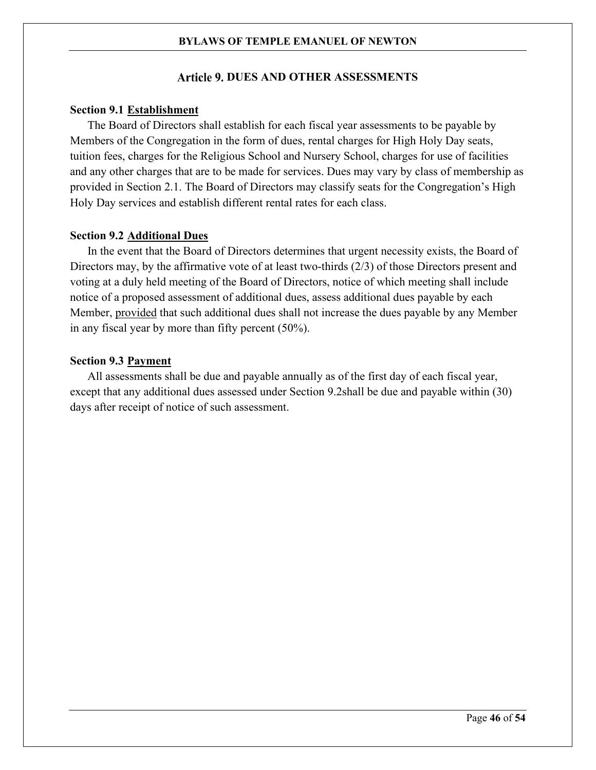## Article 9. DUES AND OTHER ASSESSMENTS

**Section 9.1 Establishment**

The Board of Directors shall establish for each fiscal year assessments to be payable by Members of the Congregation in the form of dues, rental charges for High Holy Day seats, tuition fees, charges for the Religious School and Nursery School, charges for use of facilities and any other charges that are to be made for services. Dues may vary by class of membership as provided in Section 2.1. The Board of Directors may classify seats for the Congregation's High Holy Day services and establish different rental rates for each class.

**Section 9.2 Additional Dues**

In the event that the Board of Directors determines that urgent necessity exists, the Board of Directors may, by the affirmative vote of at least two-thirds (2/3) of those Directors present and voting at a duly held meeting of the Board of Directors, notice of which meeting shall include notice of a proposed assessment of additional dues, assess additional dues payable by each Member, provided that such additional dues shall not increase the dues payable by any Member in any fiscal year by more than fifty percent (50%).

**Section 9.3 Payment**

All assessments shall be due and payable annually as of the first day of each fiscal year, except that any additional dues assessed under Section 9.2shall be due and payable within (30) days after receipt of notice of such assessment.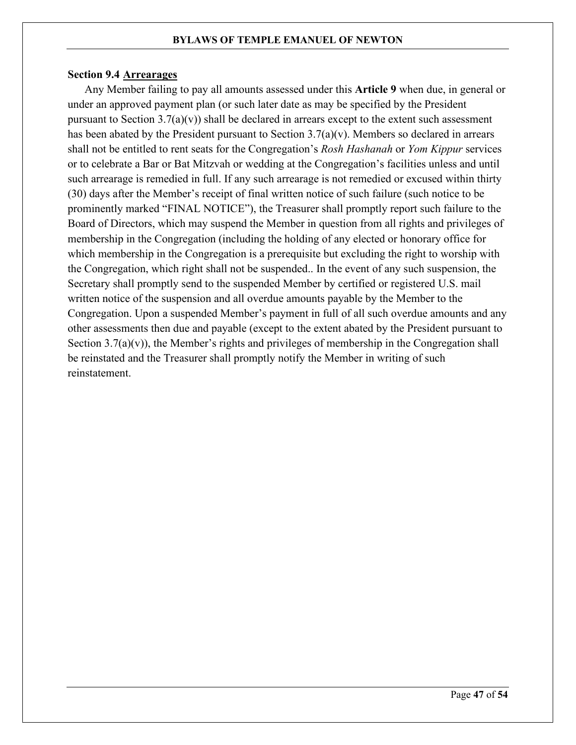### Section 9.4 Arrearages

Any Member failing to pay all amounts assessed under this **Article 9** when due, in general or under an approved payment plan (or such later date as may be specified by the President pursuant to Section 3.7(a)(v)) shall be declared in arrears except to the extent such assessment has been abated by the President pursuant to Section 3.7(a)(v). Members so declared in arrears shall not be entitled to rent seats for the Congregation's *Rosh Hashanah* or *Yom Kippur* services or to celebrate a Bar or Bat Mitzvah or wedding at the Congregation's facilities unless and until such arrearage is remedied in full. If any such arrearage is not remedied or excused within thirty (30) days after the Member's receipt of final written notice of such failure (such notice to be prominently marked "FINAL NOTICE"), the Treasurer shall promptly report such failure to the Board of Directors, which may suspend the Member in question from all rights and privileges of membership in the Congregation (including the holding of any elected or honorary office for which membership in the Congregation is a prerequisite but excluding the right to worship with the Congregation, which right shall not be suspended.. In the event of any such suspension, the Secretary shall promptly send to the suspended Member by certified or registered U.S. mail written notice of the suspension and all overdue amounts payable by the Member to the Congregation. Upon a suspended Member's payment in full of all such overdue amounts and any other assessments then due and payable (except to the extent abated by the President pursuant to Section 3.7(a)(v)), the Member's rights and privileges of membership in the Congregation shall be reinstated and the Treasurer shall promptly notify the Member in writing of such reinstatement.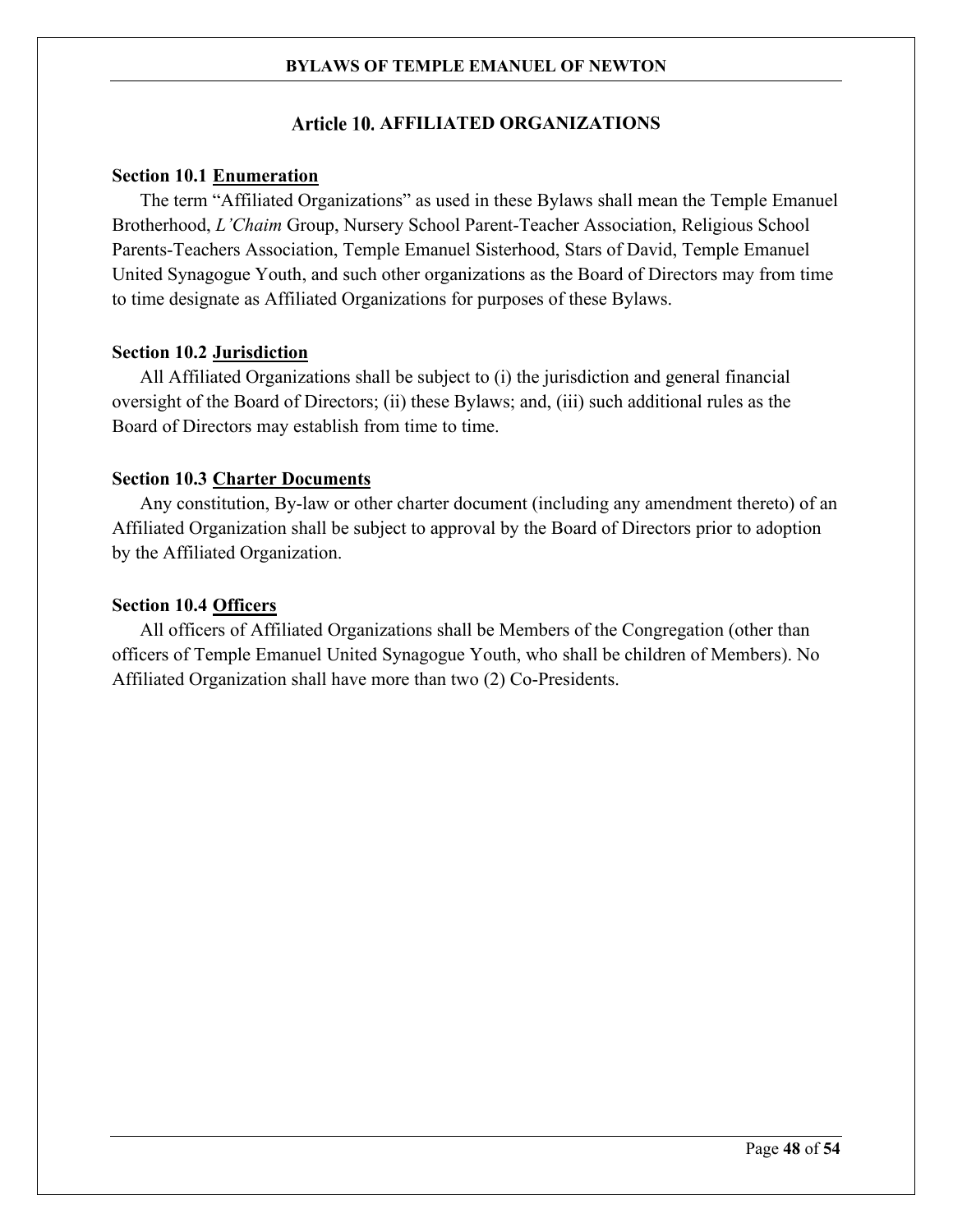## Article 10. AFFILIATED ORGANIZATIONS

**Section 10.1 Enumeration**

The term "Affiliated Organizations" as used in these Bylaws shall mean the Temple Emanuel Brotherhood, *L'Chaim* Group, Nursery School Parent-Teacher Association, Religious School Parents-Teachers Association, Temple Emanuel Sisterhood, Stars of David, Temple Emanuel United Synagogue Youth, and such other organizations as the Board of Directors may from time to time designate as Affiliated Organizations for purposes of these Bylaws.

**Section 10.2 Jurisdiction**

All Affiliated Organizations shall be subject to (i) the jurisdiction and general financial oversight of the Board of Directors; (ii) these Bylaws; and, (iii) such additional rules as the Board of Directors may establish from time to time.

**Section 10.3 Charter Documents**

Any constitution, By-law or other charter document (including any amendment thereto) of an Affiliated Organization shall be subject to approval by the Board of Directors prior to adoption by the Affiliated Organization.

**Section 10.4 Officers**

All officers of Affiliated Organizations shall be Members of the Congregation (other than officers of Temple Emanuel United Synagogue Youth, who shall be children of Members). No Affiliated Organization shall have more than two (2) Co-Presidents.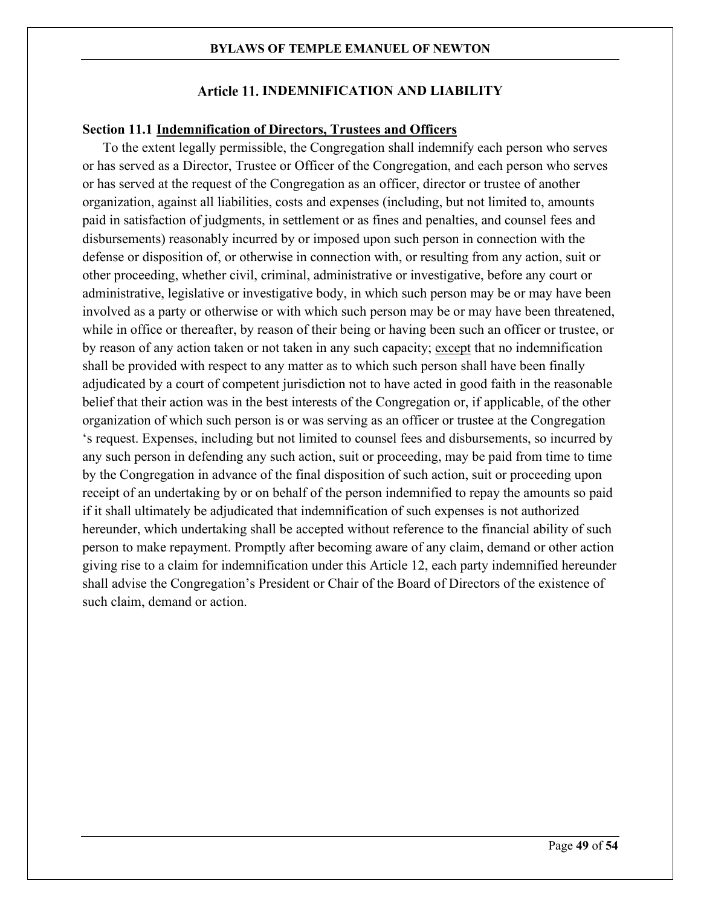## Article 11. INDEMNIFICATION AND LIABILITY

### Section 11.1 Indemnification of Directors, Trustees and Officers

To the extent legally permissible, the Congregation shall indemnify each person who serves or has served as a Director, Trustee or Officer of the Congregation, and each person who serves or has served at the request of the Congregation as an officer, director or trustee of another organization, against all liabilities, costs and expenses (including, but not limited to, amounts paid in satisfaction of judgments, in settlement or as fines and penalties, and counsel fees and disbursements) reasonably incurred by or imposed upon such person in connection with the defense or disposition of, or otherwise in connection with, or resulting from any action, suit or other proceeding, whether civil, criminal, administrative or investigative, before any court or administrative, legislative or investigative body, in which such person may be or may have been involved as a party or otherwise or with which such person may be or may have been threatened, while in office or thereafter, by reason of their being or having been such an officer or trustee, or by reason of any action taken or not taken in any such capacity; except that no indemnification shall be provided with respect to any matter as to which such person shall have been finally adjudicated by a court of competent jurisdiction not to have acted in good faith in the reasonable belief that their action was in the best interests of the Congregation or, if applicable, of the other organization of which such person is or was serving as an officer or trustee at the Congregation 's request. Expenses, including but not limited to counsel fees and disbursements, so incurred by any such person in defending any such action, suit or proceeding, may be paid from time to time by the Congregation in advance of the final disposition of such action, suit or proceeding upon receipt of an undertaking by or on behalf of the person indemnified to repay the amounts so paid if it shall ultimately be adjudicated that indemnification of such expenses is not authorized hereunder, which undertaking shall be accepted without reference to the financial ability of such person to make repayment. Promptly after becoming aware of any claim, demand or other action giving rise to a claim for indemnification under this Article 12, each party indemnified hereunder shall advise the Congregation's President or Chair of the Board of Directors of the existence of such claim, demand or action.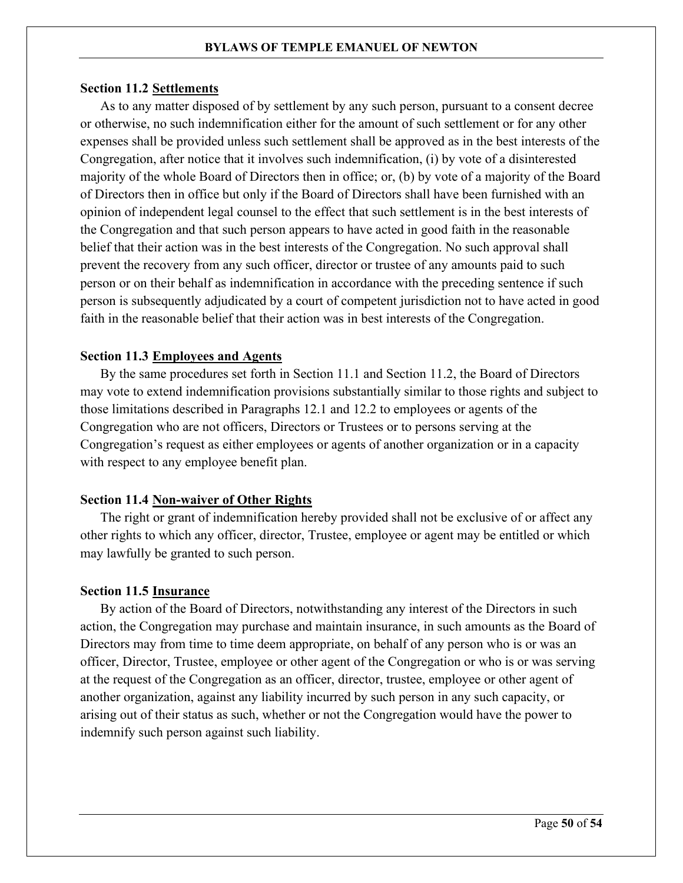### Section 11.2 Settlements

As to any matter disposed of by settlement by any such person, pursuant to a consent decree or otherwise, no such indemnification either for the amount of such settlement or for any other expenses shall be provided unless such settlement shall be approved as in the best interests of the Congregation, after notice that it involves such indemnification, (i) by vote of a disinterested majority of the whole Board of Directors then in office; or, (b) by vote of a majority of the Board of Directors then in office but only if the Board of Directors shall have been furnished with an opinion of independent legal counsel to the effect that such settlement is in the best interests of the Congregation and that such person appears to have acted in good faith in the reasonable belief that their action was in the best interests of the Congregation. No such approval shall prevent the recovery from any such officer, director or trustee of any amounts paid to such person or on their behalf as indemnification in accordance with the preceding sentence if such person is subsequently adjudicated by a court of competent jurisdiction not to have acted in good faith in the reasonable belief that their action was in best interests of the Congregation.

### Section 11.3 Employees and Agents

By the same procedures set forth in Section 11.1 and Section 11.2, the Board of Directors may vote to extend indemnification provisions substantially similar to those rights and subject to those limitations described in Paragraphs 12.1 and 12.2 to employees or agents of the Congregation who are not officers, Directors or Trustees or to persons serving at the Congregation's request as either employees or agents of another organization or in a capacity with respect to any employee benefit plan.

### Section 11.4 Non-waiver of Other Rights

The right or grant of indemnification hereby provided shall not be exclusive of or affect any other rights to which any officer, director, Trustee, employee or agent may be entitled or which may lawfully be granted to such person.

### Section 11.5 Insurance

By action of the Board of Directors, notwithstanding any interest of the Directors in such action, the Congregation may purchase and maintain insurance, in such amounts as the Board of Directors may from time to time deem appropriate, on behalf of any person who is or was an officer, Director, Trustee, employee or other agent of the Congregation or who is or was serving at the request of the Congregation as an officer, director, trustee, employee or other agent of another organization, against any liability incurred by such person in any such capacity, or arising out of their status as such, whether or not the Congregation would have the power to indemnify such person against such liability.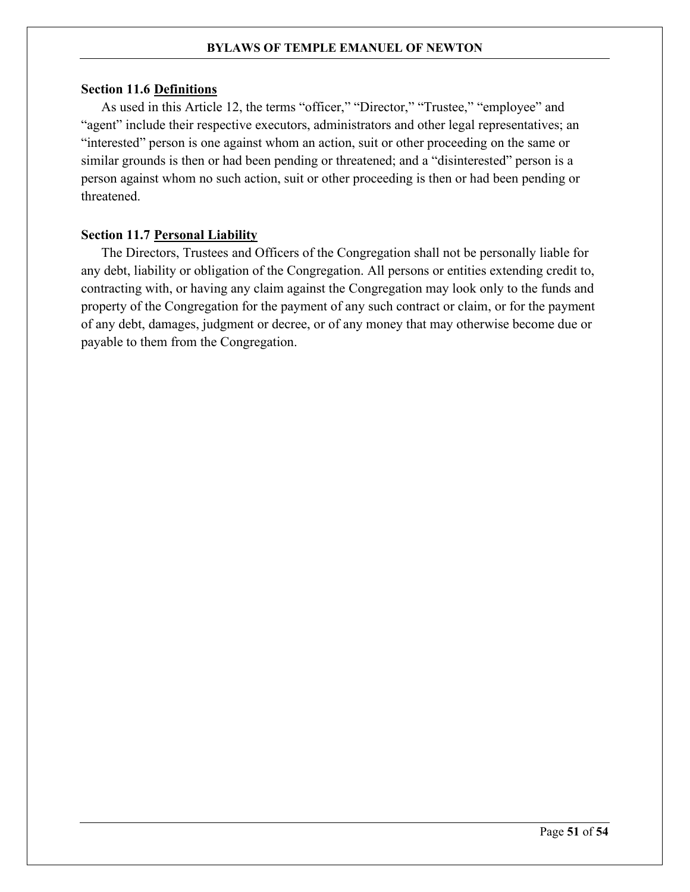### Section 11.6 <u>Definitions</u>

As used in this Article 12, the terms “officer,” “Director,” “Trustee,” “employee” and “agent” include their respective executors, administrators and other legal representatives; an “interested” person is one against whom an action, suit or other proceeding on the same or similar grounds is then or had been pending or threatened; and a “disinterested” person is a person against whom no such action, suit or other proceeding is then or had been pending or threatened.

### Section 11.7 <u>Personal Liability</u>

The Directors, Trustees and Officers of the Congregation shall not be personally liable for any debt, liability or obligation of the Congregation. All persons or entities extending credit to, contracting with, or having any claim against the Congregation may look only to the funds and property of the Congregation for the payment of any such contract or claim, or for the payment of any debt, damages, judgment or decree, or of any money that may otherwise become due or payable to them from the Congregation.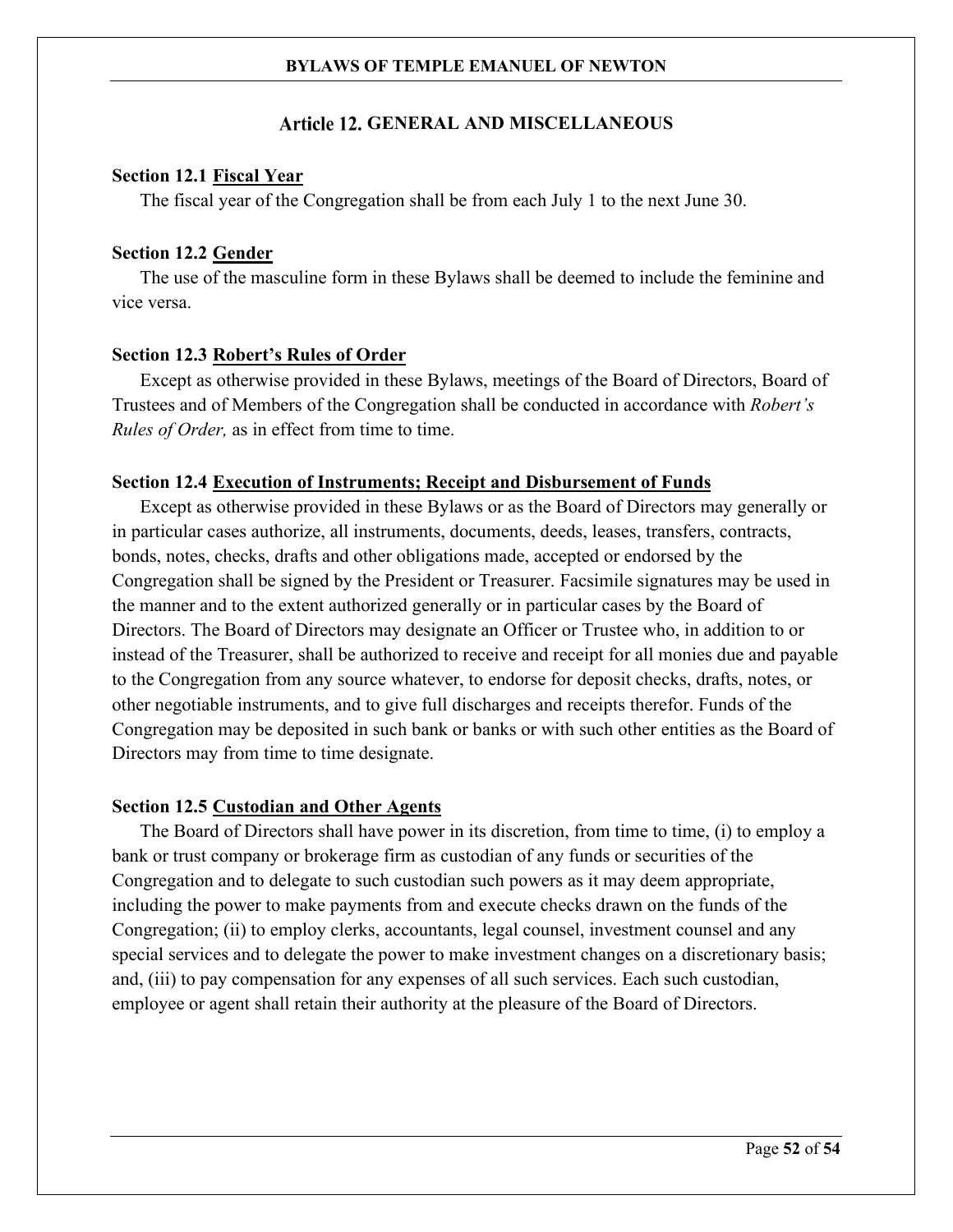## Article 12. GENERAL AND MISCELLANEOUS

**Section 12.1 Fiscal Year**

The fiscal year of the Congregation shall be from each July 1 to the next June 30.

**Section 12.2 Gender**

The use of the masculine form in these Bylaws shall be deemed to include the feminine and vice versa.

**Section 12.3 Robert's Rules of Order**

Except as otherwise provided in these Bylaws, meetings of the Board of Directors, Board of Trustees and of Members of the Congregation shall be conducted in accordance with *Robert's Rules of Order,* as in effect from time to time.

**Section 12.4 Execution of Instruments; Receipt and Disbursement of Funds**

Except as otherwise provided in these Bylaws or as the Board of Directors may generally or in particular cases authorize, all instruments, documents, deeds, leases, transfers, contracts, bonds, notes, checks, drafts and other obligations made, accepted or endorsed by the Congregation shall be signed by the President or Treasurer. Facsimile signatures may be used in the manner and to the extent authorized generally or in particular cases by the Board of Directors. The Board of Directors may designate an Officer or Trustee who, in addition to or instead of the Treasurer, shall be authorized to receive and receipt for all monies due and payable to the Congregation from any source whatever, to endorse for deposit checks, drafts, notes, or other negotiable instruments, and to give full discharges and receipts therefor. Funds of the Congregation may be deposited in such bank or banks or with such other entities as the Board of Directors may from time to time designate.

**Section 12.5 Custodian and Other Agents**

The Board of Directors shall have power in its discretion, from time to time, (i) to employ a bank or trust company or brokerage firm as custodian of any funds or securities of the Congregation and to delegate to such custodian such powers as it may deem appropriate, including the power to make payments from and execute checks drawn on the funds of the Congregation; (ii) to employ clerks, accountants, legal counsel, investment counsel and any special services and to delegate the power to make investment changes on a discretionary basis; and, (iii) to pay compensation for any expenses of all such services. Each such custodian, employee or agent shall retain their authority at the pleasure of the Board of Directors.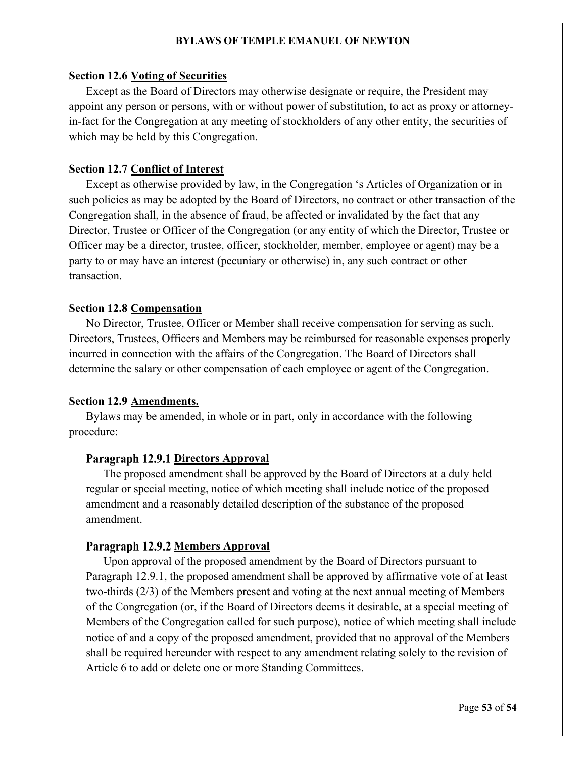### Section 12.6 <u>Voting of Securities</u>

Except as the Board of Directors may otherwise designate or require, the President may appoint any person or persons, with or without power of substitution, to act as proxy or attorney-in-fact for the Congregation at any meeting of stockholders of any other entity, the securities of which may be held by this Congregation.

### Section 12.7 <u>Conflict of Interest</u>

Except as otherwise provided by law, in the Congregation 's Articles of Organization or in such policies as may be adopted by the Board of Directors, no contract or other transaction of the Congregation shall, in the absence of fraud, be affected or invalidated by the fact that any Director, Trustee or Officer of the Congregation (or any entity of which the Director, Trustee or Officer may be a director, trustee, officer, stockholder, member, employee or agent) may be a party to or may have an interest (pecuniary or otherwise) in, any such contract or other transaction.

### Section 12.8 <u>Compensation</u>

No Director, Trustee, Officer or Member shall receive compensation for serving as such. Directors, Trustees, Officers and Members may be reimbursed for reasonable expenses properly incurred in connection with the affairs of the Congregation. The Board of Directors shall determine the salary or other compensation of each employee or agent of the Congregation.

### Section 12.9 <u>Amendments.</u>

Bylaws may be amended, in whole or in part, only in accordance with the following procedure:

#### Paragraph 12.9.1 <u>Directors Approval</u>

The proposed amendment shall be approved by the Board of Directors at a duly held regular or special meeting, notice of which meeting shall include notice of the proposed amendment and a reasonably detailed description of the substance of the proposed amendment.

#### Paragraph 12.9.2 <u>Members Approval</u>

Upon approval of the proposed amendment by the Board of Directors pursuant to Paragraph 12.9.1, the proposed amendment shall be approved by affirmative vote of at least two-thirds (2/3) of the Members present and voting at the next annual meeting of Members of the Congregation (or, if the Board of Directors deems it desirable, at a special meeting of Members of the Congregation called for such purpose), notice of which meeting shall include notice of and a copy of the proposed amendment, <u>provided</u> that no approval of the Members shall be required hereunder with respect to any amendment relating solely to the revision of Article 6 to add or delete one or more Standing Committees.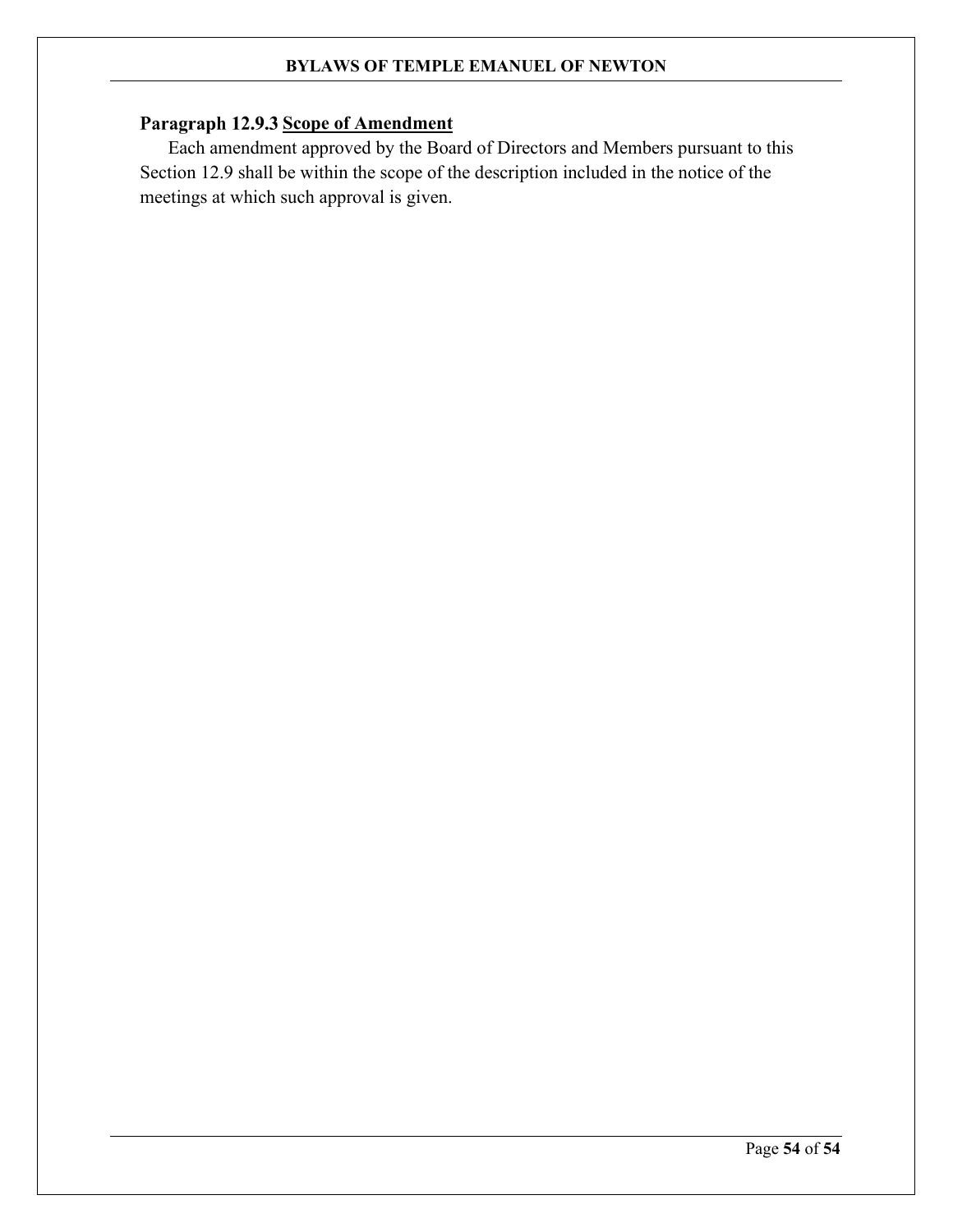**Paragraph 12.9.3 Scope of Amendment**

Each amendment approved by the Board of Directors and Members pursuant to this Section 12.9 shall be within the scope of the description included in the notice of the meetings at which such approval is given.